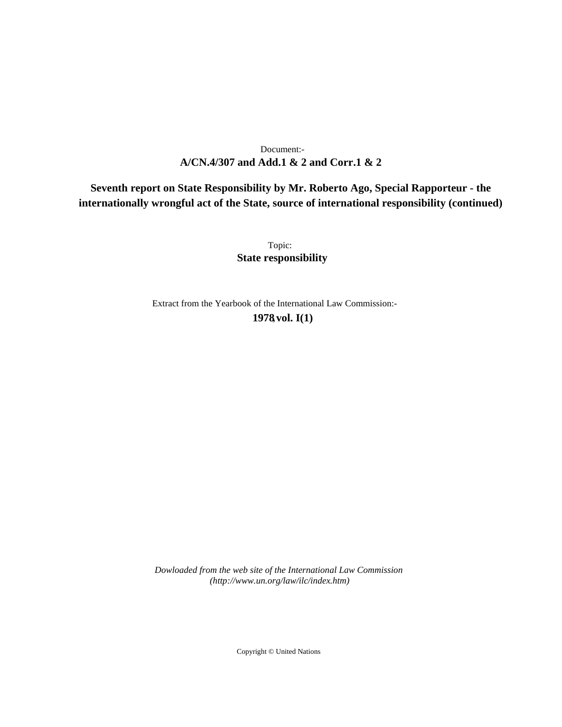Document:-
**A/CN.4/307 and Add.1 & 2 and Corr.1 & 2**

**Seventh report on State Responsibility by Mr. Roberto Ago, Special Rapporteur - the internationally wrongful act of the State, source of international responsibility (continued)**

Topic:
**State responsibility**

Extract from the Yearbook of the International Law Commission:-
**1978, vol. I(1)**

*Dowloaded from the web site of the International Law Commission (http://www.un.org/law/ilc/index.htm)*

Copyright © United Nations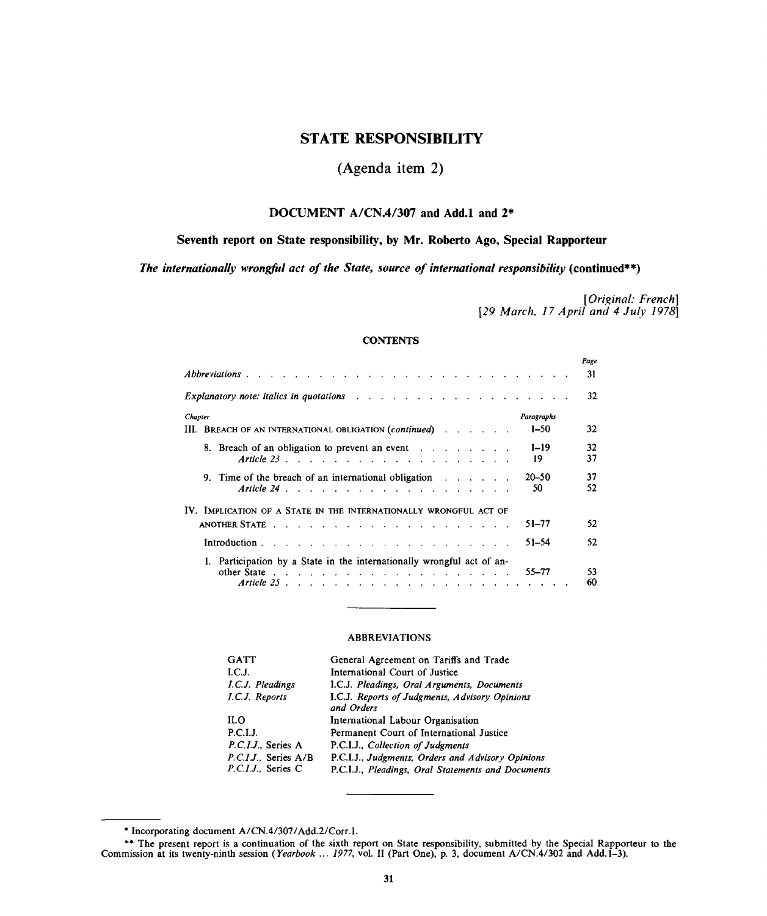# STATE RESPONSIBILITY

## (Agenda item 2)

### DOCUMENT A/CN.4/307 and Add.1 and 2*

### Seventh report on State responsibility, by Mr. Roberto Ago, Special Rapporteur

***The internationally wrongful act of the State, source of international responsibility* (continued**)**

*[Original: French]*
*[29 March, 17 April and 4 July 1978]*

#### CONTENTS

| | | Page |
|---|---|---|
| *Abbreviations* | | 31 |
| *Explanatory note: italics in quotations* | | 32 |
| *Chapter* | *Paragraphs* | |
| III. BREACH OF AN INTERNATIONAL OBLIGATION (*continued*) | 1–50 | 32 |
| 8. Breach of an obligation to prevent an event | 1–19 | 32 |
| *Article 23* | 19 | 37 |
| 9. Time of the breach of an international obligation | 20–50 | 37 |
| *Article 24* | 50 | 52 |
| IV. IMPLICATION OF A STATE IN THE INTERNATIONALLY WRONGFUL ACT OF ANOTHER STATE | 51–77 | 52 |
| Introduction | 51–54 | 52 |
| 1. Participation by a State in the internationally wrongful act of another State | 55–77 | 53 |
| *Article 25* | | 60 |

#### ABBREVIATIONS

| | |
|---|---|
| GATT | General Agreement on Tariffs and Trade |
| I.C.J. | International Court of Justice |
| *I.C.J. Pleadings* | I.C.J. *Pleadings, Oral Arguments, Documents* |
| *I.C.J. Reports* | I.C.J. *Reports of Judgments, Advisory Opinions and Orders* |
| ILO | International Labour Organisation |
| P.C.I.J. | Permanent Court of International Justice |
| *P.C.I.J.*, Series A | P.C.I.J., *Collection of Judgments* |
| *P.C.I.J.*, Series A/B | P.C.I.J., *Judgments, Orders and Advisory Opinions* |
| *P.C.I.J.*, Series C | P.C.I.J., *Pleadings, Oral Statements and Documents* |

---

* Incorporating document A/CN.4/307/Add.2/Corr.1.

** The present report is a continuation of the sixth report on State responsibility, submitted by the Special Rapporteur to the Commission at its twenty-ninth session (*Yearbook ... 1977*, vol. II (Part One), p. 3, document A/CN.4/302 and Add.1–3).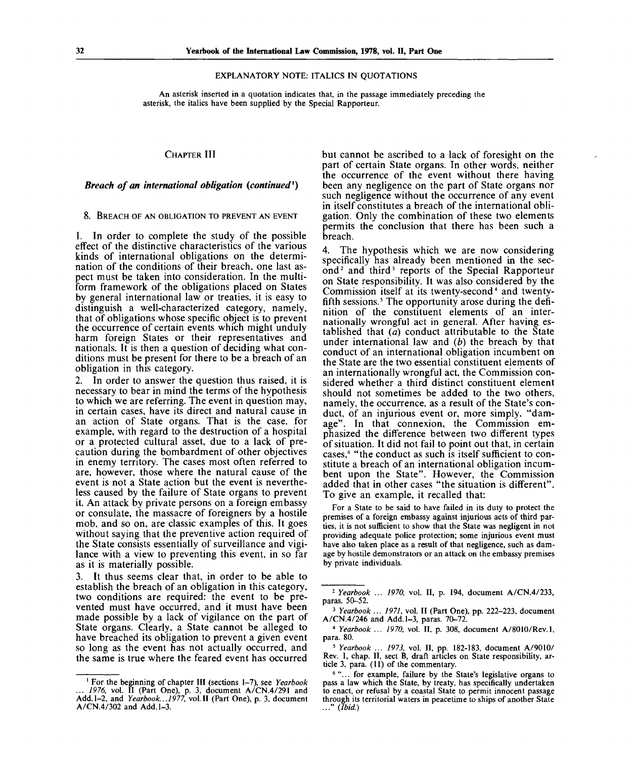EXPLANATORY NOTE: ITALICS IN QUOTATIONS

An asterisk inserted in a quotation indicates that, in the passage immediately preceding the asterisk, the italics have been supplied by the Special Rapporteur.

## CHAPTER III

## *Breach of an international obligation (continued*[1]*)*

### 8. BREACH OF AN OBLIGATION TO PREVENT AN EVENT

1. In order to complete the study of the possible effect of the distinctive characteristics of the various kinds of international obligations on the determination of the conditions of their breach, one last aspect must be taken into consideration. In the multiform framework of the obligations placed on States by general international law or treaties, it is easy to distinguish a well-characterized category, namely, that of obligations whose specific object is to prevent the occurrence of certain events which might unduly harm foreign States or their representatives and nationals. It is then a question of deciding what conditions must be present for there to be a breach of an obligation in this category.

2. In order to answer the question thus raised, it is necessary to bear in mind the terms of the hypothesis to which we are referring. The event in question may, in certain cases, have its direct and natural cause in an action of State organs. That is the case, for example, with regard to the destruction of a hospital or a protected cultural asset, due to a lack of precaution during the bombardment of other objectives in enemy territory. The cases most often referred to are, however, those where the natural cause of the event is not a State action but the event is nevertheless caused by the failure of State organs to prevent it. An attack by private persons on a foreign embassy or consulate, the massacre of foreigners by a hostile mob, and so on, are classic examples of this. It goes without saying that the preventive action required of the State consists essentially of surveillance and vigilance with a view to preventing this event, in so far as it is materially possible.

3. It thus seems clear that, in order to be able to establish the breach of an obligation in this category, two conditions are required: the event to be prevented must have occurred, and it must have been made possible by a lack of vigilance on the part of State organs. Clearly, a State cannot be alleged to have breached its obligation to prevent a given event so long as the event has not actually occurred, and the same is true where the feared event has occurred but cannot be ascribed to a lack of foresight on the part of certain State organs. In other words, neither the occurrence of the event without there having been any negligence on the part of State organs nor such negligence without the occurrence of any event in itself constitutes a breach of the international obligation. Only the combination of these two elements permits the conclusion that there has been such a breach.

4. The hypothesis which we are now considering specifically has already been mentioned in the second[2] and third[3] reports of the Special Rapporteur on State responsibility. It was also considered by the Commission itself at its twenty-second[4] and twenty-fifth sessions.[5] The opportunity arose during the definition of the constituent elements of an internationally wrongful act in general. After having established that (*a*) conduct attributable to the State under international law and (*b*) the breach by that conduct of an international obligation incumbent on the State are the two essential constituent elements of an internationally wrongful act, the Commission considered whether a third distinct constituent element should not sometimes be added to the two others, namely, the occurrence, as a result of the State's conduct, of an injurious event or, more simply, "damage". In that connexion, the Commission emphasized the difference between two different types of situation. It did not fail to point out that, in certain cases,[6] "the conduct as such is itself sufficient to constitute a breach of an international obligation incumbent upon the State". However, the Commission added that in other cases "the situation is different". To give an example, it recalled that:

> For a State to be said to have failed in its duty to protect the premises of a foreign embassy against injurious acts of third parties, it is not sufficient to show that the State was negligent in not providing adequate police protection; some injurious event must have also taken place as a result of that negligence, such as damage by hostile demonstrators or an attack on the embassy premises by private individuals.

---

[1] For the beginning of chapter III (sections 1–7), see *Yearbook ... 1976*, vol. II (Part One), p. 3, document A/CN.4/291 and Add.1–2, and *Yearbook...1977*, vol. II (Part One), p. 3, document A/CN.4/302 and Add.1–3.

[2] *Yearbook ... 1970*, vol. II, p. 194, document A/CN.4/233, paras. 50–52.

[3] *Yearbook ... 1971*, vol. II (Part One), pp. 222–223, document A/CN.4/246 and Add.1–3, paras. 70–72.

[4] *Yearbook ... 1970*, vol. II, p. 308, document A/8010/Rev.1, para. 80.

[5] *Yearbook ... 1973*, vol. II, pp. 182-183, document A/9010/Rev. 1, chap. II, sect B, draft articles on State responsibility, article 3, para. (11) of the commentary.

[6] "... for example, failure by the State's legislative organs to pass a law which the State, by treaty, has specifically undertaken to enact, or refusal by a coastal State to permit innocent passage through its territorial waters in peacetime to ships of another State ..." (*Ibid.*)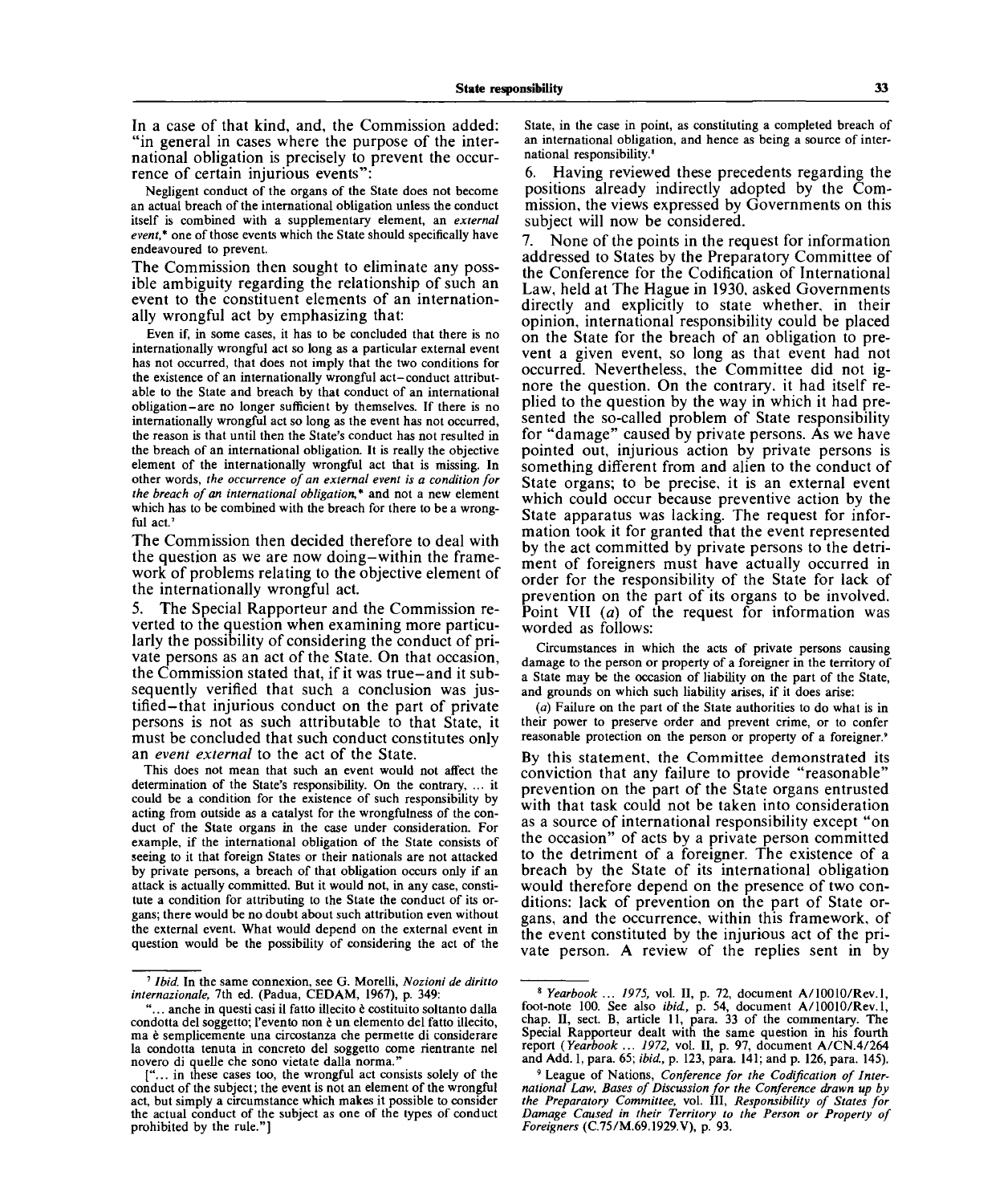In a case of that kind, and, the Commission added: "in general in cases where the purpose of the international obligation is precisely to prevent the occurrence of certain injurious events":

> Negligent conduct of the organs of the State does not become an actual breach of the international obligation unless the conduct itself is combined with a supplementary element, an *external event*,* one of those events which the State should specifically have endeavoured to prevent.

The Commission then sought to eliminate any possible ambiguity regarding the relationship of such an event to the constituent elements of an internationally wrongful act by emphasizing that:

> Even if, in some cases, it has to be concluded that there is no internationally wrongful act so long as a particular external event has not occurred, that does not imply that the two conditions for the existence of an internationally wrongful act–conduct attributable to the State and breach by that conduct of an international obligation–are no longer sufficient by themselves. If there is no internationally wrongful act so long as the event has not occurred, the reason is that until then the State's conduct has not resulted in the breach of an international obligation. It is really the objective element of the internationally wrongful act that is missing. In other words, *the occurrence of an external event is a condition for the breach of an international obligation*,* and not a new element which has to be combined with the breach for there to be a wrongful act.[7]

The Commission then decided therefore to deal with the question as we are now doing–within the framework of problems relating to the objective element of the internationally wrongful act.

5. The Special Rapporteur and the Commission reverted to the question when examining more particularly the possibility of considering the conduct of private persons as an act of the State. On that occasion, the Commission stated that, if it was true–and it subsequently verified that such a conclusion was justified–that injurious conduct on the part of private persons is not as such attributable to that State, it must be concluded that such conduct constitutes only an *event external* to the act of the State.

> This does not mean that such an event would not affect the determination of the State's responsibility. On the contrary, ... it could be a condition for the existence of such responsibility by acting from outside as a catalyst for the wrongfulness of the conduct of the State organs in the case under consideration. For example, if the international obligation of the State consists of seeing to it that foreign States or their nationals are not attacked by private persons, a breach of that obligation occurs only if an attack is actually committed. But it would not, in any case, constitute a condition for attributing to the State the conduct of its organs; there would be no doubt about such attribution even without the external event. What would depend on the external event in question would be the possibility of considering the act of the State, in the case in point, as constituting a completed breach of an international obligation, and hence as being a source of international responsibility.[8]

6. Having reviewed these precedents regarding the positions already indirectly adopted by the Commission, the views expressed by Governments on this subject will now be considered.

7. None of the points in the request for information addressed to States by the Preparatory Committee of the Conference for the Codification of International Law, held at The Hague in 1930, asked Governments directly and explicitly to state whether, in their opinion, international responsibility could be placed on the State for the breach of an obligation to prevent a given event, so long as that event had not occurred. Nevertheless, the Committee did not ignore the question. On the contrary, it had itself replied to the question by the way in which it had presented the so-called problem of State responsibility for "damage" caused by private persons. As we have pointed out, injurious action by private persons is something different from and alien to the conduct of State organs; to be precise, it is an external event which could occur because preventive action by the State apparatus was lacking. The request for information took it for granted that the event represented by the act committed by private persons to the detriment of foreigners must have actually occurred in order for the responsibility of the State for lack of prevention on the part of its organs to be involved. Point VII (*a*) of the request for information was worded as follows:

> Circumstances in which the acts of private persons causing damage to the person or property of a foreigner in the territory of a State may be the occasion of liability on the part of the State, and grounds on which such liability arises, if it does arise:
>
> (*a*) Failure on the part of the State authorities to do what is in their power to preserve order and prevent crime, or to confer reasonable protection on the person or property of a foreigner.[9]

By this statement, the Committee demonstrated its conviction that any failure to provide "reasonable" prevention on the part of the State organs entrusted with that task could not be taken into consideration as a source of international responsibility except "on the occasion" of acts by a private person committed to the detriment of a foreigner. The existence of a breach by the State of its international obligation would therefore depend on the presence of two conditions: lack of prevention on the part of State organs, and the occurrence, within this framework, of the event constituted by the injurious act of the private person. A review of the replies sent in by

---

[7] *Ibid.* In the same connexion, see G. Morelli, *Nozioni de diritto internazionale*, 7th ed. (Padua, CEDAM, 1967), p. 349:

"... anche in questi casi il fatto illecito è costituito soltanto dalla condotta del soggetto; l'evento non è un elemento del fatto illecito, ma è semplicemente una circostanza che permette di considerare la condotta tenuta in concreto del soggetto come rientrante nel novero di quelle che sono vietate dalla norma."

["... in these cases too, the wrongful act consists solely of the conduct of the subject; the event is not an element of the wrongful act, but simply a circumstance which makes it possible to consider the actual conduct of the subject as one of the types of conduct prohibited by the rule."]

[8] *Yearbook ... 1975*, vol. II, p. 72, document A/10010/Rev.1, foot-note 100. See also *ibid.*, p. 54, document A/10010/Rev.1, chap. II, sect. B, article 11, para. 33 of the commentary. The Special Rapporteur dealt with the same question in his fourth report (*Yearbook ... 1972*, vol. II, p. 97, document A/CN.4/264 and Add. 1, para. 65; *ibid.*, p. 123, para. 141; and p. 126, para. 145).

[9] League of Nations, *Conference for the Codification of International Law, Bases of Discussion for the Conference drawn up by the Preparatory Committee*, vol. III, *Responsibility of States for Damage Caused in their Territory to the Person or Property of Foreigners* (C.75/M.69.1929.V), p. 93.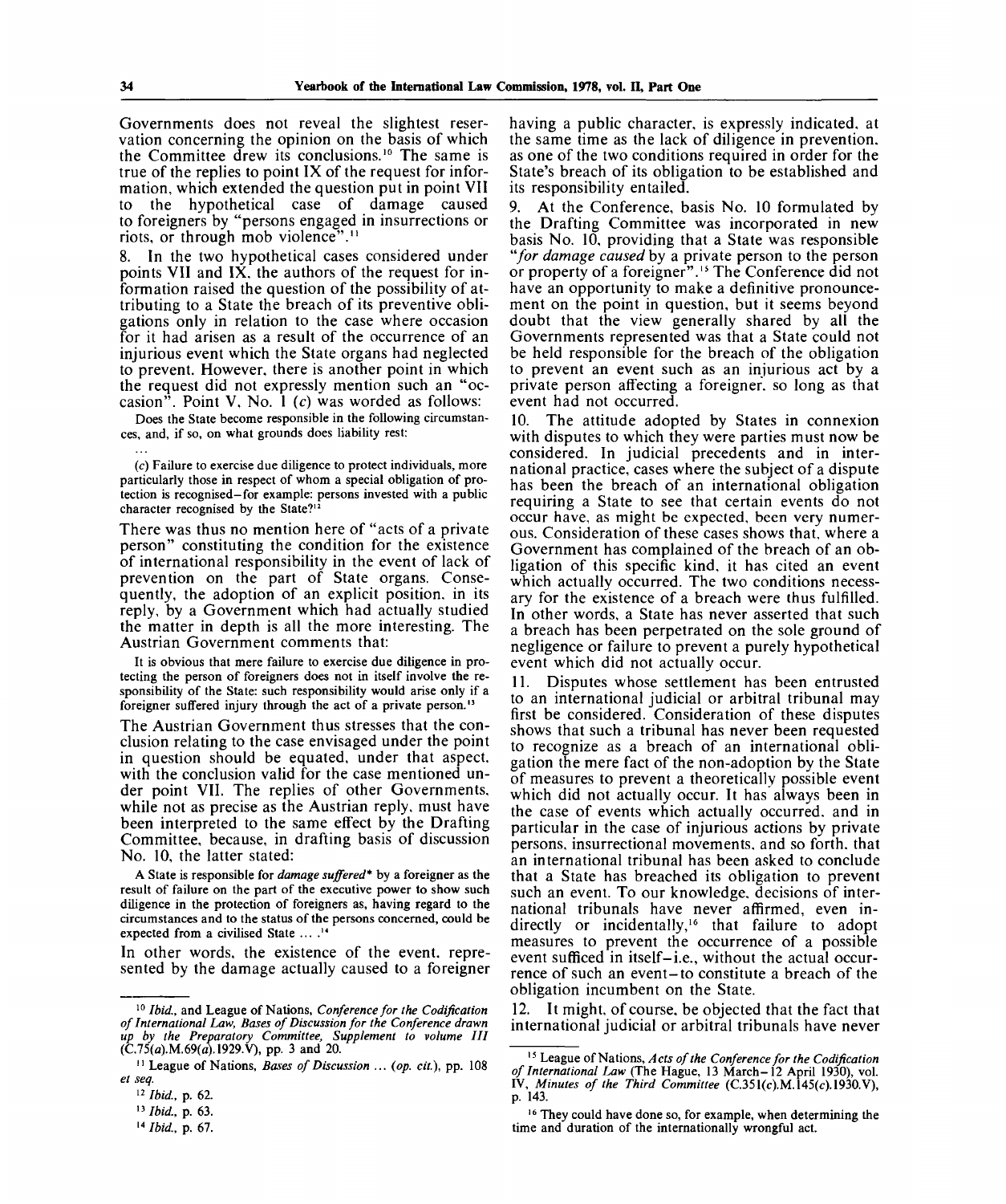Governments does not reveal the slightest reservation concerning the opinion on the basis of which the Committee drew its conclusions.[10] The same is true of the replies to point IX of the request for information, which extended the question put in point VII to the hypothetical case of damage caused to foreigners by "persons engaged in insurrections or riots, or through mob violence".[11]

8. In the two hypothetical cases considered under points VII and IX, the authors of the request for information raised the question of the possibility of attributing to a State the breach of its preventive obligations only in relation to the case where occasion for it had arisen as a result of the occurrence of an injurious event which the State organs had neglected to prevent. However, there is another point in which the request did not expressly mention such an "occasion". Point V, No. 1 (*c*) was worded as follows:

> Does the State become responsible in the following circumstances, and, if so, on what grounds does liability rest:
>
> ...
>
> (*c*) Failure to exercise due diligence to protect individuals, more particularly those in respect of whom a special obligation of protection is recognised—for example: persons invested with a public character recognised by the State?[12]

There was thus no mention here of "acts of a private person" constituting the condition for the existence of international responsibility in the event of lack of prevention on the part of State organs. Consequently, the adoption of an explicit position, in its reply, by a Government which had actually studied the matter in depth is all the more interesting. The Austrian Government comments that:

> It is obvious that mere failure to exercise due diligence in protecting the person of foreigners does not in itself involve the responsibility of the State: such responsibility would arise only if a foreigner suffered injury through the act of a private person.[13]

The Austrian Government thus stresses that the conclusion relating to the case envisaged under the point in question should be equated, under that aspect, with the conclusion valid for the case mentioned under point VII. The replies of other Governments, while not as precise as the Austrian reply, must have been interpreted to the same effect by the Drafting Committee, because, in drafting basis of discussion No. 10, the latter stated:

> A State is responsible for *damage suffered*\* by a foreigner as the result of failure on the part of the executive power to show such diligence in the protection of foreigners as, having regard to the circumstances and to the status of the persons concerned, could be expected from a civilised State ... .[14]

In other words, the existence of the event, represented by the damage actually caused to a foreigner having a public character, is expressly indicated, at the same time as the lack of diligence in prevention, as one of the two conditions required in order for the State's breach of its obligation to be established and its responsibility entailed.

9. At the Conference, basis No. 10 formulated by the Drafting Committee was incorporated in new basis No. 10, providing that a State was responsible "*for damage caused* by a private person to the person or property of a foreigner".[15] The Conference did not have an opportunity to make a definitive pronouncement on the point in question, but it seems beyond doubt that the view generally shared by all the Governments represented was that a State could not be held responsible for the breach of the obligation to prevent an event such as an injurious act by a private person affecting a foreigner, so long as that event had not occurred.

10. The attitude adopted by States in connexion with disputes to which they were parties must now be considered. In judicial precedents and in international practice, cases where the subject of a dispute has been the breach of an international obligation requiring a State to see that certain events do not occur have, as might be expected, been very numerous. Consideration of these cases shows that, where a Government has complained of the breach of an obligation of this specific kind, it has cited an event which actually occurred. The two conditions necessary for the existence of a breach were thus fulfilled. In other words, a State has never asserted that such a breach has been perpetrated on the sole ground of negligence or failure to prevent a purely hypothetical event which did not actually occur.

11. Disputes whose settlement has been entrusted to an international judicial or arbitral tribunal may first be considered. Consideration of these disputes shows that such a tribunal has never been requested to recognize as a breach of an international obligation the mere fact of the non-adoption by the State of measures to prevent a theoretically possible event which did not actually occur. It has always been in the case of events which actually occurred, and in particular in the case of injurious actions by private persons, insurrectional movements, and so forth, that an international tribunal has been asked to conclude that a State has breached its obligation to prevent such an event. To our knowledge, decisions of international tribunals have never affirmed, even indirectly or incidentally,[16] that failure to adopt measures to prevent the occurrence of a possible event sufficed in itself—i.e., without the actual occurrence of such an event—to constitute a breach of the obligation incumbent on the State.

12. It might, of course, be objected that the fact that international judicial or arbitral tribunals have never

---

[10] *Ibid.*, and League of Nations, *Conference for the Codification of International Law, Bases of Discussion for the Conference drawn up by the Preparatory Committee, Supplement to volume III* (C.75(*a*).M.69(*a*).1929.V), pp. 3 and 20.

[11] League of Nations, *Bases of Discussion* ... (*op. cit.*), pp. 108 *et seq.*

[12] *Ibid.*, p. 62.

[13] *Ibid.*, p. 63.

[14] *Ibid.*, p. 67.

[15] League of Nations, *Acts of the Conference for the Codification of International Law* (The Hague, 13 March–12 April 1930), vol. IV, *Minutes of the Third Committee* (C.351(*c*).M.145(*c*).1930.V), p. 143.

[16] They could have done so, for example, when determining the time and duration of the internationally wrongful act.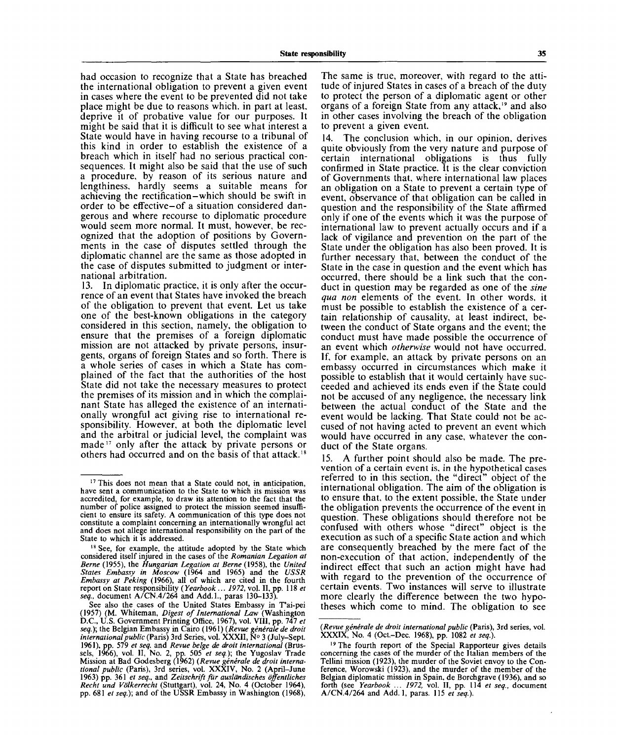had occasion to recognize that a State has breached the international obligation to prevent a given event in cases where the event to be prevented did not take place might be due to reasons which, in part at least, deprive it of probative value for our purposes. It might be said that it is difficult to see what interest a State would have in having recourse to a tribunal of this kind in order to establish the existence of a breach which in itself had no serious practical consequences. It might also be said that the use of such a procedure, by reason of its serious nature and lengthiness, hardly seems a suitable means for achieving the rectification—which should be swift in order to be effective—of a situation considered dangerous and where recourse to diplomatic procedure would seem more normal. It must, however, be recognized that the adoption of positions by Governments in the case of disputes settled through the diplomatic channel are the same as those adopted in the case of disputes submitted to judgment or international arbitration.

13. In diplomatic practice, it is only after the occurrence of an event that States have invoked the breach of the obligation to prevent that event. Let us take one of the best-known obligations in the category considered in this section, namely, the obligation to ensure that the premises of a foreign diplomatic mission are not attacked by private persons, insurgents, organs of foreign States and so forth. There is a whole series of cases in which a State has complained of the fact that the authorities of the host State did not take the necessary measures to protect the premises of its mission and in which the complainant State has alleged the existence of an internationally wrongful act giving rise to international responsibility. However, at both the diplomatic level and the arbitral or judicial level, the complaint was made[17] only after the attack by private persons or others had occurred and on the basis of that attack.[18] The same is true, moreover, with regard to the attitude of injured States in cases of a breach of the duty to protect the person of a diplomatic agent or other organs of a foreign State from any attack,[19] and also in other cases involving the breach of the obligation to prevent a given event.

14. The conclusion which, in our opinion, derives quite obviously from the very nature and purpose of certain international obligations is thus fully confirmed in State practice. It is the clear conviction of Governments that, where international law places an obligation on a State to prevent a certain type of event, observance of that obligation can be called in question and the responsibility of the State affirmed only if one of the events which it was the purpose of international law to prevent actually occurs and if a lack of vigilance and prevention on the part of the State under the obligation has also been proved. It is further necessary that, between the conduct of the State in the case in question and the event which has occurred, there should be a link such that the conduct in question may be regarded as one of the *sine qua non* elements of the event. In other words, it must be possible to establish the existence of a certain relationship of causality, at least indirect, between the conduct of State organs and the event; the conduct must have made possible the occurrence of an event which *otherwise* would not have occurred. If, for example, an attack by private persons on an embassy occurred in circumstances which make it possible to establish that it would certainly have succeeded and achieved its ends even if the State could not be accused of any negligence, the necessary link between the actual conduct of the State and the event would be lacking. That State could not be accused of not having acted to prevent an event which would have occurred in any case, whatever the conduct of the State organs.

15. A further point should also be made. The prevention of a certain event is, in the hypothetical cases referred to in this section, the "direct" object of the international obligation. The aim of the obligation is to ensure that, to the extent possible, the State under the obligation prevents the occurrence of the event in question. These obligations should therefore not be confused with others whose "direct" object is the execution as such of a specific State action and which are consequently breached by the mere fact of the non-execution of that action, independently of the indirect effect that such an action might have had with regard to the prevention of the occurrence of certain events. Two instances will serve to illustrate more clearly the difference between the two hypotheses which come to mind. The obligation to see

---

[17] This does not mean that a State could not, in anticipation, have sent a communication to the State to which its mission was accredited, for example, to draw its attention to the fact that the number of police assigned to protect the mission seemed insufficient to ensure its safety. A communication of this type does not constitute a complaint concerning an internationally wrongful act and does not allege international responsibility on the part of the State to which it is addressed.

[18] See, for example, the attitude adopted by the State which considered itself injured in the cases of the *Romanian Legation at Berne* (1955), the *Hungarian Legation at Berne* (1958), the *United States Embassy in Moscow* (1964 and 1965) and the *USSR Embassy at Peking* (1966), all of which are cited in the fourth report on State responsibility (*Yearbook ... 1972*, vol. II, pp. 118 *et seq.*, document A/CN.4/264 and Add.1., paras 130–133).

See also the cases of the United States Embassy in T'ai-pei (1957) (M. Whiteman, *Digest of International Law* (Washington D.C., U.S. Government Printing Office, 1967), vol. VIII, pp. 747 *et seq.*); the Belgian Embassy in Cairo (1961) (*Revue générale de droit international public* (Paris) 3rd Series, vol. XXXII, N° 3 (July–Sept. 1961), pp. 579 *et seq.* and *Revue belge de droit international* (Brussels, 1966), vol. II, No. 2, pp. 505 *et seq.*); the Yugoslav Trade Mission at Bad Godesberg (1962) (*Revue générale de droit international public* (Paris), 3rd series, vol. XXXIV, No. 2 (April–June 1963) pp. 361 *et seq.*, and *Zeitschrift für ausländisches öffentliches Recht und Völkerrecht* (Stuttgart), vol. 24, No. 4 (October 1964), pp. 681 *et seq.*); and of the USSR Embassy in Washington (1968), (*Revue générale de droit international public* (Paris), 3rd series, vol. XXXIX, No. 4 (Oct.–Dec. 1968), pp. 1082 *et seq.*).

[19] The fourth report of the Special Rapporteur gives details concerning the cases of the murder of the Italian members of the Tellini mission (1923), the murder of the Soviet envoy to the Conference, Worowski (1923), and the murder of the member of the Belgian diplomatic mission in Spain, de Borchgrave (1936), and so forth (see *Yearbook ... 1972*, vol. II, pp. 114 *et seq.*, document A/CN.4/264 and Add.1, paras. 115 *et seq.*).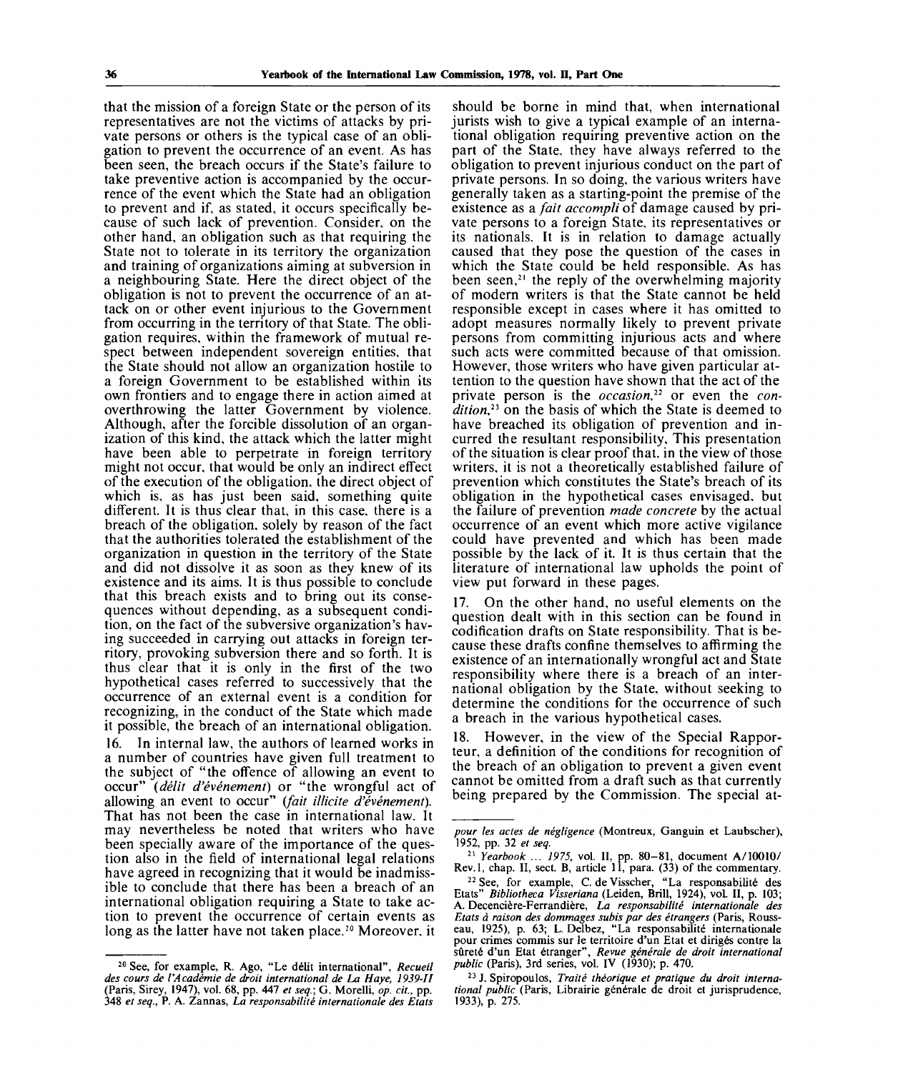that the mission of a foreign State or the person of its representatives are not the victims of attacks by private persons or others is the typical case of an obligation to prevent the occurrence of an event. As has been seen, the breach occurs if the State's failure to take preventive action is accompanied by the occurrence of the event which the State had an obligation to prevent and if, as stated, it occurs specifically because of such lack of prevention. Consider, on the other hand, an obligation such as that requiring the State not to tolerate in its territory the organization and training of organizations aiming at subversion in a neighbouring State. Here the direct object of the obligation is not to prevent the occurrence of an attack on or other event injurious to the Government from occurring in the territory of that State. The obligation requires, within the framework of mutual respect between independent sovereign entities, that the State should not allow an organization hostile to a foreign Government to be established within its own frontiers and to engage there in action aimed at overthrowing the latter Government by violence. Although, after the forcible dissolution of an organization of this kind, the attack which the latter might have been able to perpetrate in foreign territory might not occur, that would be only an indirect effect of the execution of the obligation, the direct object of which is, as has just been said, something quite different. It is thus clear that, in this case, there is a breach of the obligation, solely by reason of the fact that the authorities tolerated the establishment of the organization in question in the territory of the State and did not dissolve it as soon as they knew of its existence and its aims. It is thus possible to conclude that this breach exists and to bring out its consequences without depending, as a subsequent condition, on the fact of the subversive organization's having succeeded in carrying out attacks in foreign territory, provoking subversion there and so forth. It is thus clear that it is only in the first of the two hypothetical cases referred to successively that the occurrence of an external event is a condition for recognizing, in the conduct of the State which made it possible, the breach of an international obligation.

16. In internal law, the authors of learned works in a number of countries have given full treatment to the subject of "the offence of allowing an event to occur" (*délit d'événement*) or "the wrongful act of allowing an event to occur" (*fait illicite d'événement*). That has not been the case in international law. It may nevertheless be noted that writers who have been specially aware of the importance of the question also in the field of international legal relations have agreed in recognizing that it would be inadmissible to conclude that there has been a breach of an international obligation requiring a State to take action to prevent the occurrence of certain events as long as the latter have not taken place.[20] Moreover, it should be borne in mind that, when international jurists wish to give a typical example of an international obligation requiring preventive action on the part of the State, they have always referred to the obligation to prevent injurious conduct on the part of private persons. In so doing, the various writers have generally taken as a starting-point the premise of the existence as a *fait accompli* of damage caused by private persons to a foreign State, its representatives or its nationals. It is in relation to damage actually caused that they pose the question of the cases in which the State could be held responsible. As has been seen,[21] the reply of the overwhelming majority of modern writers is that the State cannot be held responsible except in cases where it has omitted to adopt measures normally likely to prevent private persons from committing injurious acts and where such acts were committed because of that omission. However, those writers who have given particular attention to the question have shown that the act of the private person is the *occasion*,[22] or even the *condition*,[23] on the basis of which the State is deemed to have breached its obligation of prevention and incurred the resultant responsibility. This presentation of the situation is clear proof that, in the view of those writers, it is not a theoretically established failure of prevention which constitutes the State's breach of its obligation in the hypothetical cases envisaged, but the failure of prevention *made concrete* by the actual occurrence of an event which more active vigilance could have prevented and which has been made possible by the lack of it. It is thus certain that the literature of international law upholds the point of view put forward in these pages.

17. On the other hand, no useful elements on the question dealt with in this section can be found in codification drafts on State responsibility. That is because these drafts confine themselves to affirming the existence of an internationally wrongful act and State responsibility where there is a breach of an international obligation by the State, without seeking to determine the conditions for the occurrence of such a breach in the various hypothetical cases.

18. However, in the view of the Special Rapporteur, a definition of the conditions for recognition of the breach of an obligation to prevent a given event cannot be omitted from a draft such as that currently being prepared by the Commission. The special at-

---

[20] See, for example, R. Ago, "Le délit international", *Recueil des cours de l'Académie de droit international de La Haye, 1939-II* (Paris, Sirey, 1947), vol. 68, pp. 447 *et seq.*; G. Morelli, *op. cit.*, pp. 348 *et seq.*, P. A. Zannas, *La responsabilité internationale des Etats pour les actes de négligence* (Montreux, Ganguin et Laubscher), 1952, pp. 32 *et seq.*

[21] *Yearbook ... 1975*, vol. II, pp. 80–81, document A/10010/Rev.1, chap. II, sect. B, article 11, para. (33) of the commentary.

[22] See, for example, C. de Visscher, "La responsabilité des Etats" *Bibliotheca Visseriana* (Leiden, Brill, 1924), vol. II, p. 103; A. Decencière-Ferrandière, *La responsabilité internationale des Etats à raison des dommages subis par des étrangers* (Paris, Rousseau, 1925), p. 63; L. Delbez, "La responsabilité internationale pour crimes commis sur le territoire d'un Etat et dirigés contre la sûreté d'un Etat étranger", *Revue générale de droit international public* (Paris), 3rd series, vol. IV (1930); p. 470.

[23] J. Spiropoulos, *Traité théorique et pratique du droit international public* (Paris, Librairie générale de droit et jurisprudence, 1933), p. 275.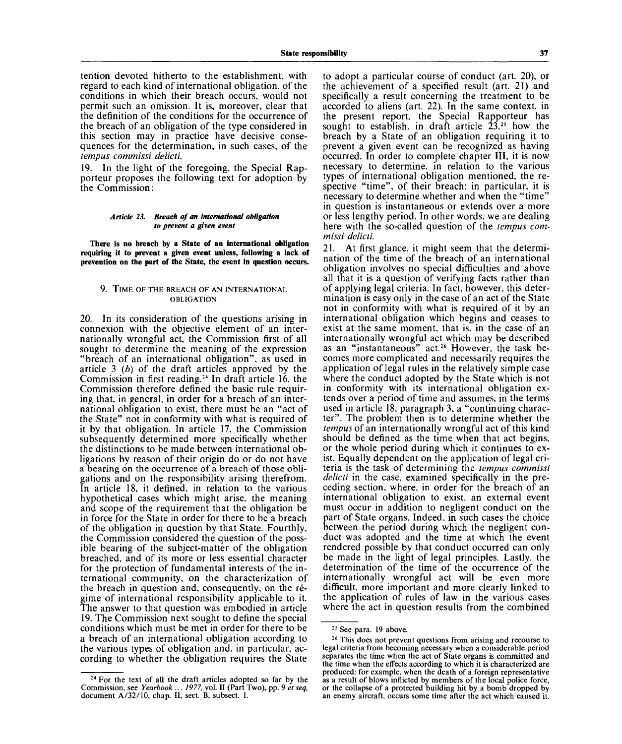tention devoted hitherto to the establishment, with regard to each kind of international obligation, of the conditions in which their breach occurs, would not permit such an omission. It is, moreover, clear that the definition of the conditions for the occurrence of the breach of an obligation of the type considered in this section may in practice have decisive consequences for the determination, in such cases, of the *tempus commissi delicti.*

19. In the light of the foregoing, the Special Rapporteur proposes the following text for adoption by the Commission:

##### *Article 23. Breach of an international obligation to prevent a given event*

**There is no breach by a State of an international obligation requiring it to prevent a given event unless, following a lack of prevention on the part of the State, the event in question occurs.**

### 9. TIME OF THE BREACH OF AN INTERNATIONAL OBLIGATION

20. In its consideration of the questions arising in connexion with the objective element of an internationally wrongful act, the Commission first of all sought to determine the meaning of the expression "breach of an international obligation", as used in article 3 (*b*) of the draft articles approved by the Commission in first reading.[24] In draft article 16, the Commission therefore defined the basic rule requiring that, in general, in order for a breach of an international obligation to exist, there must be an "act of the State" not in conformity with what is required of it by that obligation. In article 17, the Commission subsequently determined more specifically whether the distinctions to be made between international obligations by reason of their origin do or do not have a bearing on the occurrence of a breach of those obligations and on the responsibility arising therefrom. In article 18, it defined, in relation to the various hypothetical cases which might arise, the meaning and scope of the requirement that the obligation be in force for the State in order for there to be a breach of the obligation in question by that State. Fourthly, the Commission considered the question of the possible bearing of the subject-matter of the obligation breached, and of its more or less essential character for the protection of fundamental interests of the international community, on the characterization of the breach in question and, consequently, on the régime of international responsibility applicable to it. The answer to that question was embodied in article 19. The Commission next sought to define the special conditions which must be met in order for there to be a breach of an international obligation according to the various types of obligation and, in particular, according to whether the obligation requires the State to adopt a particular course of conduct (art. 20), or the achievement of a specified result (art. 21) and specifically a result concerning the treatment to be accorded to aliens (art. 22). In the same context, in the present report, the Special Rapporteur has sought to establish, in draft article 23,[25] how the breach by a State of an obligation requiring it to prevent a given event can be recognized as having occurred. In order to complete chapter III, it is now necessary to determine, in relation to the various types of international obligation mentioned, the respective "time", of their breach; in particular, it is necessary to determine whether and when the "time" in question is instantaneous or extends over a more or less lengthy period. In other words, we are dealing here with the so-called question of the *tempus commissi delicti.*

21. At first glance, it might seem that the determination of the time of the breach of an international obligation involves no special difficulties and above all that it is a question of verifying facts rather than of applying legal criteria. In fact, however, this determination is easy only in the case of an act of the State not in conformity with what is required of it by an international obligation which begins and ceases to exist at the same moment, that is, in the case of an internationally wrongful act which may be described as an "instantaneous" act.[26] However, the task becomes more complicated and necessarily requires the application of legal rules in the relatively simple case where the conduct adopted by the State which is not in conformity with its international obligation extends over a period of time and assumes, in the terms used in article 18, paragraph 3, a "continuing character". The problem then is to determine whether the *tempus* of an internationally wrongful act of this kind should be defined as the time when that act begins, or the whole period during which it continues to exist. Equally dependent on the application of legal criteria is the task of determining the *tempus commissi delicti* in the case, examined specifically in the preceding section, where, in order for the breach of an international obligation to exist, an external event must occur in addition to negligent conduct on the part of State organs. Indeed, in such cases the choice between the period during which the negligent conduct was adopted and the time at which the event rendered possible by that conduct occurred can only be made in the light of legal principles. Lastly, the determination of the time of the occurrence of the internationally wrongful act will be even more difficult, more important and more clearly linked to the application of rules of law in the various cases where the act in question results from the combined

---

[24] For the text of all the draft articles adopted so far by the Commission, see *Yearbook ... 1977*, vol. II (Part Two), pp. 9 *et seq,* document A/32/10, chap. II, sect. B, subsect. 1.

[25] See para. 19 above.

[26] This does not prevent questions from arising and recourse to legal criteria from becoming necessary when a considerable period separates the time when the act of State organs is committed and the time when the effects according to which it is characterized are produced: for example, when the death of a foreign representative as a result of blows inflicted by members of the local police force, or the collapse of a protected building hit by a bomb dropped by an enemy aircraft, occurs some time after the act which caused it.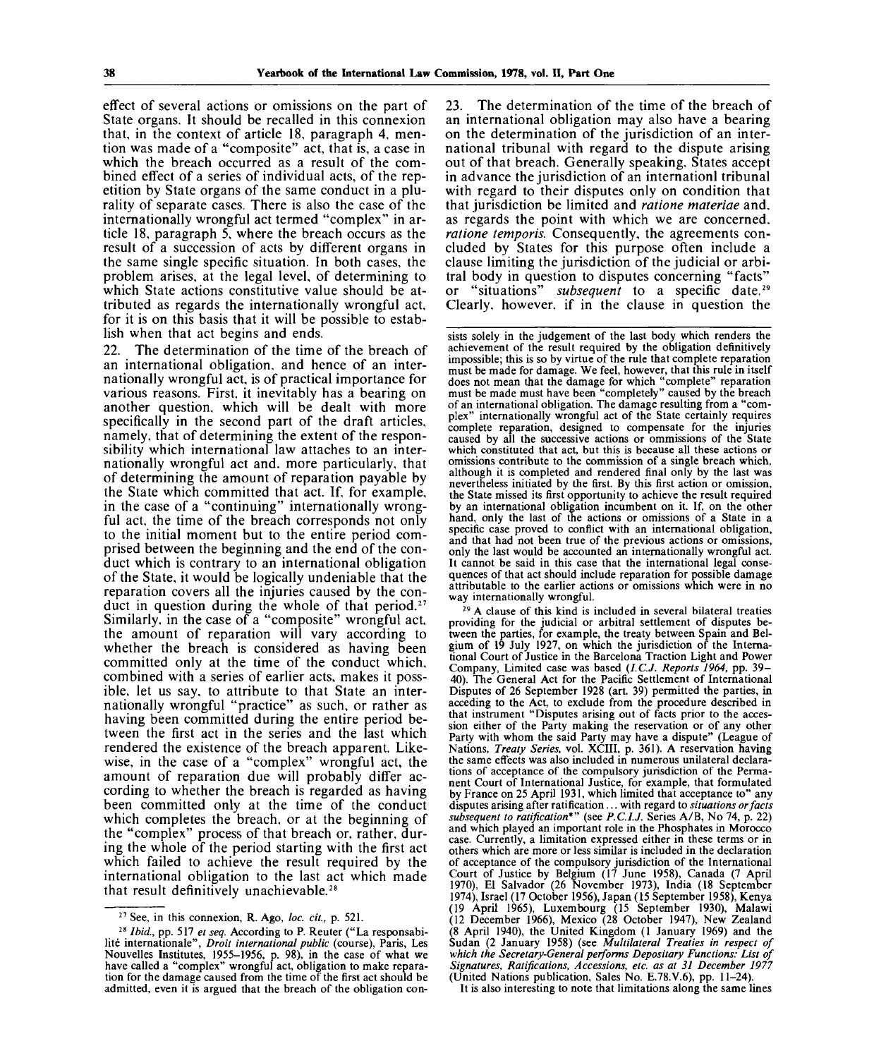effect of several actions or omissions on the part of State organs. It should be recalled in this connexion that, in the context of article 18, paragraph 4, mention was made of a "composite" act, that is, a case in which the breach occurred as a result of the combined effect of a series of individual acts, of the repetition by State organs of the same conduct in a plurality of separate cases. There is also the case of the internationally wrongful act termed "complex" in article 18, paragraph 5, where the breach occurs as the result of a succession of acts by different organs in the same single specific situation. In both cases, the problem arises, at the legal level, of determining to which State actions constitutive value should be attributed as regards the internationally wrongful act, for it is on this basis that it will be possible to establish when that act begins and ends.

22. The determination of the time of the breach of an international obligation, and hence of an internationally wrongful act, is of practical importance for various reasons. First, it inevitably has a bearing on another question, which will be dealt with more specifically in the second part of the draft articles, namely, that of determining the extent of the responsibility which international law attaches to an internationally wrongful act and, more particularly, that of determining the amount of reparation payable by the State which committed that act. If, for example, in the case of a "continuing" internationally wrongful act, the time of the breach corresponds not only to the initial moment but to the entire period comprised between the beginning and the end of the conduct which is contrary to an international obligation of the State, it would be logically undeniable that the reparation covers all the injuries caused by the conduct in question during the whole of that period.[27] Similarly, in the case of a "composite" wrongful act, the amount of reparation will vary according to whether the breach is considered as having been committed only at the time of the conduct which, combined with a series of earlier acts, makes it possible, let us say, to attribute to that State an internationally wrongful "practice" as such, or rather as having been committed during the entire period between the first act in the series and the last which rendered the existence of the breach apparent. Likewise, in the case of a "complex" wrongful act, the amount of reparation due will probably differ according to whether the breach is regarded as having been committed only at the time of the conduct which completes the breach, or at the beginning of the "complex" process of that breach or, rather, during the whole of the period starting with the first act which failed to achieve the result required by the international obligation to the last act which made that result definitively unachievable.[28]

23. The determination of the time of the breach of an international obligation may also have a bearing on the determination of the jurisdiction of an international tribunal with regard to the dispute arising out of that breach. Generally speaking, States accept in advance the jurisdiction of an internationl tribunal with regard to their disputes only on condition that that jurisdiction be limited and *ratione materiae* and, as regards the point with which we are concerned, *ratione temporis*. Consequently, the agreements concluded by States for this purpose often include a clause limiting the jurisdiction of the judicial or arbitral body in question to disputes concerning "facts" or "situations" *subsequent* to a specific date.[29] Clearly, however, if in the clause in question the

---

[27] See, in this connexion, R. Ago, *loc. cit.*, p. 521.

[28] *Ibid.*, pp. 517 *et seq.* According to P. Reuter ("La responsabilité internationale", *Droit international public* (course), Paris, Les Nouvelles Institutes, 1955–1956, p. 98), in the case of what we have called a "complex" wrongful act, obligation to make reparation for the damage caused from the time of the first act should be admitted, even it is argued that the breach of the obligation consists solely in the judgement of the last body which renders the achievement of the result required by the obligation definitively impossible; this is so by virtue of the rule that complete reparation must be made for damage. We feel, however, that this rule in itself does not mean that the damage for which "complete" reparation must be made must have been "completely" caused by the breach of an international obligation. The damage resulting from a "complex" internationally wrongful act of the State certainly requires complete reparation, designed to compensate for the injuries caused by all the successive actions or omissions of the State which constituted that act, but this is because all these actions or omissions contribute to the commission of a single breach which, although it is completed and rendered final only by the last was nevertheless initiated by the first. By this first action or omission, the State missed its first opportunity to achieve the result required by an international obligation incumbent on it. If, on the other hand, only the last of the actions or omissions of a State in a specific case proved to conflict with an international obligation, and that had not been true of the previous actions or omissions, only the last would be accounted an internationally wrongful act. It cannot be said in this case that the international legal consequences of that act should include reparation for possible damage attributable to the earlier actions or omissions which were in no way internationally wrongful.

[29] A clause of this kind is included in several bilateral treaties providing for the judicial or arbitral settlement of disputes between the parties, for example, the treaty between Spain and Belgium of 19 July 1927, on which the jurisdiction of the International Court of Justice in the Barcelona Traction Light and Power Company, Limited case was based (*I.C.J. Reports 1964*, pp. 39–40). The General Act for the Pacific Settlement of International Disputes of 26 September 1928 (art. 39) permitted the parties, in acceding to the Act, to exclude from the procedure described in that instrument "Disputes arising out of facts prior to the accession either of the Party making the reservation or of any other Party with whom the said Party may have a dispute" (League of Nations, *Treaty Series*, vol. XCIII, p. 361). A reservation having the same effects was also included in numerous unilateral declarations of acceptance of the compulsory jurisdiction of the Permanent Court of International Justice, for example, that formulated by France on 25 April 1931, which limited that acceptance to" any disputes arising after ratification ... with regard to *situations or facts subsequent to ratification\**" (see *P.C.I.J.* Series A/B, No 74, p. 22) and which played an important role in the Phosphates in Morocco case. Currently, a limitation expressed either in these terms or in others which are more or less similar is included in the declaration of acceptance of the compulsory jurisdiction of the International Court of Justice by Belgium (17 June 1958), Canada (7 April 1970), El Salvador (26 November 1973), India (18 September 1974), Israel (17 October 1956), Japan (15 September 1958), Kenya (19 April 1965), Luxembourg (15 September 1930), Malawi (12 December 1966), Mexico (28 October 1947), New Zealand (8 April 1940), the United Kingdom (1 January 1969) and the Sudan (2 January 1958) (see *Multilateral Treaties in respect of which the Secretary-General performs Depositary Functions: List of Signatures, Ratifications, Accessions, etc. as at 31 December 1977* (United Nations publication, Sales No. E.78.V.6), pp. 11–24).

It is also interesting to note that limitations along the same lines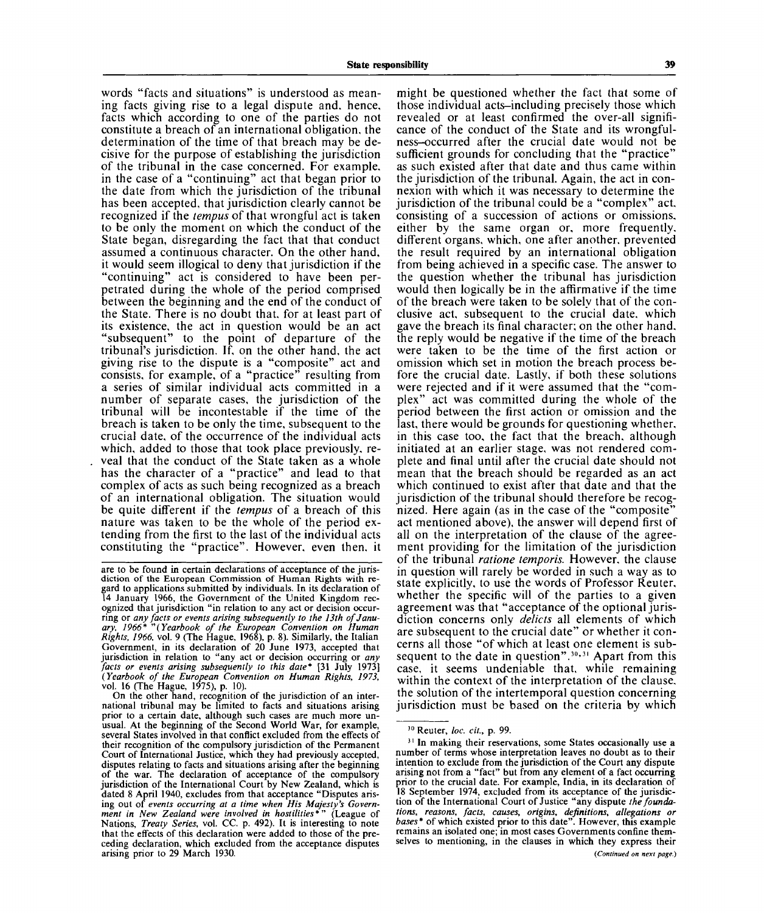words "facts and situations" is understood as meaning facts giving rise to a legal dispute and, hence, facts which according to one of the parties do not constitute a breach of an international obligation, the determination of the time of that breach may be decisive for the purpose of establishing the jurisdiction of the tribunal in the case concerned. For example, in the case of a "continuing" act that began prior to the date from which the jurisdiction of the tribunal has been accepted, that jurisdiction clearly cannot be recognized if the *tempus* of that wrongful act is taken to be only the moment on which the conduct of the State began, disregarding the fact that that conduct assumed a continuous character. On the other hand, it would seem illogical to deny that jurisdiction if the "continuing" act is considered to have been perpetrated during the whole of the period comprised between the beginning and the end of the conduct of the State. There is no doubt that, for at least part of its existence, the act in question would be an act "subsequent" to the point of departure of the tribunal's jurisdiction. If, on the other hand, the act giving rise to the dispute is a "composite" act and consists, for example, of a "practice" resulting from a series of similar individual acts committed in a number of separate cases, the jurisdiction of the tribunal will be incontestable if the time of the breach is taken to be only the time, subsequent to the crucial date, of the occurrence of the individual acts which, added to those that took place previously, reveal that the conduct of the State taken as a whole has the character of a "practice" and lead to that complex of acts as such being recognized as a breach of an international obligation. The situation would be quite different if the *tempus* of a breach of this nature was taken to be the whole of the period extending from the first to the last of the individual acts constituting the "practice". However, even then, it might be questioned whether the fact that some of those individual acts—including precisely those which revealed or at least confirmed the over-all significance of the conduct of the State and its wrongfulness—occurred after the crucial date would not be sufficient grounds for concluding that the "practice" as such existed after that date and thus came within the jurisdiction of the tribunal. Again, the act in connexion with which it was necessary to determine the jurisdiction of the tribunal could be a "complex" act, consisting of a succession of actions or omissions, either by the same organ or, more frequently, different organs, which, one after another, prevented the result required by an international obligation from being achieved in a specific case. The answer to the question whether the tribunal has jurisdiction would then logically be in the affirmative if the time of the breach were taken to be solely that of the conclusive act, subsequent to the crucial date, which gave the breach its final character; on the other hand, the reply would be negative if the time of the breach were taken to be the time of the first action or omission which set in motion the breach process before the crucial date. Lastly, if both these solutions were rejected and if it were assumed that the "complex" act was committed during the whole of the period between the first action or omission and the last, there would be grounds for questioning whether, in this case too, the fact that the breach, although initiated at an earlier stage, was not rendered complete and final until after the crucial date should not mean that the breach should be regarded as an act which continued to exist after that date and that the jurisdiction of the tribunal should therefore be recognized. Here again (as in the case of the "composite" act mentioned above), the answer will depend first of all on the interpretation of the clause of the agreement providing for the limitation of the jurisdiction of the tribunal *ratione temporis*. However, the clause in question will rarely be worded in such a way as to state explicitly, to use the words of Professor Reuter, whether the specific will of the parties to a given agreement was that "acceptance of the optional jurisdiction concerns only *delicts* all elements of which are subsequent to the crucial date" or whether it concerns all those "of which at least one element is subsequent to the date in question".[30],[31] Apart from this case, it seems undeniable that, while remaining within the context of the interpretation of the clause, the solution of the intertemporal question concerning jurisdiction must be based on the criteria by which

---

are to be found in certain declarations of acceptance of the jurisdiction of the European Commission of Human Rights with regard to applications submitted by individuals. In its declaration of 14 January 1966, the Government of the United Kingdom recognized that jurisdiction "in relation to any act or decision occurring or *any facts or events arising subsequently to the 13th of January, 1966*" (*Yearbook of the European Convention on Human Rights, 1966*, vol. 9 (The Hague, 1968), p. 8). Similarly, the Italian Government, in its declaration of 20 June 1973, accepted that jurisdiction in relation to "any act or decision occurring or *any facts or events arising subsequently to this date*" [31 July 1973] (*Yearbook of the European Convention on Human Rights, 1973*, vol. 16 (The Hague, 1975), p. 10).

On the other hand, recognition of the jurisdiction of an international tribunal may be limited to facts and situations arising prior to a certain date, although such cases are much more unusual. At the beginning of the Second World War, for example, several States involved in that conflict excluded from the effects of their recognition of the compulsory jurisdiction of the Permanent Court of International Justice, which they had previously accepted, disputes relating to facts and situations arising after the beginning of the war. The declaration of acceptance of the compulsory jurisdiction of the International Court by New Zealand, which is dated 8 April 1940, excludes from that acceptance "Disputes arising out of *events occurring at a time when His Majesty's Government in New Zealand were involved in hostilities*" (League of Nations, *Treaty Series*, vol. CC, p. 492). It is interesting to note that the effects of this declaration were added to those of the preceding declaration, which excluded from the acceptance disputes arising prior to 29 March 1930.

[30] Reuter, *loc. cit.*, p. 99.

[31] In making their reservations, some States occasionally use a number of terms whose interpretation leaves no doubt as to their intention to exclude from the jurisdiction of the Court any dispute arising not from a "fact" but from any element of a fact occurring prior to the crucial date. For example, India, in its declaration of 18 September 1974, excluded from its acceptance of the jurisdiction of the International Court of Justice "any dispute *the foundations, reasons, facts, causes, origins, definitions, allegations or bases* of which existed prior to this date". However, this example remains an isolated one; in most cases Governments confine themselves to mentioning, in the clauses in which they express their

(*Continued on next page.*)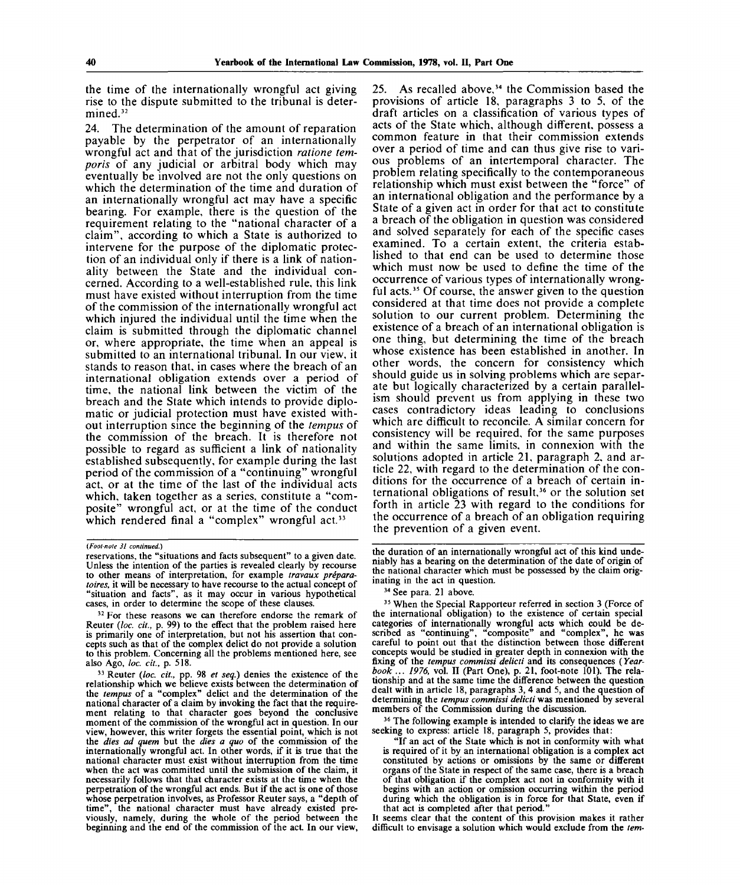the time of the internationally wrongful act giving rise to the dispute submitted to the tribunal is determined.[32]

24. The determination of the amount of reparation payable by the perpetrator of an internationally wrongful act and that of the jurisdiction *ratione temporis* of any judicial or arbitral body which may eventually be involved are not the only questions on which the determination of the time and duration of an internationally wrongful act may have a specific bearing. For example, there is the question of the requirement relating to the "national character of a claim", according to which a State is authorized to intervene for the purpose of the diplomatic protection of an individual only if there is a link of nationality between the State and the individual concerned. According to a well-established rule, this link must have existed without interruption from the time of the commission of the internationally wrongful act which injured the individual until the time when the claim is submitted through the diplomatic channel or, where appropriate, the time when an appeal is submitted to an international tribunal. In our view, it stands to reason that, in cases where the breach of an international obligation extends over a period of time, the national link between the victim of the breach and the State which intends to provide diplomatic or judicial protection must have existed without interruption since the beginning of the *tempus* of the commission of the breach. It is therefore not possible to regard as sufficient a link of nationality established subsequently, for example during the last period of the commission of a "continuing" wrongful act, or at the time of the last of the individual acts which, taken together as a series, constitute a "composite" wrongful act, or at the time of the conduct which rendered final a "complex" wrongful act.[33]

25. As recalled above,[34] the Commission based the provisions of article 18, paragraphs 3 to 5, of the draft articles on a classification of various types of acts of the State which, although different, possess a common feature in that their commission extends over a period of time and can thus give rise to various problems of an intertemporal character. The problem relating specifically to the contemporaneous relationship which must exist between the "force" of an international obligation and the performance by a State of a given act in order for that act to constitute a breach of the obligation in question was considered and solved separately for each of the specific cases examined. To a certain extent, the criteria established to that end can be used to determine those which must now be used to define the time of the occurrence of various types of internationally wrongful acts.[35] Of course, the answer given to the question considered at that time does not provide a complete solution to our current problem. Determining the existence of a breach of an international obligation is one thing, but determining the time of the breach whose existence has been established in another. In other words, the concern for consistency which should guide us in solving problems which are separate but logically characterized by a certain parallelism should prevent us from applying in these two cases contradictory ideas leading to conclusions which are difficult to reconcile. A similar concern for consistency will be required, for the same purposes and within the same limits, in connexion with the solutions adopted in article 21, paragraph 2, and article 22, with regard to the determination of the conditions for the occurrence of a breach of certain international obligations of result,[36] or the solution set forth in article 23 with regard to the conditions for the occurrence of a breach of an obligation requiring the prevention of a given event.

---

(*Foot-note 31 continued.*)

reservations, the "situations and facts subsequent" to a given date. Unless the intention of the parties is revealed clearly by recourse to other means of interpretation, for example *travaux préparatoires*, it will be necessary to have recourse to the actual concept of "situation and facts", as it may occur in various hypothetical cases, in order to determine the scope of these clauses.

[32] For these reasons we can therefore endorse the remark of Reuter (*loc. cit.*, p. 99) to the effect that the problem raised here is primarily one of interpretation, but not his assertion that concepts such as that of the complex delict do not provide a solution to this problem. Concerning all the problems mentioned here, see also Ago, *loc. cit.*, p. 518.

[33] Reuter (*loc. cit.*, pp. 98 *et seq.*) denies the existence of the relationship which we believe exists between the determination of the *tempus* of a "complex" delict and the determination of the national character of a claim by invoking the fact that the requirement relating to that character goes beyond the conclusive moment of the commission of the wrongful act in question. In our view, however, this writer forgets the essential point, which is not the *dies ad quem* but the *dies a quo* of the commission of the internationally wrongful act. In other words, if it is true that the national character must exist without interruption from the time when the act was committed until the submission of the claim, it necessarily follows that that character exists at the time when the perpetration of the wrongful act ends. But if the act is one of those whose perpetration involves, as Professor Reuter says, a "depth of time", the national character must have already existed previously, namely, during the whole of the period between the beginning and the end of the commission of the act. In our view, the duration of an internationally wrongful act of this kind undeniably has a bearing on the determination of the date of origin of the national character which must be possessed by the claim originating in the act in question.

[34] See para. 21 above.

[35] When the Special Rapporteur referred in section 3 (Force of the international obligation) to the existence of certain special categories of internationally wrongful acts which could be described as "continuing", "composite" and "complex", he was careful to point out that the distinction between those different concepts would be studied in greater depth in connexion with the fixing of the *tempus commissi delicti* and its consequences (*Yearbook ... 1976*, vol. II (Part One), p. 21, foot-note 101). The relationship and at the same time the difference between the question dealt with in article 18, paragraphs 3, 4 and 5, and the question of determining the *tempus commissi delicti* was mentioned by several members of the Commission during the discussion.

[36] The following example is intended to clarify the ideas we are seeking to express: article 18, paragraph 5, provides that:

"If an act of the State which is not in conformity with what is required of it by an international obligation is a complex act constituted by actions or omissions by the same or different organs of the State in respect of the same case, there is a breach of that obligation if the complex act not in conformity with it begins with an action or omission occurring within the period during which the obligation is in force for that State, even if that act is completed after that period."

It seems clear that the content of this provision makes it rather difficult to envisage a solution which would exclude from the *tem-*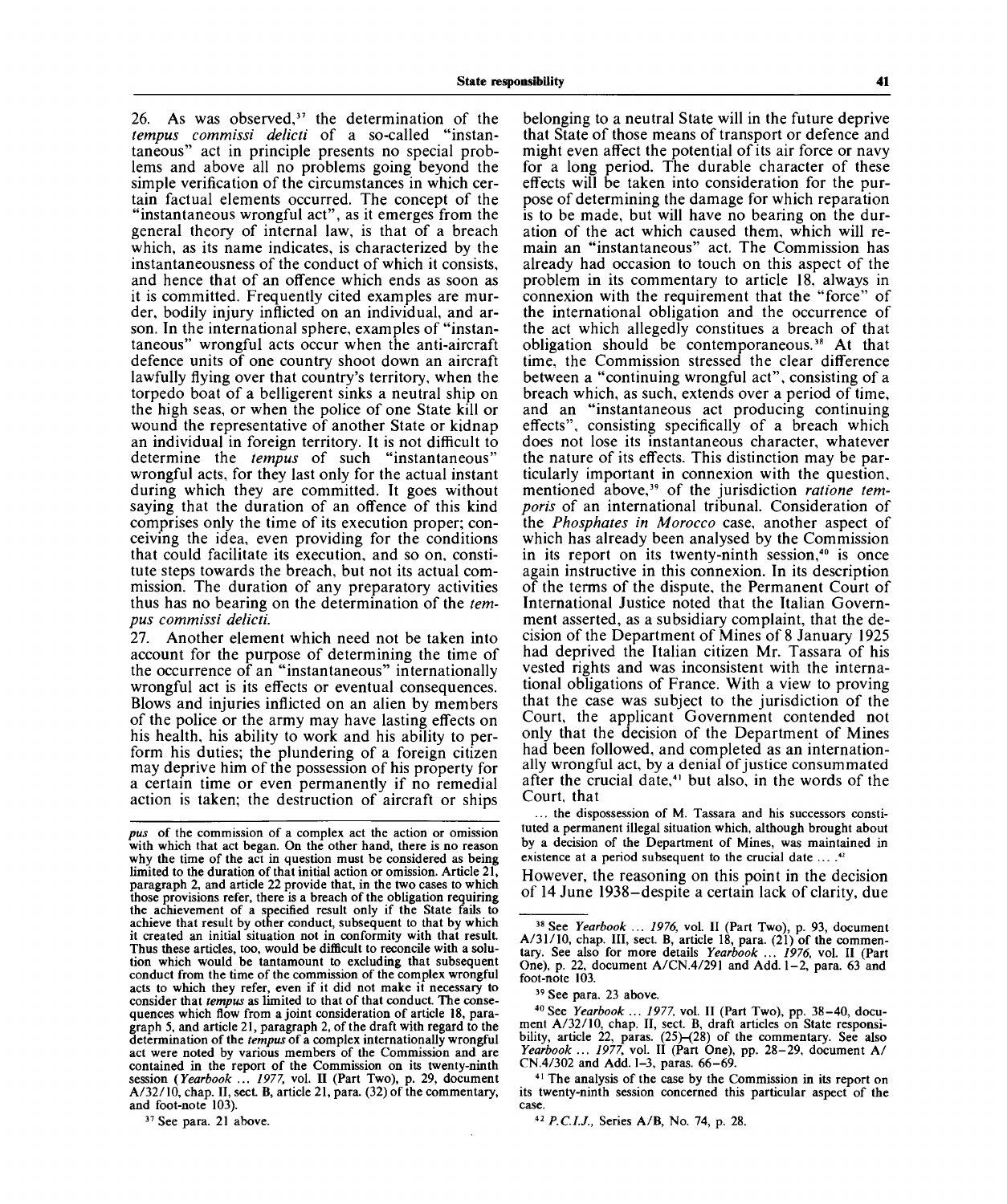26. As was observed,[37] the determination of the *tempus commissi delicti* of a so-called "instantaneous" act in principle presents no special problems and above all no problems going beyond the simple verification of the circumstances in which certain factual elements occurred. The concept of the "instantaneous wrongful act", as it emerges from the general theory of internal law, is that of a breach which, as its name indicates, is characterized by the instantaneousness of the conduct of which it consists, and hence that of an offence which ends as soon as it is committed. Frequently cited examples are murder, bodily injury inflicted on an individual, and arson. In the international sphere, examples of "instantaneous" wrongful acts occur when the anti-aircraft defence units of one country shoot down an aircraft lawfully flying over that country's territory, when the torpedo boat of a belligerent sinks a neutral ship on the high seas, or when the police of one State kill or wound the representative of another State or kidnap an individual in foreign territory. It is not difficult to determine the *tempus* of such "instantaneous" wrongful acts, for they last only for the actual instant during which they are committed. It goes without saying that the duration of an offence of this kind comprises only the time of its execution proper; conceiving the idea, even providing for the conditions that could facilitate its execution, and so on, constitute steps towards the breach, but not its actual commission. The duration of any preparatory activities thus has no bearing on the determination of the *tempus commissi delicti*.

27. Another element which need not be taken into account for the purpose of determining the time of the occurrence of an "instantaneous" internationally wrongful act is its effects or eventual consequences. Blows and injuries inflicted on an alien by members of the police or the army may have lasting effects on his health, his ability to work and his ability to perform his duties; the plundering of a foreign citizen may deprive him of the possession of his property for a certain time or even permanently if no remedial action is taken; the destruction of aircraft or ships belonging to a neutral State will in the future deprive that State of those means of transport or defence and might even affect the potential of its air force or navy for a long period. The durable character of these effects will be taken into consideration for the purpose of determining the damage for which reparation is to be made, but will have no bearing on the duration of the act which caused them, which will remain an "instantaneous" act. The Commission has already had occasion to touch on this aspect of the problem in its commentary to article 18, always in connexion with the requirement that the "force" of the international obligation and the occurrence of the act which allegedly constitutes a breach of that obligation should be contemporaneous.[38] At that time, the Commission stressed the clear difference between a "continuing wrongful act", consisting of a breach which, as such, extends over a period of time, and an "instantaneous act producing continuing effects", consisting specifically of a breach which does not lose its instantaneous character, whatever the nature of its effects. This distinction may be particularly important in connexion with the question, mentioned above,[39] of the jurisdiction *ratione temporis* of an international tribunal. Consideration of the *Phosphates in Morocco* case, another aspect of which has already been analysed by the Commission in its report on its twenty-ninth session,[40] is once again instructive in this connexion. In its description of the terms of the dispute, the Permanent Court of International Justice noted that the Italian Government asserted, as a subsidiary complaint, that the decision of the Department of Mines of 8 January 1925 had deprived the Italian citizen Mr. Tassara of his vested rights and was inconsistent with the international obligations of France. With a view to proving that the case was subject to the jurisdiction of the Court, the applicant Government contended not only that the decision of the Department of Mines had been followed, and completed as an internationally wrongful act, by a denial of justice consummated after the crucial date,[41] but also, in the words of the Court, that

> ... the dispossession of M. Tassara and his successors constituted a permanent illegal situation which, although brought about by a decision of the Department of Mines, was maintained in existence at a period subsequent to the crucial date ... .[42]

However, the reasoning on this point in the decision of 14 June 1938—despite a certain lack of clarity, due

---

*pus* of the commission of a complex act the action or omission with which that act began. On the other hand, there is no reason why the time of the act in question must be considered as being limited to the duration of that initial action or omission. Article 21, paragraph 2, and article 22 provide that, in the two cases to which those provisions refer, there is a breach of the obligation requiring the achievement of a specified result only if the State fails to achieve that result by other conduct, subsequent to that by which it created an initial situation not in conformity with that result. Thus these articles, too, would be difficult to reconcile with a solution which would be tantamount to excluding that subsequent conduct from the time of the commission of the complex wrongful acts to which they refer, even if it did not make it necessary to consider that *tempus* as limited to that of that conduct. The consequences which flow from a joint consideration of article 18, paragraph 5, and article 21, paragraph 2, of the draft with regard to the determination of the *tempus* of a complex internationally wrongful act were noted by various members of the Commission and are contained in the report of the Commission on its twenty-ninth session (*Yearbook ... 1977*, vol. II (Part Two), p. 29, document A/32/10, chap. II, sect. B, article 21, para. (32) of the commentary, and foot-note 103).

[37] See para. 21 above.

[38] See *Yearbook ... 1976*, vol. II (Part Two), p. 93, document A/31/10, chap. III, sect. B, article 18, para. (21) of the commentary. See also for more details *Yearbook ... 1976*, vol. II (Part One), p. 22, document A/CN.4/291 and Add. 1–2, para. 63 and foot-note 103.

[39] See para. 23 above.

[40] See *Yearbook ... 1977*, vol. II (Part Two), pp. 38–40, document A/32/10, chap. II, sect. B, draft articles on State responsibility, article 22, paras. (25)–(28) of the commentary. See also *Yearbook ... 1977*, vol. II (Part One), pp. 28–29, document A/CN.4/302 and Add. 1–3, paras. 66–69.

[41] The analysis of the case by the Commission in its report on its twenty-ninth session concerned this particular aspect of the case.

[42] *P.C.I.J.*, Series A/B, No. 74, p. 28.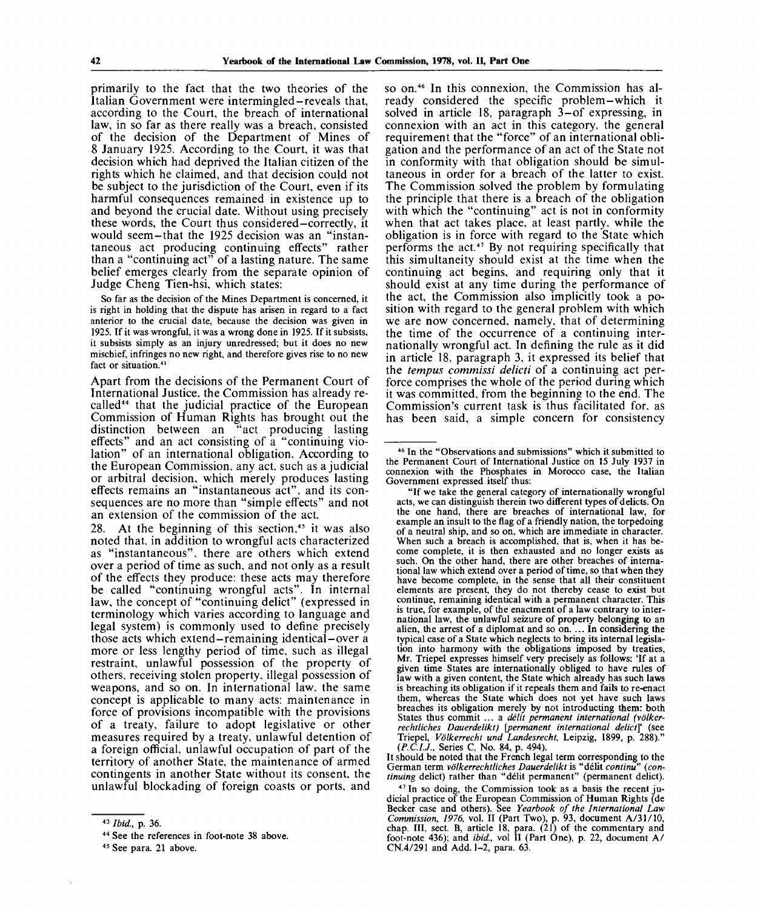primarily to the fact that the two theories of the Italian Government were intermingled–reveals that, according to the Court, the breach of international law, in so far as there really was a breach, consisted of the decision of the Department of Mines of 8 January 1925. According to the Court, it was that decision which had deprived the Italian citizen of the rights which he claimed, and that decision could not be subject to the jurisdiction of the Court, even if its harmful consequences remained in existence up to and beyond the crucial date. Without using precisely these words, the Court thus considered–correctly, it would seem–that the 1925 decision was an "instantaneous act producing continuing effects" rather than a "continuing act" of a lasting nature. The same belief emerges clearly from the separate opinion of Judge Cheng Tien-hsi, which states:

> So far as the decision of the Mines Department is concerned, it is right in holding that the dispute has arisen in regard to a fact anterior to the crucial date, because the decision was given in 1925. If it was wrongful, it was a wrong done in 1925. If it subsists, it subsists simply as an injury unredressed; but it does no new mischief, infringes no new right, and therefore gives rise to no new fact or situation.[43]

Apart from the decisions of the Permanent Court of International Justice, the Commission has already recalled[44] that the judicial practice of the European Commission of Human Rights has brought out the distinction between an "act producing lasting effects" and an act consisting of a "continuing violation" of an international obligation. According to the European Commission, any act, such as a judicial or arbitral decision, which merely produces lasting effects remains an "instantaneous act", and its consequences are no more than "simple effects" and not an extension of the commission of the act.

28. At the beginning of this section,[45] it was also noted that, in addition to wrongful acts characterized as "instantaneous", there are others which extend over a period of time as such, and not only as a result of the effects they produce: these acts may therefore be called "continuing wrongful acts". In internal law, the concept of "continuing delict" (expressed in terminology which varies according to language and legal system) is commonly used to define precisely those acts which extend–remaining identical–over a more or less lengthy period of time, such as illegal restraint, unlawful possession of the property of others, receiving stolen property, illegal possession of weapons, and so on. In international law, the same concept is applicable to many acts: maintenance in force of provisions incompatible with the provisions of a treaty, failure to adopt legislative or other measures required by a treaty, unlawful detention of a foreign official, unlawful occupation of part of the territory of another State, the maintenance of armed contingents in another State without its consent, the unlawful blockading of foreign coasts or ports, and so on.[46] In this connexion, the Commission has already considered the specific problem–which it solved in article 18, paragraph 3–of expressing, in connexion with an act in this category, the general requirement that the "force" of an international obligation and the performance of an act of the State not in conformity with that obligation should be simultaneous in order for a breach of the latter to exist. The Commission solved the problem by formulating the principle that there is a breach of the obligation with which the "continuing" act is not in conformity when that act takes place, at least partly, while the obligation is in force with regard to the State which performs the act.[47] By not requiring specifically that this simultaneity should exist at the time when the continuing act begins, and requiring only that it should exist at any time during the performance of the act, the Commission also implicitly took a position with regard to the general problem with which we are now concerned, namely, that of determining the time of the occurrence of a continuing internationally wrongful act. In defining the rule as it did in article 18, paragraph 3, it expressed its belief that the *tempus commissi delicti* of a continuing act perforce comprises the whole of the period during which it was committed, from the beginning to the end. The Commission's current task is thus facilitated for, as has been said, a simple concern for consistency

---

[43] *Ibid.*, p. 36.

[44] See the references in foot-note 38 above.

[45] See para. 21 above.

[46] In the "Observations and submissions" which it submitted to the Permanent Court of International Justice on 15 July 1937 in connexion with the Phosphates in Morocco case, the Italian Government expressed itself thus:

> "If we take the general category of internationally wrongful acts, we can distinguish therein two different types of delicts. On the one hand, there are breaches of international law, for example an insult to the flag of a friendly nation, the torpedoing of a neutral ship, and so on, which are immediate in character. When such a breach is accomplished, that is, when it has become complete, it is then exhausted and no longer exists as such. On the other hand, there are other breaches of international law which extend over a period of time, so that when they have become complete, in the sense that all their constituent elements are present, they do not thereby cease to exist but continue, remaining identical with a permanent character. This is true, for example, of the enactment of a law contrary to international law, the unlawful seizure of property belonging to an alien, the arrest of a diplomat and so on. ... In considering the typical case of a State which neglects to bring its internal legislation into harmony with the obligations imposed by treaties, Mr. Triepel expresses himself very precisely as follows: 'If at a given time States are internationally obliged to have rules of law with a given content, the State which already has such laws is breaching its obligation if it repeals them and fails to re-enact them, whereas the State which does not yet have such laws breaches its obligation merely by not introducing them: both States thus commit ... a *délit permanent international (völkerrechtliches Dauerdelikt)* [*permanent international delict*]' (see Triepel, *Völkerrecht und Landesrecht*, Leipzig, 1899, p. 288)." (*P.C.I.J.*, Series C, No. 84, p. 494).

It should be noted that the French legal term corresponding to the German term *völkerrechtliches Dauerdelikt* is "délit *continu*" (*continuing* delict) rather than "délit permanent" (permanent delict).

[47] In so doing, the Commission took as a basis the recent judicial practice of the European Commission of Human Rights (de Becker case and others). See *Yearbook of the International Law Commission, 1976*, vol. II (Part Two), p. 93, document A/31/10, chap. III, sect. B, article 18, para. (21) of the commentary and foot-note 436); and *ibid.*, vol II (Part One), p. 22, document A/CN.4/291 and Add. 1-2, para. 63.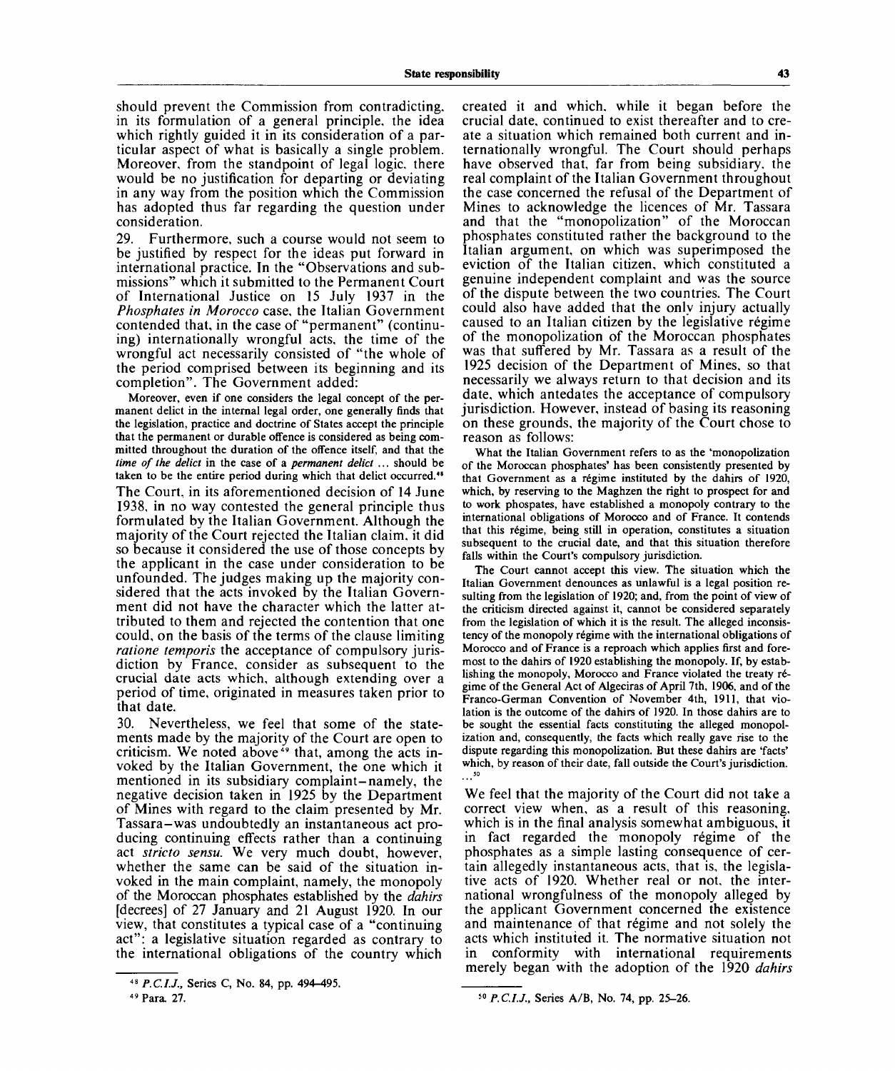should prevent the Commission from contradicting, in its formulation of a general principle, the idea which rightly guided it in its consideration of a particular aspect of what is basically a single problem. Moreover, from the standpoint of legal logic, there would be no justification for departing or deviating in any way from the position which the Commission has adopted thus far regarding the question under consideration.

29. Furthermore, such a course would not seem to be justified by respect for the ideas put forward in international practice. In the "Observations and submissions" which it submitted to the Permanent Court of International Justice on 15 July 1937 in the *Phosphates in Morocco* case, the Italian Government contended that, in the case of "permanent" (continuing) internationally wrongful acts, the time of the wrongful act necessarily consisted of "the whole of the period comprised between its beginning and its completion". The Government added:

> Moreover, even if one considers the legal concept of the permanent delict in the internal legal order, one generally finds that the legislation, practice and doctrine of States accept the principle that the permanent or durable offence is considered as being committed throughout the duration of the offence itself, and that the *time of the delict* in the case of a *permanent delict* ... should be taken to be the entire period during which that delict occurred.[48]

The Court, in its aforementioned decision of 14 June 1938, in no way contested the general principle thus formulated by the Italian Government. Although the majority of the Court rejected the Italian claim, it did so because it considered the use of those concepts by the applicant in the case under consideration to be unfounded. The judges making up the majority considered that the acts invoked by the Italian Government did not have the character which the latter attributed to them and rejected the contention that one could, on the basis of the terms of the clause limiting *ratione temporis* the acceptance of compulsory jurisdiction by France, consider as subsequent to the crucial date acts which, although extending over a period of time, originated in measures taken prior to that date.

30. Nevertheless, we feel that some of the statements made by the majority of the Court are open to criticism. We noted above[49] that, among the acts invoked by the Italian Government, the one which it mentioned in its subsidiary complaint–namely, the negative decision taken in 1925 by the Department of Mines with regard to the claim presented by Mr. Tassara–was undoubtedly an instantaneous act producing continuing effects rather than a continuing act *stricto sensu*. We very much doubt, however, whether the same can be said of the situation invoked in the main complaint, namely, the monopoly of the Moroccan phosphates established by the *dahirs* [decrees] of 27 January and 21 August 1920. In our view, that constitutes a typical case of a "continuing act": a legislative situation regarded as contrary to the international obligations of the country which created it and which, while it began before the crucial date, continued to exist thereafter and to create a situation which remained both current and internationally wrongful. The Court should perhaps have observed that, far from being subsidiary, the real complaint of the Italian Government throughout the case concerned the refusal of the Department of Mines to acknowledge the licences of Mr. Tassara and that the "monopolization" of the Moroccan phosphates constituted rather the background to the Italian argument, on which was superimposed the eviction of the Italian citizen, which constituted a genuine independent complaint and was the source of the dispute between the two countries. The Court could also have added that the only injury actually caused to an Italian citizen by the legislative régime of the monopolization of the Moroccan phosphates was that suffered by Mr. Tassara as a result of the 1925 decision of the Department of Mines, so that necessarily we always return to that decision and its date, which antedates the acceptance of compulsory jurisdiction. However, instead of basing its reasoning on these grounds, the majority of the Court chose to reason as follows:

> What the Italian Government refers to as the 'monopolization of the Moroccan phosphates' has been consistently presented by that Government as a régime instituted by the dahirs of 1920, which, by reserving to the Maghzen the right to prospect for and to work phospates, have established a monopoly contrary to the international obligations of Morocco and of France. It contends that this régime, being still in operation, constitutes a situation subsequent to the crucial date, and that this situation therefore falls within the Court's compulsory jurisdiction.
>
> The Court cannot accept this view. The situation which the Italian Government denounces as unlawful is a legal position resulting from the legislation of 1920; and, from the point of view of the criticism directed against it, cannot be considered separately from the legislation of which it is the result. The alleged inconsistency of the monopoly régime with the international obligations of Morocco and of France is a reproach which applies first and foremost to the dahirs of 1920 establishing the monopoly. If, by establishing the monopoly, Morocco and France violated the treaty régime of the General Act of Algeciras of April 7th, 1906, and of the Franco-German Convention of November 4th, 1911, that violation is the outcome of the dahirs of 1920. In those dahirs are to be sought the essential facts constituting the alleged monopolization and, consequently, the facts which really gave rise to the dispute regarding this monopolization. But these dahirs are 'facts' which, by reason of their date, fall outside the Court's jurisdiction. ...[50]

We feel that the majority of the Court did not take a correct view when, as a result of this reasoning, which is in the final analysis somewhat ambiguous, it in fact regarded the monopoly régime of the phosphates as a simple lasting consequence of certain allegedly instantaneous acts, that is, the legislative acts of 1920. Whether real or not, the international wrongfulness of the monopoly alleged by the applicant Government concerned the existence and maintenance of that régime and not solely the acts which instituted it. The normative situation not in conformity with international requirements merely began with the adoption of the 1920 *dahirs*

---

[48] *P.C.I.J.*, Series C, No. 84, pp. 494–495.

[49] Para. 27.

[50] *P.C.I.J.*, Series A/B, No. 74, pp. 25–26.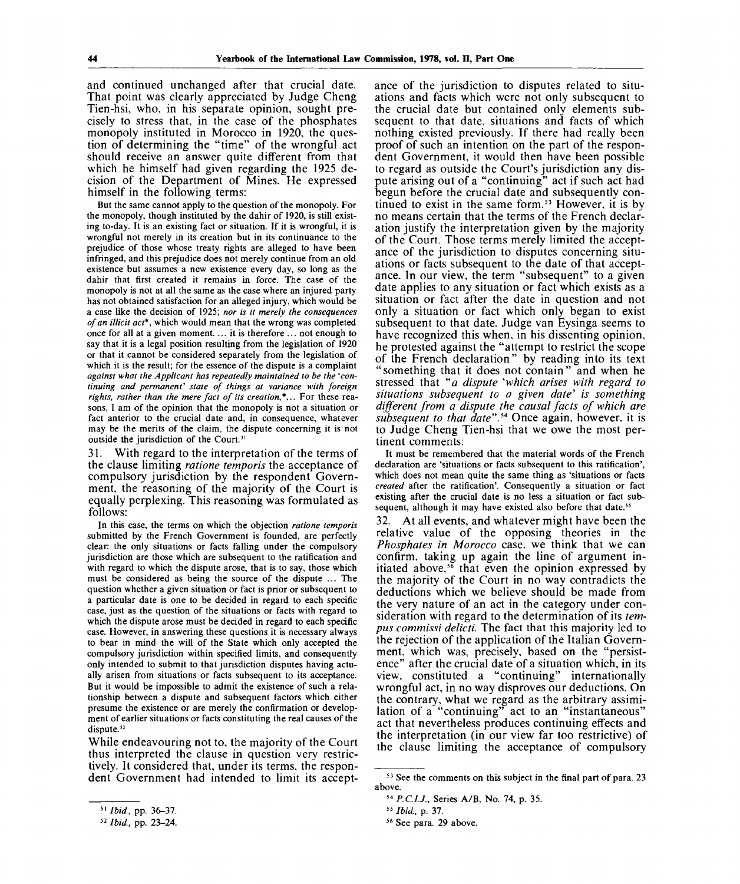and continued unchanged after that crucial date. That point was clearly appreciated by Judge Cheng Tien-hsi, who, in his separate opinion, sought precisely to stress that, in the case of the phosphates monopoly instituted in Morocco in 1920, the question of determining the "time" of the wrongful act should receive an answer quite different from that which he himself had given regarding the 1925 decision of the Department of Mines. He expressed himself in the following terms:

> But the same cannot apply to the question of the monopoly. For the monopoly, though instituted by the dahir of 1920, is still existing to-day. It is an existing fact or situation. If it is wrongful, it is wrongful not merely in its creation but in its continuance to the prejudice of those whose treaty rights are alleged to have been infringed, and this prejudice does not merely continue from an old existence but assumes a new existence every day, so long as the dahir that first created it remains in force. The case of the monopoly is not at all the same as the case where an injured party has not obtained satisfaction for an alleged injury, which would be a case like the decision of 1925; *nor is it merely the consequences of an illicit act*\*, which would mean that the wrong was completed once for all at a given moment. ... it is therefore ... not enough to say that it is a legal position resulting from the legislation of 1920 or that it cannot be considered separately from the legislation of which it is the result; for the essence of the dispute is a complaint *against what the Applicant has repeatedly maintained to be the 'continuing and permanent' state of things at variance with foreign rights, rather than the mere fact of its creation*,\*... For these reasons, I am of the opinion that the monopoly is not a situation or fact anterior to the crucial date and, in consequence, whatever may be the merits of the claim, the dispute concerning it is not outside the jurisdiction of the Court.[51]

31. With regard to the interpretation of the terms of the clause limiting *ratione temporis* the acceptance of compulsory jurisdiction by the respondent Government, the reasoning of the majority of the Court is equally perplexing. This reasoning was formulated as follows:

> In this case, the terms on which the objection *ratione temporis* submitted by the French Government is founded, are perfectly clear: the only situations or facts falling under the compulsory jurisdiction are those which are subsequent to the ratification and with regard to which the dispute arose, that is to say, those which must be considered as being the source of the dispute ... The question whether a given situation or fact is prior or subsequent to a particular date is one to be decided in regard to each specific case, just as the question of the situations or facts with regard to which the dispute arose must be decided in regard to each specific case. However, in answering these questions it is necessary always to bear in mind the will of the State which only accepted the compulsory jurisdiction within specified limits, and consequently only intended to submit to that jurisdiction disputes having actually arisen from situations or facts subsequent to its acceptance. But it would be impossible to admit the existence of such a relationship between a dispute and subsequent factors which either presume the existence or are merely the confirmation or development of earlier situations or facts constituting the real causes of the dispute.[52]

While endeavouring not to, the majority of the Court thus interpreted the clause in question very restrictively. It considered that, under its terms, the respondent Government had intended to limit its acceptance of the jurisdiction to disputes related to situations and facts which were not only subsequent to the crucial date but contained only elements subsequent to that date, situations and facts of which nothing existed previously. If there had really been proof of such an intention on the part of the respondent Government, it would then have been possible to regard as outside the Court's jurisdiction any dispute arising out of a "continuing" act if such act had begun before the crucial date and subsequently continued to exist in the same form.[53] However, it is by no means certain that the terms of the French declaration justify the interpretation given by the majority of the Court. Those terms merely limited the acceptance of the jurisdiction to disputes concerning situations or facts subsequent to the date of that acceptance. In our view, the term "subsequent" to a given date applies to any situation or fact which exists as a situation or fact after the date in question and not only a situation or fact which only began to exist subsequent to that date. Judge van Eysinga seems to have recognized this when, in his dissenting opinion, he protested against the "attempt to restrict the scope of the French declaration" by reading into its text "something that it does not contain" and when he stressed that "*a dispute 'which arises with regard to situations subsequent to a given date' is something different from a dispute the causal facts of which are subsequent to that date*".[54] Once again, however, it is to Judge Cheng Tien-hsi that we owe the most pertinent comments:

> It must be remembered that the material words of the French declaration are 'situations or facts subsequent to this ratification', which does not mean quite the same thing as 'situations or facts *created* after the ratification'. Consequently a situation or fact existing after the crucial date is no less a situation or fact subsequent, although it may have existed also before that date.[55]

32. At all events, and whatever might have been the relative value of the opposing theories in the *Phosphates in Morocco* case, we think that we can confirm, taking up again the line of argument initiated above,[56] that even the opinion expressed by the majority of the Court in no way contradicts the deductions which we believe should be made from the very nature of an act in the category under consideration with regard to the determination of its *tempus commissi delicti.* The fact that this majority led to the rejection of the application of the Italian Government, which was, precisely, based on the "persistence" after the crucial date of a situation which, in its view, constituted a "continuing" internationally wrongful act, in no way disproves our deductions. On the contrary, what we regard as the arbitrary assimilation of a "continuing" act to an "instantaneous" act that nevertheless produces continuing effects and the interpretation (in our view far too restrictive) of the clause limiting the acceptance of compulsory

---

[51] *Ibid.*, pp. 36–37.

[52] *Ibid.*, pp. 23–24.

[53] See the comments on this subject in the final part of para. 23 above.

[54] *P.C.I.J.*, Series A/B, No. 74, p. 35.

[55] *Ibid.*, p. 37.

[56] See para. 29 above.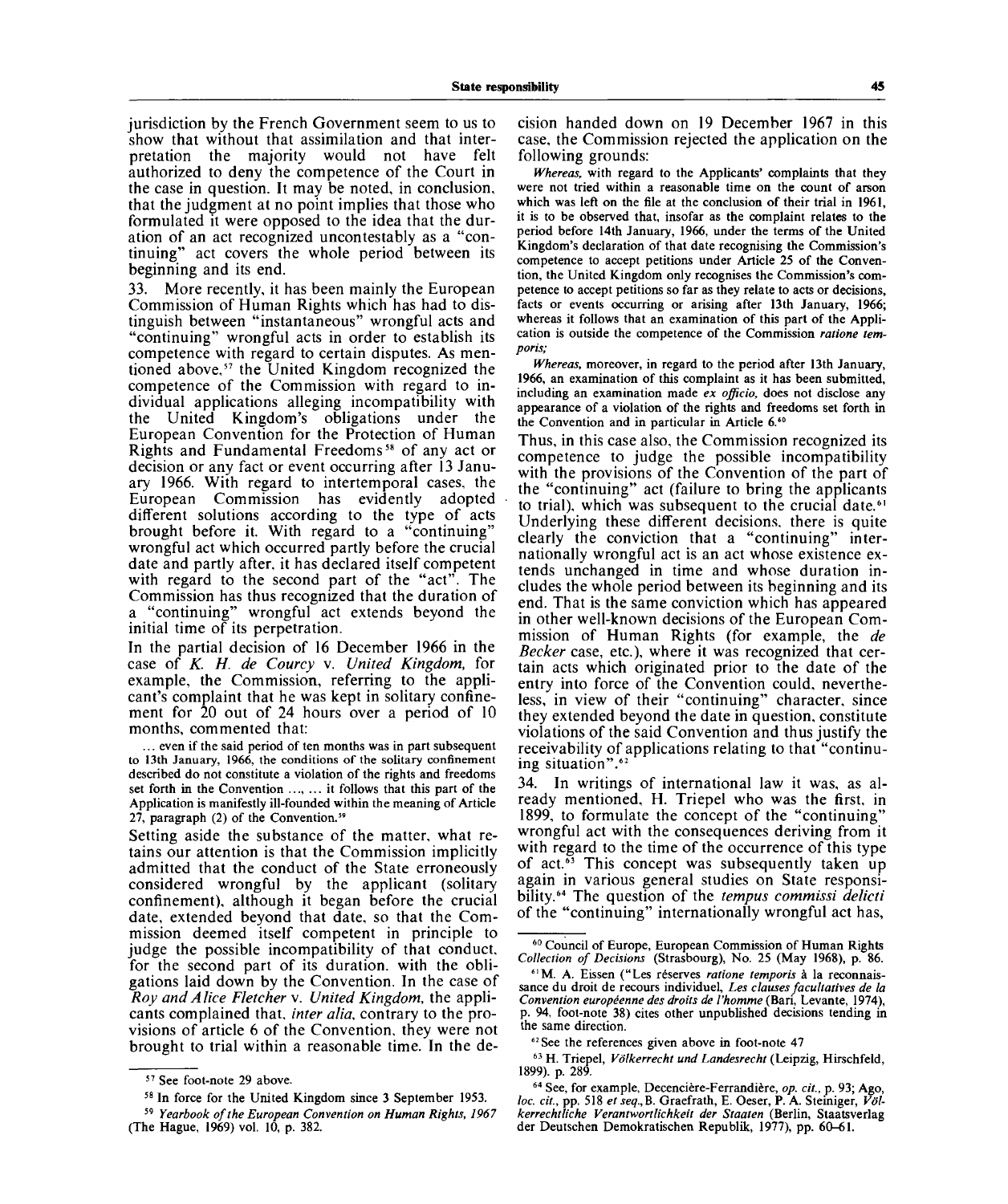jurisdiction by the French Government seem to us to show that without that assimilation and that interpretation the majority would not have felt authorized to deny the competence of the Court in the case in question. It may be noted, in conclusion, that the judgment at no point implies that those who formulated it were opposed to the idea that the duration of an act recognized uncontestably as a "continuing" act covers the whole period between its beginning and its end.

33. More recently, it has been mainly the European Commission of Human Rights which has had to distinguish between "instantaneous" wrongful acts and "continuing" wrongful acts in order to establish its competence with regard to certain disputes. As mentioned above,[57] the United Kingdom recognized the competence of the Commission with regard to individual applications alleging incompatibility with the United Kingdom's obligations under the European Convention for the Protection of Human Rights and Fundamental Freedoms[58] of any act or decision or any fact or event occurring after 13 January 1966. With regard to intertemporal cases, the European Commission has evidently adopted different solutions according to the type of acts brought before it. With regard to a "continuing" wrongful act which occurred partly before the crucial date and partly after, it has declared itself competent with regard to the second part of the "act". The Commission has thus recognized that the duration of a "continuing" wrongful act extends beyond the initial time of its perpetration.

In the partial decision of 16 December 1966 in the case of *K. H. de Courcy* v. *United Kingdom*, for example, the Commission, referring to the applicant's complaint that he was kept in solitary confinement for 20 out of 24 hours over a period of 10 months, commented that:

> ... even if the said period of ten months was in part subsequent to 13th January, 1966, the conditions of the solitary confinement described do not constitute a violation of the rights and freedoms set forth in the Convention ..., ... it follows that this part of the Application is manifestly ill-founded within the meaning of Article 27, paragraph (2) of the Convention.[59]

Setting aside the substance of the matter, what retains our attention is that the Commission implicitly admitted that the conduct of the State erroneously considered wrongful by the applicant (solitary confinement), although it began before the crucial date, extended beyond that date, so that the Commission deemed itself competent in principle to judge the possible incompatibility of that conduct, for the second part of its duration, with the obligations laid down by the Convention. In the case of *Roy and Alice Fletcher* v. *United Kingdom*, the applicants complained that, *inter alia*, contrary to the provisions of article 6 of the Convention, they were not brought to trial within a reasonable time. In the decision handed down on 19 December 1967 in this case, the Commission rejected the application on the following grounds:

> *Whereas*, with regard to the Applicants' complaints that they were not tried within a reasonable time on the count of arson which was left on the file at the conclusion of their trial in 1961, it is to be observed that, insofar as the complaint relates to the period before 14th January, 1966, under the terms of the United Kingdom's declaration of that date recognising the Commission's competence to accept petitions under Article 25 of the Convention, the United Kingdom only recognises the Commission's competence to accept petitions so far as they relate to acts or decisions, facts or events occurring or arising after 13th January, 1966; whereas it follows that an examination of this part of the Application is outside the competence of the Commission *ratione temporis*;
>
> *Whereas*, moreover, in regard to the period after 13th January, 1966, an examination of this complaint as it has been submitted, including an examination made *ex officio*, does not disclose any appearance of a violation of the rights and freedoms set forth in the Convention and in particular in Article 6.[60]

Thus, in this case also, the Commission recognized its competence to judge the possible incompatibility with the provisions of the Convention of the part of the "continuing" act (failure to bring the applicants to trial), which was subsequent to the crucial date.[61] Underlying these different decisions, there is quite clearly the conviction that a "continuing" internationally wrongful act is an act whose existence extends unchanged in time and whose duration includes the whole period between its beginning and its end. That is the same conviction which has appeared in other well-known decisions of the European Commission of Human Rights (for example, the *de Becker* case, etc.), where it was recognized that certain acts which originated prior to the date of the entry into force of the Convention could, nevertheless, in view of their "continuing" character, since they extended beyond the date in question, constitute violations of the said Convention and thus justify the receivability of applications relating to that "continuing situation".[62]

34. In writings of international law it was, as already mentioned, H. Triepel who was the first, in 1899, to formulate the concept of the "continuing" wrongful act with the consequences deriving from it with regard to the time of the occurrence of this type of act.[63] This concept was subsequently taken up again in various general studies on State responsibility.[64] The question of the *tempus commissi delicti* of the "continuing" internationally wrongful act has,

---

[57] See foot-note 29 above.

[58] In force for the United Kingdom since 3 September 1953.

[59] *Yearbook of the European Convention on Human Rights, 1967* (The Hague, 1969) vol. 10, p. 382.

[60] Council of Europe, European Commission of Human Rights *Collection of Decisions* (Strasbourg), No. 25 (May 1968), p. 86.

[61] M. A. Eissen ("Les réserves *ratione temporis* à la reconnaissance du droit de recours individuel, *Les clauses facultatives de la Convention européenne des droits de l'homme* (Bari, Levante, 1974), p. 94, foot-note 38) cites other unpublished decisions tending in the same direction.

[62] See the references given above in foot-note 47

[63] H. Triepel, *Völkerrecht und Landesrecht* (Leipzig, Hirschfeld, 1899). p. 289.

[64] See, for example, Decencière-Ferrandière, *op. cit.*, p. 93; Ago, *loc. cit.*, pp. 518 *et seq.*, B. Graefrath, E. Oeser, P. A. Steiniger, *Völkerrechtliche Verantwortlichkeit der Staaten* (Berlin, Staatsverlag der Deutschen Demokratischen Republik, 1977), pp. 60–61.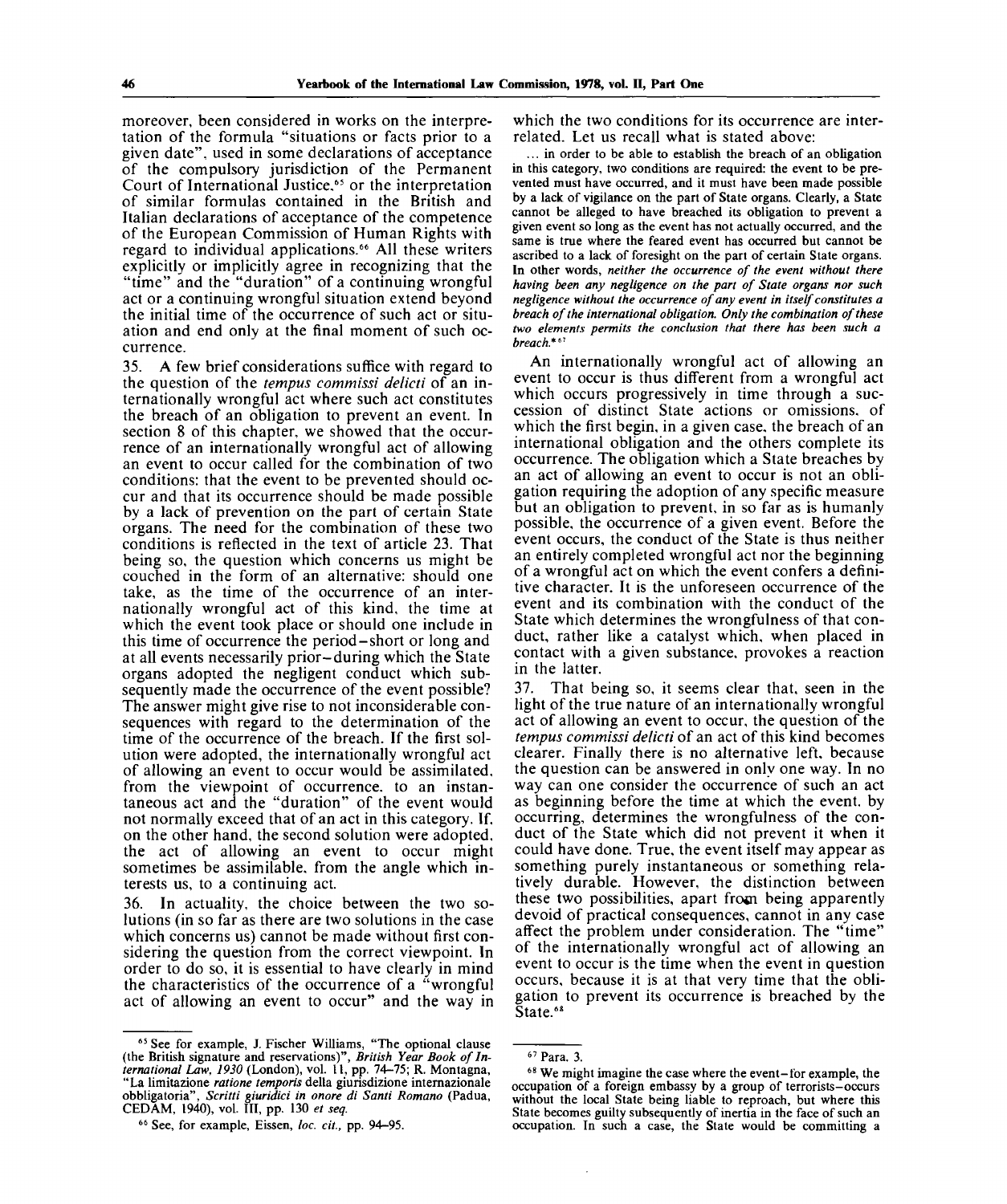moreover, been considered in works on the interpretation of the formula "situations or facts prior to a given date", used in some declarations of acceptance of the compulsory jurisdiction of the Permanent Court of International Justice,[65] or the interpretation of similar formulas contained in the British and Italian declarations of acceptance of the competence of the European Commission of Human Rights with regard to individual applications.[66] All these writers explicitly or implicitly agree in recognizing that the "time" and the "duration" of a continuing wrongful act or a continuing wrongful situation extend beyond the initial time of the occurrence of such act or situation and end only at the final moment of such occurrence.

35. A few brief considerations suffice with regard to the question of the *tempus commissi delicti* of an internationally wrongful act where such act constitutes the breach of an obligation to prevent an event. In section 8 of this chapter, we showed that the occurrence of an internationally wrongful act of allowing an event to occur called for the combination of two conditions: that the event to be prevented should occur and that its occurrence should be made possible by a lack of prevention on the part of certain State organs. The need for the combination of these two conditions is reflected in the text of article 23. That being so, the question which concerns us might be couched in the form of an alternative: should one take, as the time of the occurrence of an internationally wrongful act of this kind, the time at which the event took place or should one include in this time of occurrence the period–short or long and at all events necessarily prior–during which the State organs adopted the negligent conduct which subsequently made the occurrence of the event possible? The answer might give rise to not inconsiderable consequences with regard to the determination of the time of the occurrence of the breach. If the first solution were adopted, the internationally wrongful act of allowing an event to occur would be assimilated, from the viewpoint of occurrence, to an instantaneous act and the "duration" of the event would not normally exceed that of an act in this category. If, on the other hand, the second solution were adopted, the act of allowing an event to occur might sometimes be assimilable, from the angle which interests us, to a continuing act.

36. In actuality, the choice between the two solutions (in so far as there are two solutions in the case which concerns us) cannot be made without first considering the question from the correct viewpoint. In order to do so, it is essential to have clearly in mind the characteristics of the occurrence of a "wrongful act of allowing an event to occur" and the way in which the two conditions for its occurrence are interrelated. Let us recall what is stated above:

> ... in order to be able to establish the breach of an obligation in this category, two conditions are required: the event to be prevented must have occurred, and it must have been made possible by a lack of vigilance on the part of State organs. Clearly, a State cannot be alleged to have breached its obligation to prevent a given event so long as the event has not actually occurred, and the same is true where the feared event has occurred but cannot be ascribed to a lack of foresight on the part of certain State organs. In other words, *neither the occurrence of the event without there having been any negligence on the part of State organs nor such negligence without the occurrence of any event in itself constitutes a breach of the international obligation. Only the combination of these two elements permits the conclusion that there has been such a breach.*\*[67]

An internationally wrongful act of allowing an event to occur is thus different from a wrongful act which occurs progressively in time through a succession of distinct State actions or omissions, of which the first begin, in a given case, the breach of an international obligation and the others complete its occurrence. The obligation which a State breaches by an act of allowing an event to occur is not an obligation requiring the adoption of any specific measure but an obligation to prevent, in so far as is humanly possible, the occurrence of a given event. Before the event occurs, the conduct of the State is thus neither an entirely completed wrongful act nor the beginning of a wrongful act on which the event confers a definitive character. It is the unforeseen occurrence of the event and its combination with the conduct of the State which determines the wrongfulness of that conduct, rather like a catalyst which, when placed in contact with a given substance, provokes a reaction in the latter.

37. That being so, it seems clear that, seen in the light of the true nature of an internationally wrongful act of allowing an event to occur, the question of the *tempus commissi delicti* of an act of this kind becomes clearer. Finally there is no alternative left, because the question can be answered in only one way. In no way can one consider the occurrence of such an act as beginning before the time at which the event, by occurring, determines the wrongfulness of the conduct of the State which did not prevent it when it could have done. True, the event itself may appear as something purely instantaneous or something relatively durable. However, the distinction between these two possibilities, apart from being apparently devoid of practical consequences, cannot in any case affect the problem under consideration. The "time" of the internationally wrongful act of allowing an event to occur is the time when the event in question occurs, because it is at that very time that the obligation to prevent its occurrence is breached by the State.[68]

---

[65] See for example, J. Fischer Williams, "The optional clause (the British signature and reservations)", *British Year Book of International Law, 1930* (London), vol. 11, pp. 74–75; R. Montagna, "La limitazione *ratione temporis* della giurisdizione internazionale obbligatoria", *Scritti giuridici in onore di Santi Romano* (Padua, CEDAM, 1940), vol. III, pp. 130 *et seq.*

[66] See, for example, Eissen, *loc. cit.*, pp. 94–95.

[67] Para. 3.

[68] We might imagine the case where the event–for example, the occupation of a foreign embassy by a group of terrorists–occurs without the local State being liable to reproach, but where this State becomes guilty subsequently of inertia in the face of such an occupation. In such a case, the State would be committing a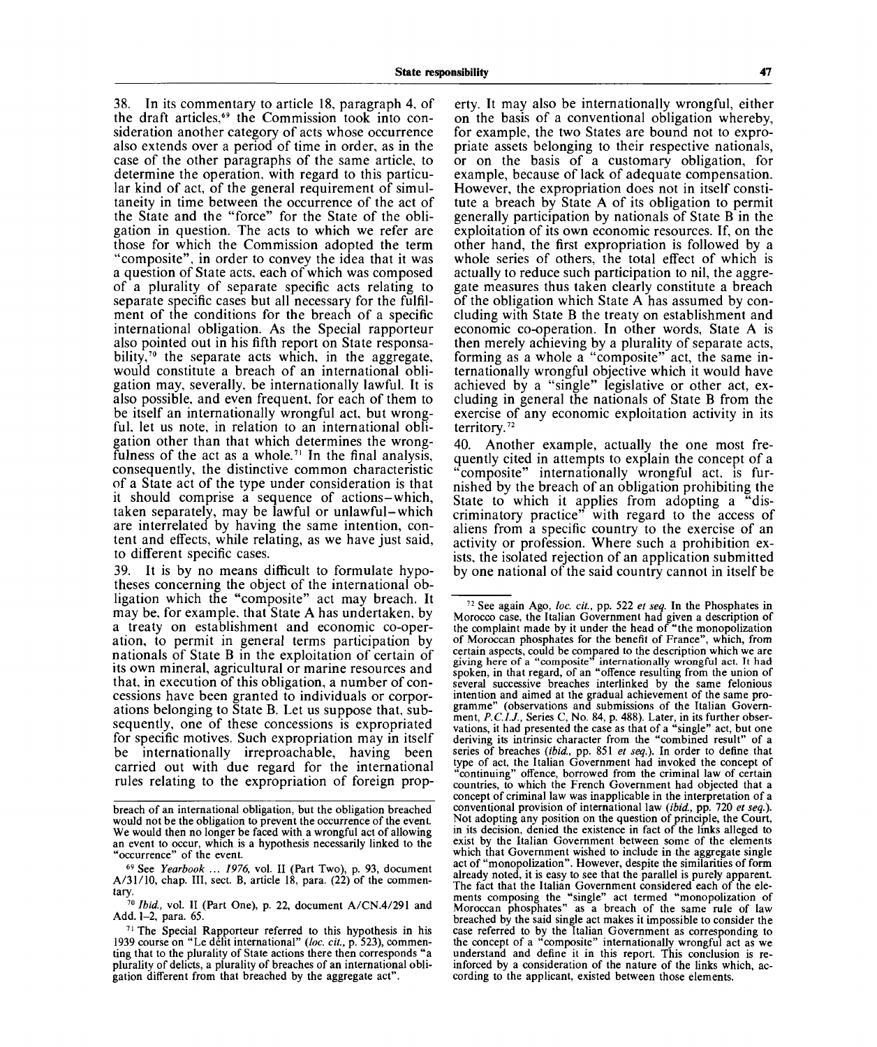38. In its commentary to article 18, paragraph 4, of the draft articles,[69] the Commission took into consideration another category of acts whose occurrence also extends over a period of time in order, as in the case of the other paragraphs of the same article, to determine the operation, with regard to this particular kind of act, of the general requirement of simultaneity in time between the occurrence of the act of the State and the "force" for the State of the obligation in question. The acts to which we refer are those for which the Commission adopted the term "composite", in order to convey the idea that it was a question of State acts, each of which was composed of a plurality of separate specific acts relating to separate specific cases but all necessary for the fulfilment of the conditions for the breach of a specific international obligation. As the Special rapporteur also pointed out in his fifth report on State responsability,[70] the separate acts which, in the aggregate, would constitute a breach of an international obligation may, severally, be internationally lawful. It is also possible, and even frequent, for each of them to be itself an internationally wrongful act, but wrongful, let us note, in relation to an international obligation other than that which determines the wrongfulness of the act as a whole.[71] In the final analysis, consequently, the distinctive common characteristic of a State act of the type under consideration is that it should comprise a sequence of actions–which, taken separately, may be lawful or unlawful–which are interrelated by having the same intention, content and effects, while relating, as we have just said, to different specific cases.

39. It is by no means difficult to formulate hypotheses concerning the object of the international obligation which the "composite" act may breach. It may be, for example, that State A has undertaken, by a treaty on establishment and economic co-operation, to permit in general terms participation by nationals of State B in the exploitation of certain of its own mineral, agricultural or marine resources and that, in execution of this obligation, a number of concessions have been granted to individuals or corporations belonging to State B. Let us suppose that, subsequently, one of these concessions is expropriated for specific motives. Such expropriation may in itself be internationally irreproachable, having been carried out with due regard for the international rules relating to the expropriation of foreign property. It may also be internationally wrongful, either on the basis of a conventional obligation whereby, for example, the two States are bound not to expropriate assets belonging to their respective nationals, or on the basis of a customary obligation, for example, because of lack of adequate compensation. However, the expropriation does not in itself constitute a breach by State A of its obligation to permit generally participation by nationals of State B in the exploitation of its own economic resources. If, on the other hand, the first expropriation is followed by a whole series of others, the total effect of which is actually to reduce such participation to nil, the aggregate measures thus taken clearly constitute a breach of the obligation which State A has assumed by concluding with State B the treaty on establishment and economic co-operation. In other words, State A is then merely achieving by a plurality of separate acts, forming as a whole a "composite" act, the same internationally wrongful objective which it would have achieved by a "single" legislative or other act, excluding in general the nationals of State B from the exercise of any economic exploitation activity in its territory.[72]

40. Another example, actually the one most frequently cited in attempts to explain the concept of a "composite" internationally wrongful act, is furnished by the breach of an obligation prohibiting the State to which it applies from adopting a "discriminatory practice" with regard to the access of aliens from a specific country to the exercise of an activity or profession. Where such a prohibition exists, the isolated rejection of an application submitted by one national of the said country cannot in itself be

---

breach of an international obligation, but the obligation breached would not be the obligation to prevent the occurrence of the event. We would then no longer be faced with a wrongful act of allowing an event to occur, which is a hypothesis necessarily linked to the "occurrence" of the event.

[69] See *Yearbook ... 1976,* vol. II (Part Two), p. 93, document A/31/10, chap. III, sect. B, article 18, para. (22) of the commentary.

[70] *Ibid.,* vol. II (Part One), p. 22, document A/CN.4/291 and Add. 1–2, para. 65.

[71] The Special Rapporteur referred to this hypothesis in his 1939 course on "Le délit international" (*loc. cit.,* p. 523), commenting that to the plurality of State actions there then corresponds "a plurality of delicts, a plurality of breaches of an international obligation different from that breached by the aggregate act".

[72] See again Ago, *loc. cit.,* pp. 522 *et seq.* In the Phosphates in Morocco case, the Italian Government had given a description of the complaint made by it under the head of "the monopolization of Moroccan phosphates for the benefit of France", which, from certain aspects, could be compared to the description which we are giving here of a "composite" internationally wrongful act. It had spoken, in that regard, of an "offence resulting from the union of several successive breaches interlinked by the same felonious intention and aimed at the gradual achievement of the same programme" (observations and submissions of the Italian Government, *P.C.I.J.,* Series C, No. 84, p. 488). Later, in its further observations, it had presented the case as that of a "single" act, but one deriving its intrinsic character from the "combined result" of a series of breaches (*ibid.,* pp. 851 *et seq.*). In order to define that type of act, the Italian Government had invoked the concept of "continuing" offence, borrowed from the criminal law of certain countries, to which the French Government had objected that a concept of criminal law was inapplicable in the interpretation of a conventional provision of international law (*ibid.,* pp. 720 *et seq.*). Not adopting any position on the question of principle, the Court, in its decision, denied the existence in fact of the links alleged to exist by the Italian Government between some of the elements which that Government wished to include in the aggregate single act of "monopolization". However, despite the similarities of form already noted, it is easy to see that the parallel is purely apparent. The fact that the Italian Government considered each of the elements composing the "single" act termed "monopolization of Moroccan phosphates" as a breach of the same rule of law breached by the said single act makes it impossible to consider the case referred to by the Italian Government as corresponding to the concept of a "composite" internationally wrongful act as we understand and define it in this report. This conclusion is reinforced by a consideration of the nature of the links which, according to the applicant, existed between those elements.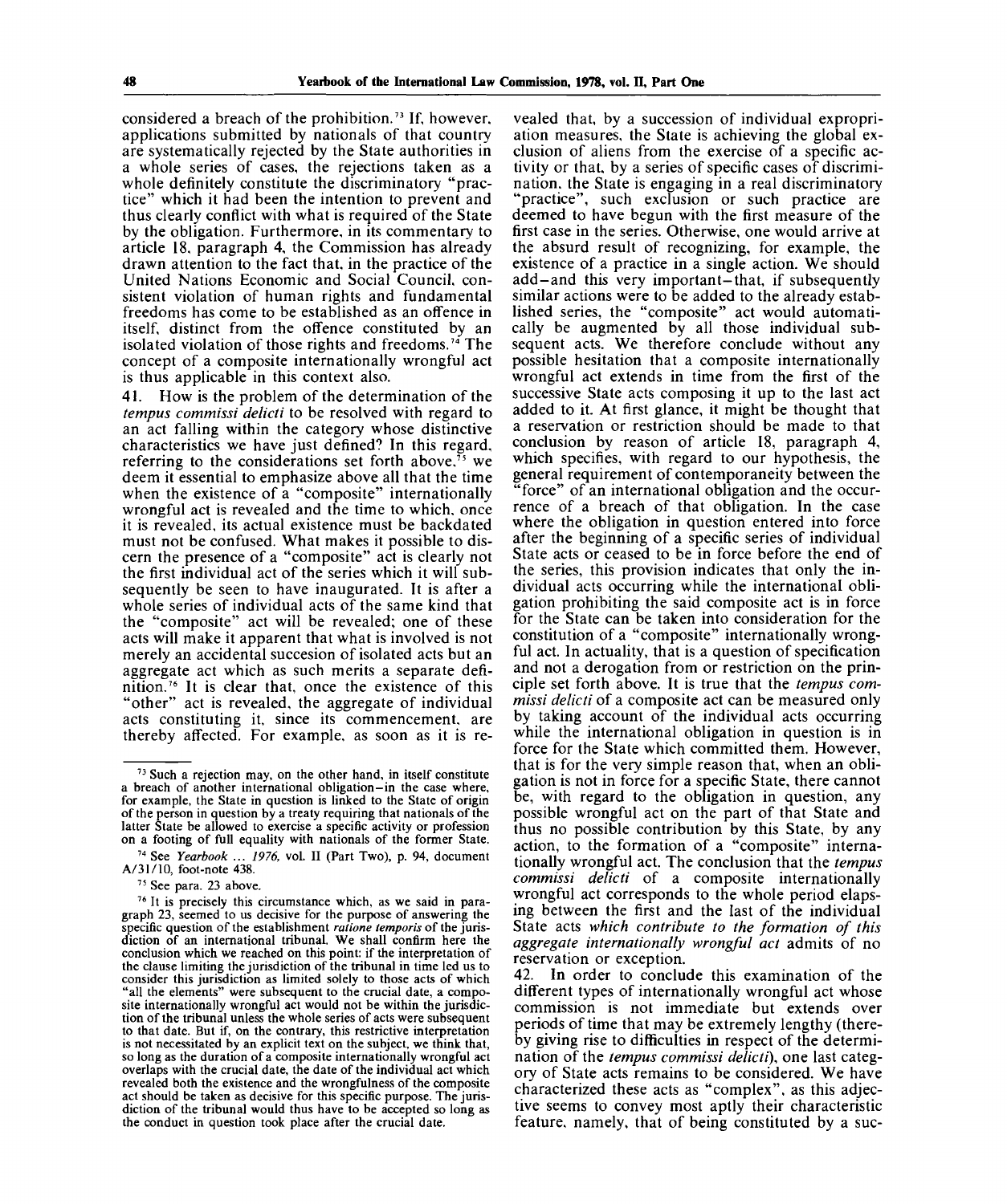considered a breach of the prohibition.[73] If, however, applications submitted by nationals of that country are systematically rejected by the State authorities in a whole series of cases, the rejections taken as a whole definitely constitute the discriminatory "practice" which it had been the intention to prevent and thus clearly conflict with what is required of the State by the obligation. Furthermore, in its commentary to article 18, paragraph 4, the Commission has already drawn attention to the fact that, in the practice of the United Nations Economic and Social Council, consistent violation of human rights and fundamental freedoms has come to be established as an offence in itself, distinct from the offence constituted by an isolated violation of those rights and freedoms.[74] The concept of a composite internationally wrongful act is thus applicable in this context also.

41. How is the problem of the determination of the *tempus commissi delicti* to be resolved with regard to an act falling within the category whose distinctive characteristics we have just defined? In this regard, referring to the considerations set forth above,[75] we deem it essential to emphasize above all that the time when the existence of a "composite" internationally wrongful act is revealed and the time to which, once it is revealed, its actual existence must be backdated must not be confused. What makes it possible to discern the presence of a "composite" act is clearly not the first individual act of the series which it will subsequently be seen to have inaugurated. It is after a whole series of individual acts of the same kind that the "composite" act will be revealed; one of these acts will make it apparent that what is involved is not merely an accidental succesion of isolated acts but an aggregate act which as such merits a separate definition.[76] It is clear that, once the existence of this "other" act is revealed, the aggregate of individual acts constituting it, since its commencement, are thereby affected. For example, as soon as it is revealed that, by a succession of individual expropriation measures, the State is achieving the global exclusion of aliens from the exercise of a specific activity or that, by a series of specific cases of discrimination, the State is engaging in a real discriminatory "practice", such exclusion or such practice are deemed to have begun with the first measure of the first case in the series. Otherwise, one would arrive at the absurd result of recognizing, for example, the existence of a practice in a single action. We should add—and this very important—that, if subsequently similar actions were to be added to the already established series, the "composite" act would automatically be augmented by all those individual subsequent acts. We therefore conclude without any possible hesitation that a composite internationally wrongful act extends in time from the first of the successive State acts composing it up to the last act added to it. At first glance, it might be thought that a reservation or restriction should be made to that conclusion by reason of article 18, paragraph 4, which specifies, with regard to our hypothesis, the general requirement of contemporaneity between the "force" of an international obligation and the occurrence of a breach of that obligation. In the case where the obligation in question entered into force after the beginning of a specific series of individual State acts or ceased to be in force before the end of the series, this provision indicates that only the individual acts occurring while the international obligation prohibiting the said composite act is in force for the State can be taken into consideration for the constitution of a "composite" internationally wrongful act. In actuality, that is a question of specification and not a derogation from or restriction on the principle set forth above. It is true that the *tempus commissi delicti* of a composite act can be measured only by taking account of the individual acts occurring while the international obligation in question is in force for the State which committed them. However, that is for the very simple reason that, when an obligation is not in force for a specific State, there cannot be, with regard to the obligation in question, any possible wrongful act on the part of that State and thus no possible contribution by this State, by any action, to the formation of a "composite" internationally wrongful act. The conclusion that the *tempus commissi delicti* of a composite internationally wrongful act corresponds to the whole period elapsing between the first and the last of the individual State acts *which contribute to the formation of this aggregate internationally wrongful act* admits of no reservation or exception.

42. In order to conclude this examination of the different types of internationally wrongful act whose commission is not immediate but extends over periods of time that may be extremely lengthy (thereby giving rise to difficulties in respect of the determination of the *tempus commissi delicti*), one last category of State acts remains to be considered. We have characterized these acts as "complex", as this adjective seems to convey most aptly their characteristic feature, namely, that of being constituted by a suc-

---

[73] Such a rejection may, on the other hand, in itself constitute a breach of another international obligation—in the case where, for example, the State in question is linked to the State of origin of the person in question by a treaty requiring that nationals of the latter State be allowed to exercise a specific activity or profession on a footing of full equality with nationals of the former State.

[74] See *Yearbook ... 1976*, vol. II (Part Two), p. 94, document A/31/10, foot-note 438.

[75] See para. 23 above.

[76] It is precisely this circumstance which, as we said in paragraph 23, seemed to us decisive for the purpose of answering the specific question of the establishment *ratione temporis* of the jurisdiction of an international tribunal. We shall confirm here the conclusion which we reached on this point: if the interpretation of the clause limiting the jurisdiction of the tribunal in time led us to consider this jurisdiction as limited solely to those acts of which "all the elements" were subsequent to the crucial date, a composite internationally wrongful act would not be within the jurisdiction of the tribunal unless the whole series of acts were subsequent to that date. But if, on the contrary, this restrictive interpretation is not necessitated by an explicit text on the subject, we think that, so long as the duration of a composite internationally wrongful act overlaps with the crucial date, the date of the individual act which revealed both the existence and the wrongfulness of the composite act should be taken as decisive for this specific purpose. The jurisdiction of the tribunal would thus have to be accepted so long as the conduct in question took place after the crucial date.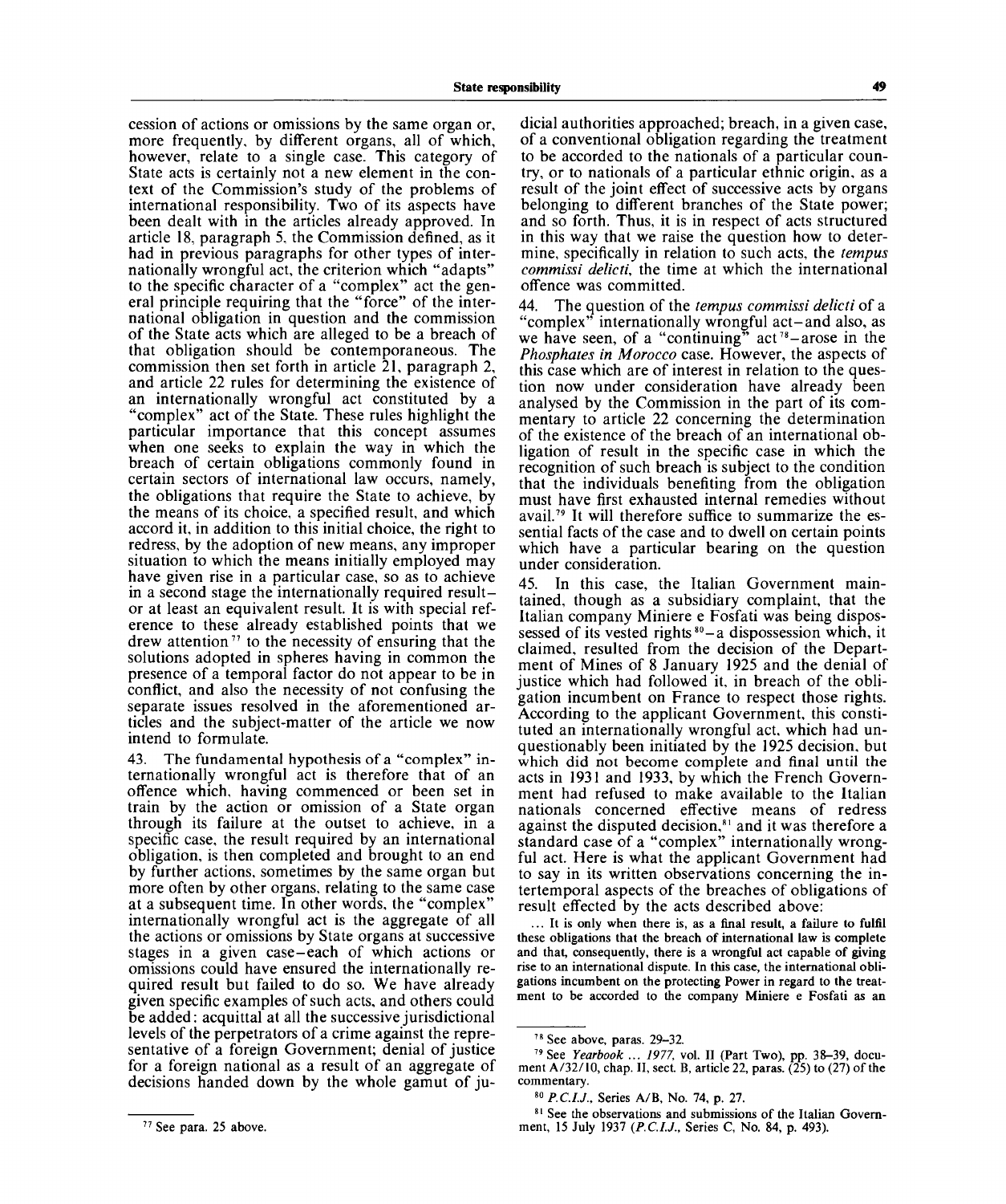cession of actions or omissions by the same organ or, more frequently, by different organs, all of which, however, relate to a single case. This category of State acts is certainly not a new element in the context of the Commission's study of the problems of international responsibility. Two of its aspects have been dealt with in the articles already approved. In article 18, paragraph 5, the Commission defined, as it had in previous paragraphs for other types of internationally wrongful act, the criterion which "adapts" to the specific character of a "complex" act the general principle requiring that the "force" of the international obligation in question and the commission of the State acts which are alleged to be a breach of that obligation should be contemporaneous. The commission then set forth in article 21, paragraph 2, and article 22 rules for determining the existence of an internationally wrongful act constituted by a "complex" act of the State. These rules highlight the particular importance that this concept assumes when one seeks to explain the way in which the breach of certain obligations commonly found in certain sectors of international law occurs, namely, the obligations that require the State to achieve, by the means of its choice, a specified result, and which accord it, in addition to this initial choice, the right to redress, by the adoption of new means, any improper situation to which the means initially employed may have given rise in a particular case, so as to achieve in a second stage the internationally required result—or at least an equivalent result. It is with special reference to these already established points that we drew attention[77] to the necessity of ensuring that the solutions adopted in spheres having in common the presence of a temporal factor do not appear to be in conflict, and also the necessity of not confusing the separate issues resolved in the aforementioned articles and the subject-matter of the article we now intend to formulate.

43. The fundamental hypothesis of a "complex" internationally wrongful act is therefore that of an offence which, having commenced or been set in train by the action or omission of a State organ through its failure at the outset to achieve, in a specific case, the result required by an international obligation, is then completed and brought to an end by further actions, sometimes by the same organ but more often by other organs, relating to the same case at a subsequent time. In other words, the "complex" internationally wrongful act is the aggregate of all the actions or omissions by State organs at successive stages in a given case—each of which actions or omissions could have ensured the internationally required result but failed to do so. We have already given specific examples of such acts, and others could be added: acquittal at all the successive jurisdictional levels of the perpetrators of a crime against the representative of a foreign Government; denial of justice for a foreign national as a result of an aggregate of decisions handed down by the whole gamut of judicial authorities approached; breach, in a given case, of a conventional obligation regarding the treatment to be accorded to the nationals of a particular country, or to nationals of a particular ethnic origin, as a result of the joint effect of successive acts by organs belonging to different branches of the State power; and so forth. Thus, it is in respect of acts structured in this way that we raise the question how to determine, specifically in relation to such acts, the *tempus commissi delicti*, the time at which the international offence was committed.

44. The question of the *tempus commissi delicti* of a "complex" internationally wrongful act—and also, as we have seen, of a "continuing" act[78]—arose in the *Phosphates in Morocco* case. However, the aspects of this case which are of interest in relation to the question now under consideration have already been analysed by the Commission in the part of its commentary to article 22 concerning the determination of the existence of the breach of an international obligation of result in the specific case in which the recognition of such breach is subject to the condition that the individuals benefiting from the obligation must have first exhausted internal remedies without avail.[79] It will therefore suffice to summarize the essential facts of the case and to dwell on certain points which have a particular bearing on the question under consideration.

45. In this case, the Italian Government maintained, though as a subsidiary complaint, that the Italian company Miniere e Fosfati was being dispossessed of its vested rights[80]—a dispossession which, it claimed, resulted from the decision of the Department of Mines of 8 January 1925 and the denial of justice which had followed it, in breach of the obligation incumbent on France to respect those rights. According to the applicant Government, this constituted an internationally wrongful act, which had unquestionably been initiated by the 1925 decision, but which did not become complete and final until the acts in 1931 and 1933, by which the French Government had refused to make available to the Italian nationals concerned effective means of redress against the disputed decision,[81] and it was therefore a standard case of a "complex" internationally wrongful act. Here is what the applicant Government had to say in its written observations concerning the intertemporal aspects of the breaches of obligations of result effected by the acts described above:

> ... It is only when there is, as a final result, a failure to fulfil these obligations that the breach of international law is complete and that, consequently, there is a wrongful act capable of giving rise to an international dispute. In this case, the international obligations incumbent on the protecting Power in regard to the treatment to be accorded to the company Miniere e Fosfati as an

---

[77] See para. 25 above.

[78] See above, paras. 29–32.

[79] See *Yearbook ... 1977*, vol. II (Part Two), pp. 38–39, document A/32/10, chap. II, sect. B, article 22, paras. (25) to (27) of the commentary.

[80] *P.C.I.J.*, Series A/B, No. 74, p. 27.

[81] See the observations and submissions of the Italian Government, 15 July 1937 (*P.C.I.J.*, Series C, No. 84, p. 493).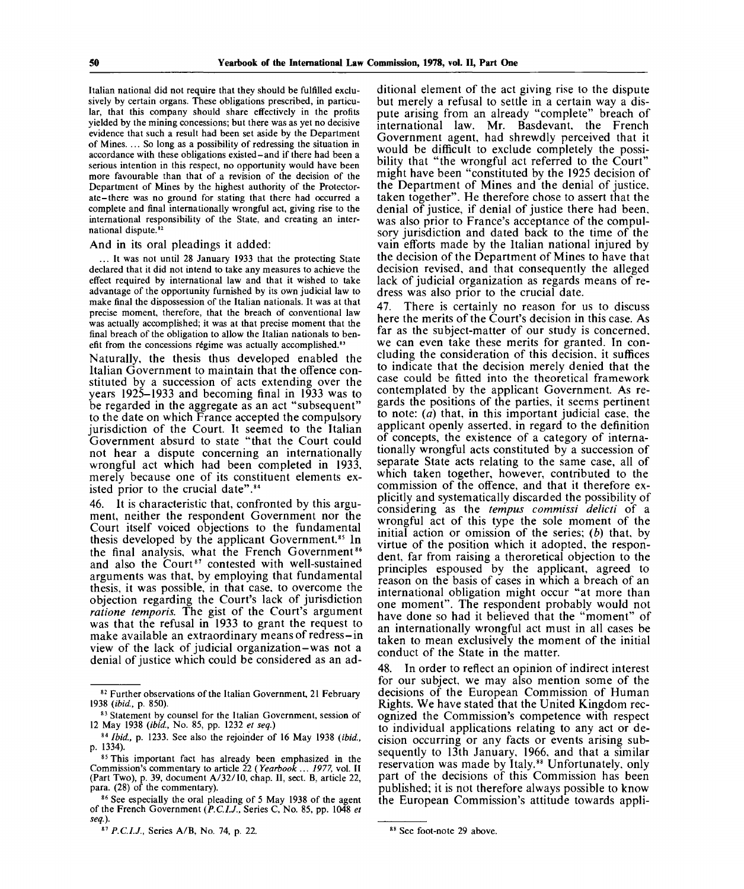Italian national did not require that they should be fulfilled exclusively by certain organs. These obligations prescribed, in particular, that this company should share effectively in the profits yielded by the mining concessions; but there was as yet no decisive evidence that such a result had been set aside by the Department of Mines. ... So long as a possibility of redressing the situation in accordance with these obligations existed–and if there had been a serious intention in this respect, no opportunity would have been more favourable than that of a revision of the decision of the Department of Mines by the highest authority of the Protectorate–there was no ground for stating that there had occurred a complete and final internationally wrongful act, giving rise to the international responsibility of the State, and creating an international dispute.[82]

And in its oral pleadings it added:

> ... It was not until 28 January 1933 that the protecting State declared that it did not intend to take any measures to achieve the effect required by international law and that it wished to take advantage of the opportunity furnished by its own judicial law to make final the dispossession of the Italian nationals. It was at that precise moment, therefore, that the breach of conventional law was actually accomplished; it was at that precise moment that the final breach of the obligation to allow the Italian nationals to benefit from the concessions régime was actually accomplished.[83]

Naturally, the thesis thus developed enabled the Italian Government to maintain that the offence constituted by a succession of acts extending over the years 1925–1933 and becoming final in 1933 was to be regarded in the aggregate as an act "subsequent" to the date on which France accepted the compulsory jurisdiction of the Court. It seemed to the Italian Government absurd to state "that the Court could not hear a dispute concerning an internationally wrongful act which had been completed in 1933, merely because one of its constituent elements existed prior to the crucial date".[84]

46. It is characteristic that, confronted by this argument, neither the respondent Government nor the Court itself voiced objections to the fundamental thesis developed by the applicant Government.[85] In the final analysis, what the French Government[86] and also the Court[87] contested with well-sustained arguments was that, by employing that fundamental thesis, it was possible, in that case, to overcome the objection regarding the Court's lack of jurisdiction *ratione temporis.* The gist of the Court's argument was that the refusal in 1933 to grant the request to make available an extraordinary means of redress–in view of the lack of judicial organization–was not a denial of justice which could be considered as an additional element of the act giving rise to the dispute but merely a refusal to settle in a certain way a dispute arising from an already "complete" breach of international law. Mr. Basdevant, the French Government agent, had shrewdly perceived that it would be difficult to exclude completely the possibility that "the wrongful act referred to the Court" might have been "constituted by the 1925 decision of the Department of Mines and the denial of justice, taken together". He therefore chose to assert that the denial of justice, if denial of justice there had been, was also prior to France's acceptance of the compulsory jurisdiction and dated back to the time of the vain efforts made by the Italian national injured by the decision of the Department of Mines to have that decision revised, and that consequently the alleged lack of judicial organization as regards means of redress was also prior to the crucial date.

47. There is certainly no reason for us to discuss here the merits of the Court's decision in this case. As far as the subject-matter of our study is concerned, we can even take these merits for granted. In concluding the consideration of this decision, it suffices to indicate that the decision merely denied that the case could be fitted into the theoretical framework contemplated by the applicant Government. As regards the positions of the parties, it seems pertinent to note: (*a*) that, in this important judicial case, the applicant openly asserted, in regard to the definition of concepts, the existence of a category of internationally wrongful acts constituted by a succession of separate State acts relating to the same case, all of which taken together, however, contributed to the commission of the offence, and that it therefore explicitly and systematically discarded the possibility of considering as the *tempus commissi delicti* of a wrongful act of this type the sole moment of the initial action or omission of the series; (*b*) that, by virtue of the position which it adopted, the respondent, far from raising a theroretical objection to the principles espoused by the applicant, agreed to reason on the basis of cases in which a breach of an international obligation might occur "at more than one moment". The respondent probably would not have done so had it believed that the "moment" of an internationally wrongful act must in all cases be taken to mean exclusively the moment of the initial conduct of the State in the matter.

48. In order to reflect an opinion of indirect interest for our subject, we may also mention some of the decisions of the European Commission of Human Rights. We have stated that the United Kingdom recognized the Commission's competence with respect to individual applications relating to any act or decision occurring or any facts or events arising subsequently to 13th January, 1966, and that a similar reservation was made by Italy.[88] Unfortunately, only part of the decisions of this Commission has been published; it is not therefore always possible to know the European Commission's attitude towards appli-

---

[82] Further observations of the Italian Government, 21 February 1938 (*ibid.,* p. 850).

[83] Statement by counsel for the Italian Government, session of 12 May 1938 (*ibid.,* No. 85, pp. 1232 *et seq.*)

[84] *Ibid.,* p. 1233. See also the rejoinder of 16 May 1938 (*ibid.,* p. 1334).

[85] This important fact has already been emphasized in the Commission's commentary to article 22 (*Yearbook ... 1977,* vol. II (Part Two), p. 39, document A/32/10, chap. II, sect. B, article 22, para. (28) of the commentary).

[86] See especially the oral pleading of 5 May 1938 of the agent of the French Government (*P.C.I.J.,* Series C, No. 85, pp. 1048 *et seq.*).

[87] *P.C.I.J.,* Series A/B, No. 74, p. 22.

[88] See foot-note 29 above.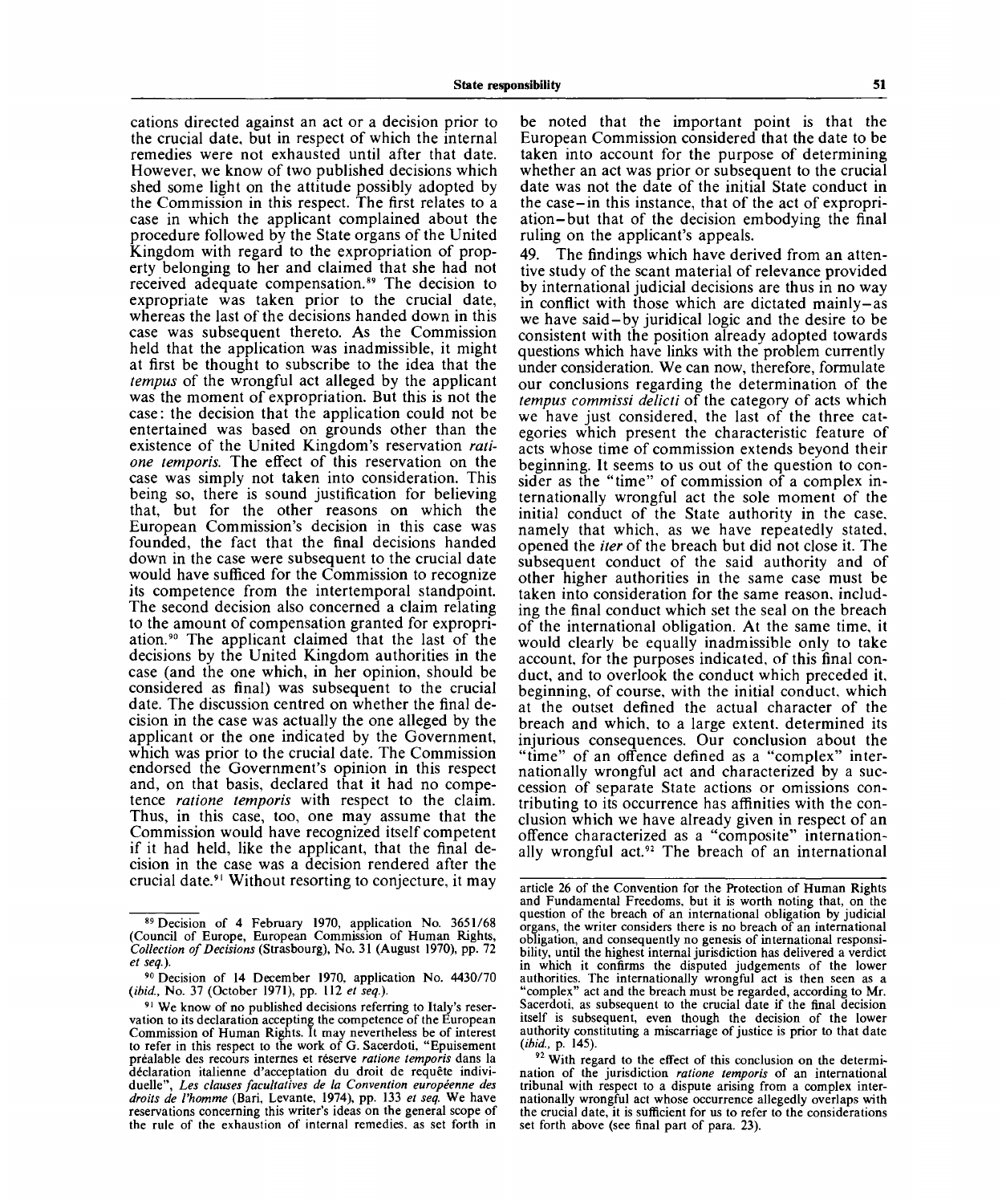cations directed against an act or a decision prior to the crucial date, but in respect of which the internal remedies were not exhausted until after that date. However, we know of two published decisions which shed some light on the attitude possibly adopted by the Commission in this respect. The first relates to a case in which the applicant complained about the procedure followed by the State organs of the United Kingdom with regard to the expropriation of property belonging to her and claimed that she had not received adequate compensation.[89] The decision to expropriate was taken prior to the crucial date, whereas the last of the decisions handed down in this case was subsequent thereto. As the Commission held that the application was inadmissible, it might at first be thought to subscribe to the idea that the *tempus* of the wrongful act alleged by the applicant was the moment of expropriation. But this is not the case: the decision that the application could not be entertained was based on grounds other than the existence of the United Kingdom's reservation *ratione temporis*. The effect of this reservation on the case was simply not taken into consideration. This being so, there is sound justification for believing that, but for the other reasons on which the European Commission's decision in this case was founded, the fact that the final decisions handed down in the case were subsequent to the crucial date would have sufficed for the Commission to recognize its competence from the intertemporal standpoint. The second decision also concerned a claim relating to the amount of compensation granted for expropriation.[90] The applicant claimed that the last of the decisions by the United Kingdom authorities in the case (and the one which, in her opinion, should be considered as final) was subsequent to the crucial date. The discussion centred on whether the final decision in the case was actually the one alleged by the applicant or the one indicated by the Government, which was prior to the crucial date. The Commission endorsed the Government's opinion in this respect and, on that basis, declared that it had no competence *ratione temporis* with respect to the claim. Thus, in this case, too, one may assume that the Commission would have recognized itself competent if it had held, like the applicant, that the final decision in the case was a decision rendered after the crucial date.[91] Without resorting to conjecture, it may be noted that the important point is that the European Commission considered that the date to be taken into account for the purpose of determining whether an act was prior or subsequent to the crucial date was not the date of the initial State conduct in the case—in this instance, that of the act of expropriation—but that of the decision embodying the final ruling on the applicant's appeals.

49. The findings which have derived from an attentive study of the scant material of relevance provided by international judicial decisions are thus in no way in conflict with those which are dictated mainly—as we have said—by juridical logic and the desire to be consistent with the position already adopted towards questions which have links with the problem currently under consideration. We can now, therefore, formulate our conclusions regarding the determination of the *tempus commissi delicti* of the category of acts which we have just considered, the last of the three categories which present the characteristic feature of acts whose time of commission extends beyond their beginning. It seems to us out of the question to consider as the "time" of commission of a complex internationally wrongful act the sole moment of the initial conduct of the State authority in the case, namely that which, as we have repeatedly stated, opened the *iter* of the breach but did not close it. The subsequent conduct of the said authority and of other higher authorities in the same case must be taken into consideration for the same reason, including the final conduct which set the seal on the breach of the international obligation. At the same time, it would clearly be equally inadmissible only to take account, for the purposes indicated, of this final conduct, and to overlook the conduct which preceded it, beginning, of course, with the initial conduct, which at the outset defined the actual character of the breach and which, to a large extent, determined its injurious consequences. Our conclusion about the "time" of an offence defined as a "complex" internationally wrongful act and characterized by a succession of separate State actions or omissions contributing to its occurrence has affinities with the conclusion which we have already given in respect of an offence characterized as a "composite" internationally wrongful act.[92] The breach of an international

---

[89] Decision of 4 February 1970, application No. 3651/68 (Council of Europe, European Commission of Human Rights, *Collection of Decisions* (Strasbourg), No. 31 (August 1970), pp. 72 *et seq.*).

[90] Decision of 14 December 1970, application No. 4430/70 (*ibid.*, No. 37 (October 1971), pp. 112 *et seq.*).

[91] We know of no published decisions referring to Italy's reservation to its declaration accepting the competence of the European Commission of Human Rights. It may nevertheless be of interest to refer in this respect to the work of G. Sacerdoti, "Epuisement préalable des recours internes et réserve *ratione temporis* dans la déclaration italienne d'acceptation du droit de requête individuelle", *Les clauses facultatives de la Convention européenne des droits de l'homme* (Bari, Levante, 1974), pp. 133 *et seq.* We have reservations concerning this writer's ideas on the general scope of the rule of the exhaustion of internal remedies, as set forth in article 26 of the Convention for the Protection of Human Rights and Fundamental Freedoms, but it is worth noting that, on the question of the breach of an international obligation by judicial organs, the writer considers there is no breach of an international obligation, and consequently no genesis of international responsibility, until the highest internal jurisdiction has delivered a verdict in which it confirms the disputed judgements of the lower authorities. The internationally wrongful act is then seen as a "complex" act and the breach must be regarded, according to Mr. Sacerdoti, as subsequent to the crucial date if the final decision itself is subsequent, even though the decision of the lower authority constituting a miscarriage of justice is prior to that date (*ibid.*, p. 145).

[92] With regard to the effect of this conclusion on the determination of the jurisdiction *ratione temporis* of an international tribunal with respect to a dispute arising from a complex internationally wrongful act whose occurrence allegedly overlaps with the crucial date, it is sufficient for us to refer to the considerations set forth above (see final part of para. 23).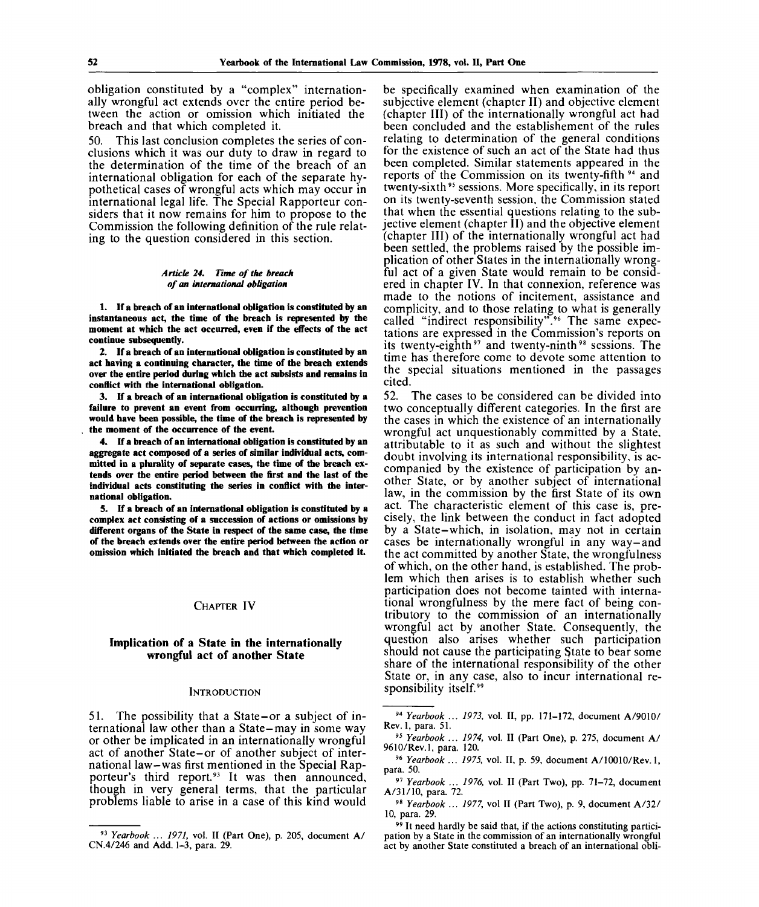obligation constituted by a "complex" internationally wrongful act extends over the entire period between the action or omission which initiated the breach and that which completed it.

50. This last conclusion completes the series of conclusions which it was our duty to draw in regard to the determination of the time of the breach of an international obligation for each of the separate hypothetical cases of wrongful acts which may occur in international legal life. The Special Rapporteur considers that it now remains for him to propose to the Commission the following definition of the rule relating to the question considered in this section.

*Article 24. Time of the breach of an international obligation*

**1. If a breach of an international obligation is constituted by an instantaneous act, the time of the breach is represented by the moment at which the act occurred, even if the effects of the act continue subsequently.**

**2. If a breach of an international obligation is constituted by an act having a continuing character, the time of the breach extends over the entire period during which the act subsists and remains in conflict with the international obligation.**

**3. If a breach of an international obligation is constituted by a failure to prevent an event from occurring, although prevention would have been possible, the time of the breach is represented by the moment of the occurrence of the event.**

**4. If a breach of an international obligation is constituted by an aggregate act composed of a series of similar individual acts, committed in a plurality of separate cases, the time of the breach extends over the entire period between the first and the last of the individual acts constituting the series in conflict with the international obligation.**

**5. If a breach of an international obligation is constituted by a complex act consisting of a succession of actions or omissions by different organs of the State in respect of the same case, the time of the breach extends over the entire period between the action or omission which initiated the breach and that which completed it.**

## CHAPTER IV

## Implication of a State in the internationally wrongful act of another State

### INTRODUCTION

51. The possibility that a State—or a subject of international law other than a State—may in some way or other be implicated in an internationally wrongful act of another State—or of another subject of international law—was first mentioned in the Special Rapporteur's third report.[93] It was then announced, though in very general terms, that the particular problems liable to arise in a case of this kind would be specifically examined when examination of the subjective element (chapter II) and objective element (chapter III) of the internationally wrongful act had been concluded and the establishement of the rules relating to determination of the general conditions for the existence of such an act of the State had thus been completed. Similar statements appeared in the reports of the Commission on its twenty-fifth[94] and twenty-sixth[95] sessions. More specifically, in its report on its twenty-seventh session, the Commission stated that when the essential questions relating to the subjective element (chapter II) and the objective element (chapter III) of the internationally wrongful act had been settled, the problems raised by the possible implication of other States in the internationally wrongful act of a given State would remain to be considered in chapter IV. In that connexion, reference was made to the notions of incitement, assistance and complicity, and to those relating to what is generally called "indirect responsibility".[96] The same expectations are expressed in the Commission's reports on its twenty-eighth[97] and twenty-ninth[98] sessions. The time has therefore come to devote some attention to the special situations mentioned in the passages cited.

52. The cases to be considered can be divided into two conceptually different categories. In the first are the cases in which the existence of an internationally wrongful act unquestionably committed by a State, attributable to it as such and without the slightest doubt involving its international responsibility, is accompanied by the existence of participation by another State, or by another subject of international law, in the commission by the first State of its own act. The characteristic element of this case is, precisely, the link between the conduct in fact adopted by a State—which, in isolation, may not in certain cases be internationally wrongful in any way—and the act committed by another State, the wrongfulness of which, on the other hand, is established. The problem which then arises is to establish whether such participation does not become tainted with international wrongfulness by the mere fact of being contributory to the commission of an internationally wrongful act by another State. Consequently, the question also arises whether such participation should not cause the participating State to bear some share of the international responsibility of the other State or, in any case, also to incur international responsibility itself.[99]

---

[93] *Yearbook ... 1971*, vol. II (Part One), p. 205, document A/CN.4/246 and Add. 1–3, para. 29.

[94] *Yearbook ... 1973*, vol. II, pp. 171–172, document A/9010/Rev. 1, para. 51.

[95] *Yearbook ... 1974*, vol. II (Part One), p. 275, document A/9610/Rev.1, para. 120.

[96] *Yearbook ... 1975*, vol. II, p. 59, document A/10010/Rev. 1, para. 50.

[97] *Yearbook ... 1976*, vol. II (Part Two), pp. 71–72, document A/31/10, para. 72.

[98] *Yearbook ... 1977*, vol II (Part Two), p. 9, document A/32/10, para. 29.

[99] It need hardly be said that, if the actions constituting participation by a State in the commission of an internationally wrongful act by another State constituted a breach of an international obli-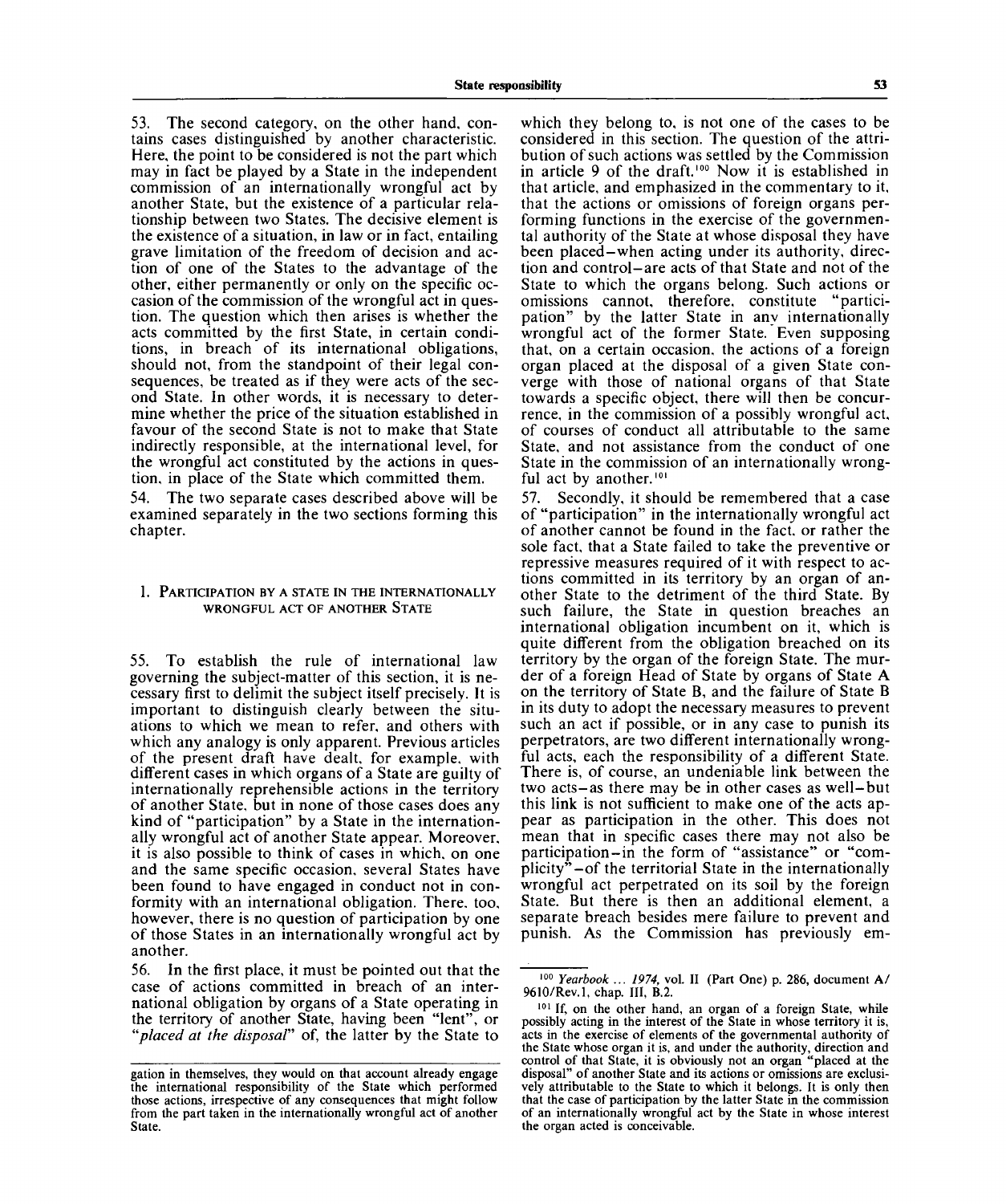53. The second category, on the other hand, contains cases distinguished by another characteristic. Here, the point to be considered is not the part which may in fact be played by a State in the independent commission of an internationally wrongful act by another State, but the existence of a particular relationship between two States. The decisive element is the existence of a situation, in law or in fact, entailing grave limitation of the freedom of decision and action of one of the States to the advantage of the other, either permanently or only on the specific occasion of the commission of the wrongful act in question. The question which then arises is whether the acts committed by the first State, in certain conditions, in breach of its international obligations, should not, from the standpoint of their legal consequences, be treated as if they were acts of the second State. In other words, it is necessary to determine whether the price of the situation established in favour of the second State is not to make that State indirectly responsible, at the international level, for the wrongful act constituted by the actions in question, in place of the State which committed them.

54. The two separate cases described above will be examined separately in the two sections forming this chapter.

### 1. Participation by a State in the internationally wrongful act of another State

55. To establish the rule of international law governing the subject-matter of this section, it is necessary first to delimit the subject itself precisely. It is important to distinguish clearly between the situations to which we mean to refer, and others with which any analogy is only apparent. Previous articles of the present draft have dealt, for example, with different cases in which organs of a State are guilty of internationally reprehensible actions in the territory of another State, but in none of those cases does any kind of "participation" by a State in the internationally wrongful act of another State appear. Moreover, it is also possible to think of cases in which, on one and the same specific occasion, several States have been found to have engaged in conduct not in conformity with an international obligation. There, too, however, there is no question of participation by one of those States in an internationally wrongful act by another.

56. In the first place, it must be pointed out that the case of actions committed in breach of an international obligation by organs of a State operating in the territory of another State, having been "lent", or "*placed at the disposal*" of, the latter by the State to which they belong to, is not one of the cases to be considered in this section. The question of the attribution of such actions was settled by the Commission in article 9 of the draft.[100] Now it is established in that article, and emphasized in the commentary to it, that the actions or omissions of foreign organs performing functions in the exercise of the governmental authority of the State at whose disposal they have been placed—when acting under its authority, direction and control—are acts of that State and not of the State to which the organs belong. Such actions or omissions cannot, therefore, constitute "participation" by the latter State in any internationally wrongful act of the former State. Even supposing that, on a certain occasion, the actions of a foreign organ placed at the disposal of a given State converge with those of national organs of that State towards a specific object, there will then be concurrence, in the commission of a possibly wrongful act, of courses of conduct all attributable to the same State, and not assistance from the conduct of one State in the commission of an internationally wrongful act by another.[101]

57. Secondly, it should be remembered that a case of "participation" in the internationally wrongful act of another cannot be found in the fact, or rather the sole fact, that a State failed to take the preventive or repressive measures required of it with respect to actions committed in its territory by an organ of another State to the detriment of the third State. By such failure, the State in question breaches an international obligation incumbent on it, which is quite different from the obligation breached on its territory by the organ of the foreign State. The murder of a foreign Head of State by organs of State A on the territory of State B, and the failure of State B in its duty to adopt the necessary measures to prevent such an act if possible, or in any case to punish its perpetrators, are two different internationally wrongful acts, each the responsibility of a different State. There is, of course, an undeniable link between the two acts—as there may be in other cases as well—but this link is not sufficient to make one of the acts appear as participation in the other. This does not mean that in specific cases there may not also be participation—in the form of "assistance" or "complicity"—of the territorial State in the internationally wrongful act perpetrated on its soil by the foreign State. But there is then an additional element, a separate breach besides mere failure to prevent and punish. As the Commission has previously em-

---

gation in themselves, they would on that account already engage the international responsibility of the State which performed those actions, irrespective of any consequences that might follow from the part taken in the internationally wrongful act of another State.

[100] *Yearbook ... 1974*, vol. II (Part One) p. 286, document A/9610/Rev.1, chap. III, B.2.

[101] If, on the other hand, an organ of a foreign State, while possibly acting in the interest of the State in whose territory it is, acts in the exercise of elements of the governmental authority of the State whose organ it is, and under the authority, direction and control of that State, it is obviously not an organ "placed at the disposal" of another State and its actions or omissions are exclusively attributable to the State to which it belongs. It is only then that the case of participation by the latter State in the commission of an internationally wrongful act by the State in whose interest the organ acted is conceivable.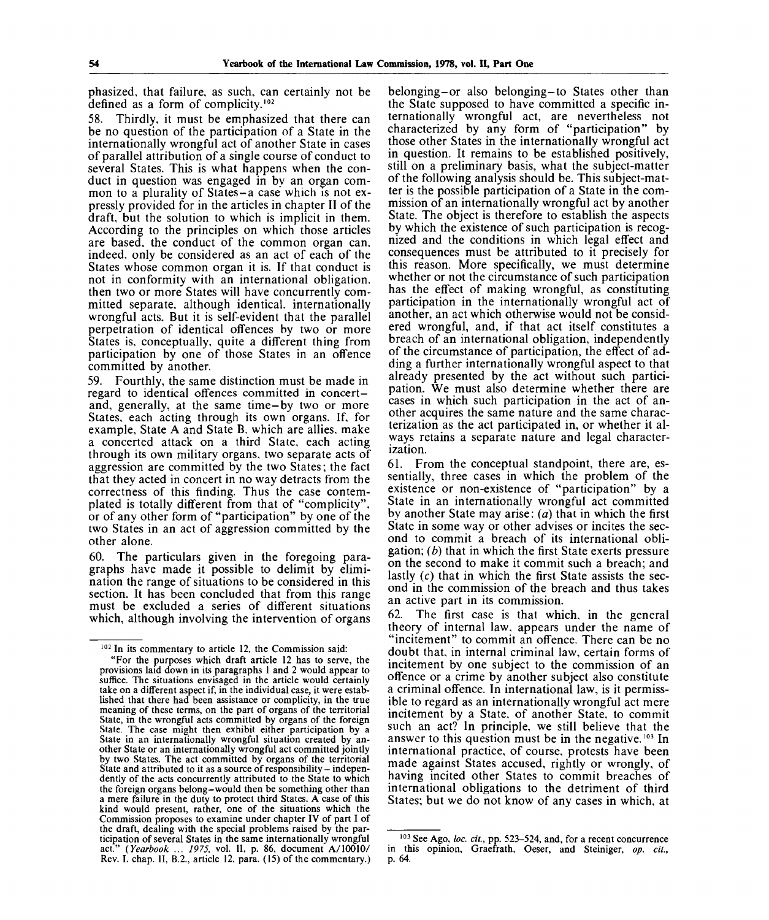phasized, that failure, as such, can certainly not be defined as a form of complicity.[102]

58. Thirdly, it must be emphasized that there can be no question of the participation of a State in the internationally wrongful act of another State in cases of parallel attribution of a single course of conduct to several States. This is what happens when the conduct in question was engaged in by an organ common to a plurality of States—a case which is not expressly provided for in the articles in chapter II of the draft, but the solution to which is implicit in them. According to the principles on which those articles are based, the conduct of the common organ can, indeed, only be considered as an act of each of the States whose common organ it is. If that conduct is not in conformity with an international obligation, then two or more States will have concurrently committed separate, although identical, internationally wrongful acts. But it is self-evident that the parallel perpetration of identical offences by two or more States is, conceptually, quite a different thing from participation by one of those States in an offence committed by another.

59. Fourthly, the same distinction must be made in regard to identical offences committed in concert—and, generally, at the same time—by two or more States, each acting through its own organs. If, for example, State A and State B, which are allies, make a concerted attack on a third State, each acting through its own military organs, two separate acts of aggression are committed by the two States; the fact that they acted in concert in no way detracts from the correctness of this finding. Thus the case contemplated is totally different from that of "complicity", or of any other form of "participation" by one of the two States in an act of aggression committed by the other alone.

60. The particulars given in the foregoing paragraphs have made it possible to delimit by elimination the range of situations to be considered in this section. It has been concluded that from this range must be excluded a series of different situations which, although involving the intervention of organs belonging—or also belonging—to States other than the State supposed to have committed a specific internationally wrongful act, are nevertheless not characterized by any form of "participation" by those other States in the internationally wrongful act in question. It remains to be established positively, still on a preliminary basis, what the subject-matter of the following analysis should be. This subject-matter is the possible participation of a State in the commission of an internationally wrongful act by another State. The object is therefore to establish the aspects by which the existence of such participation is recognized and the conditions in which legal effect and consequences must be attributed to it precisely for this reason. More specifically, we must determine whether or not the circumstance of such participation has the effect of making wrongful, as constituting participation in the internationally wrongful act of another, an act which otherwise would not be considered wrongful, and, if that act itself constitutes a breach of an international obligation, independently of the circumstance of participation, the effect of adding a further internationally wrongful aspect to that already presented by the act without such participation. We must also determine whether there are cases in which such participation in the act of another acquires the same nature and the same characterization as the act participated in, or whether it always retains a separate nature and legal characterization.

61. From the conceptual standpoint, there are, essentially, three cases in which the problem of the existence or non-existence of "participation" by a State in an internationally wrongful act committed by another State may arise: (*a*) that in which the first State in some way or other advises or incites the second to commit a breach of its international obligation; (*b*) that in which the first State exerts pressure on the second to make it commit such a breach; and lastly (*c*) that in which the first State assists the second in the commission of the breach and thus takes an active part in its commission.

62. The first case is that which, in the general theory of internal law, appears under the name of "incitement" to commit an offence. There can be no doubt that, in internal criminal law, certain forms of incitement by one subject to the commission of an offence or a crime by another subject also constitute a criminal offence. In international law, is it permissible to regard as an internationally wrongful act mere incitement by a State, of another State, to commit such an act? In principle, we still believe that the answer to this question must be in the negative.[103] In international practice, of course, protests have been made against States accused, rightly or wrongly, of having incited other States to commit breaches of international obligations to the detriment of third States; but we do not know of any cases in which, at

---

[102] In its commentary to article 12, the Commission said:

"For the purposes which draft article 12 has to serve, the provisions laid down in its paragraphs 1 and 2 would appear to suffice. The situations envisaged in the article would certainly take on a different aspect if, in the individual case, it were established that there had been assistance or complicity, in the true meaning of these terms, on the part of organs of the territorial State, in the wrongful acts committed by organs of the foreign State. The case might then exhibit either participation by a State in an internationally wrongful situation created by another State or an internationally wrongful act committed jointly by two States. The act committed by organs of the territorial State and attributed to it as a source of responsibility—independently of the acts concurrently attributed to the State to which the foreign organs belong—would then be something other than a mere failure in the duty to protect third States. A case of this kind would present, rather, one of the situations which the Commission proposes to examine under chapter IV of part I of the draft, dealing with the special problems raised by the participation of several States in the same internationally wrongful act." (*Yearbook ... 1975*, vol. II, p. 86, document A/10010/Rev. 1, chap. II, B.2., article 12, para. (15) of the commentary.)

[103] See Ago, *loc. cit.*, pp. 523–524, and, for a recent concurrence in this opinion, Graefrath, Oeser, and Steiniger, *op. cit.*, p. 64.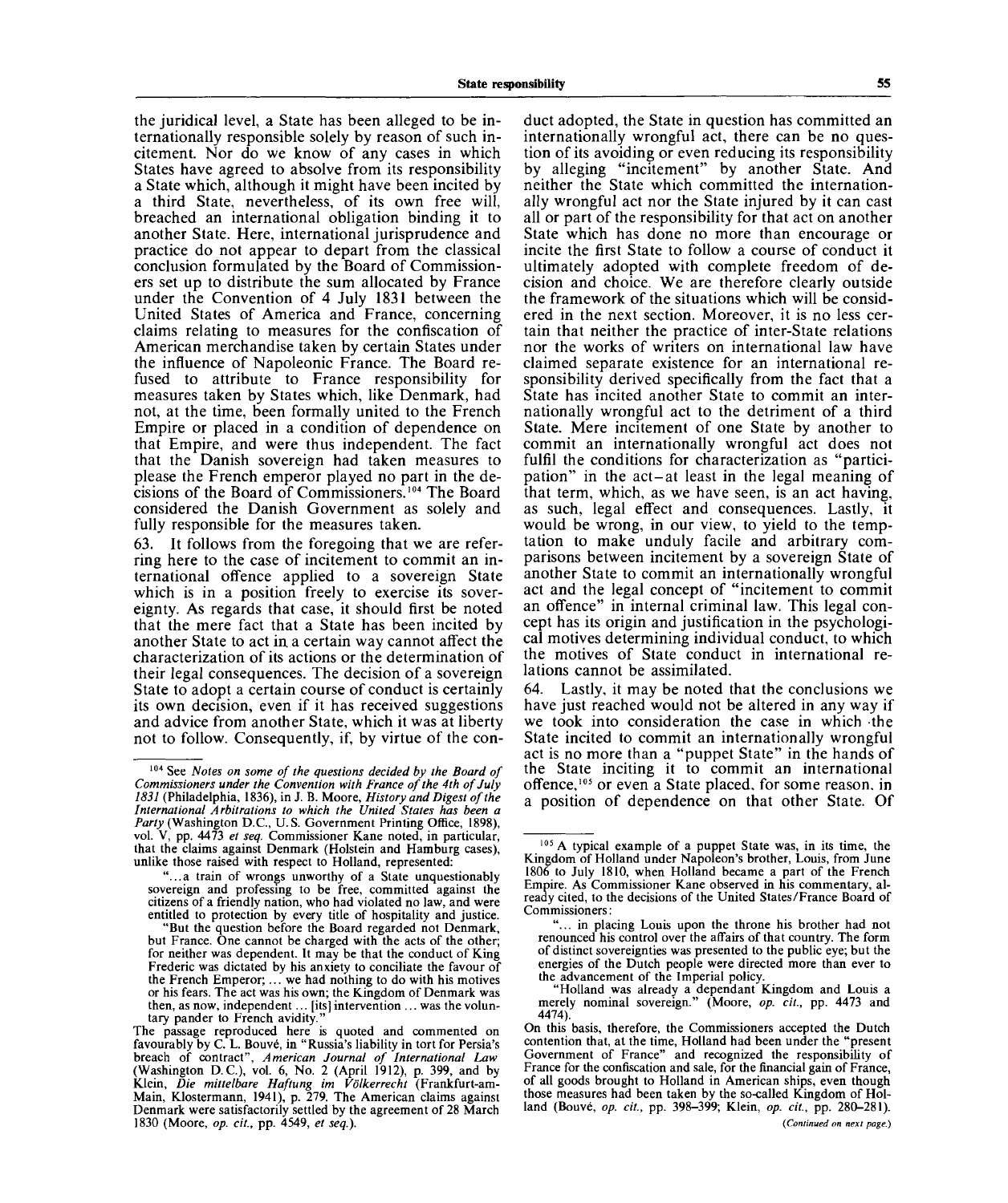the juridical level, a State has been alleged to be internationally responsible solely by reason of such incitement. Nor do we know of any cases in which States have agreed to absolve from its responsibility a State which, although it might have been incited by a third State, nevertheless, of its own free will, breached an international obligation binding it to another State. Here, international jurisprudence and practice do not appear to depart from the classical conclusion formulated by the Board of Commissioners set up to distribute the sum allocated by France under the Convention of 4 July 1831 between the United States of America and France, concerning claims relating to measures for the confiscation of American merchandise taken by certain States under the influence of Napoleonic France. The Board refused to attribute to France responsibility for measures taken by States which, like Denmark, had not, at the time, been formally united to the French Empire or placed in a condition of dependence on that Empire, and were thus independent. The fact that the Danish sovereign had taken measures to please the French emperor played no part in the decisions of the Board of Commissioners.[104] The Board considered the Danish Government as solely and fully responsible for the measures taken.

63. It follows from the foregoing that we are referring here to the case of incitement to commit an international offence applied to a sovereign State which is in a position freely to exercise its sovereignty. As regards that case, it should first be noted that the mere fact that a State has been incited by another State to act in a certain way cannot affect the characterization of its actions or the determination of their legal consequences. The decision of a sovereign State to adopt a certain course of conduct is certainly its own decision, even if it has received suggestions and advice from another State, which it was at liberty not to follow. Consequently, if, by virtue of the conduct adopted, the State in question has committed an internationally wrongful act, there can be no question of its avoiding or even reducing its responsibility by alleging "incitement" by another State. And neither the State which committed the internationally wrongful act nor the State injured by it can cast all or part of the responsibility for that act on another State which has done no more than encourage or incite the first State to follow a course of conduct it ultimately adopted with complete freedom of decision and choice. We are therefore clearly outside the framework of the situations which will be considered in the next section. Moreover, it is no less certain that neither the practice of inter-State relations nor the works of writers on international law have claimed separate existence for an international responsibility derived specifically from the fact that a State has incited another State to commit an internationally wrongful act to the detriment of a third State. Mere incitement of one State by another to commit an internationally wrongful act does not fulfil the conditions for characterization as "participation" in the act—at least in the legal meaning of that term, which, as we have seen, is an act having, as such, legal effect and consequences. Lastly, it would be wrong, in our view, to yield to the temptation to make unduly facile and arbitrary comparisons between incitement by a sovereign State of another State to commit an internationally wrongful act and the legal concept of "incitement to commit an offence" in internal criminal law. This legal concept has its origin and justification in the psychological motives determining individual conduct, to which the motives of State conduct in international relations cannot be assimilated.

64. Lastly, it may be noted that the conclusions we have just reached would not be altered in any way if we took into consideration the case in which the State incited to commit an internationally wrongful act is no more than a "puppet State" in the hands of the State inciting it to commit an international offence,[105] or even a State placed, for some reason, in a position of dependence on that other State. Of

---

[104] See *Notes on some of the questions decided by the Board of Commissioners under the Convention with France of the 4th of July 1831* (Philadelphia, 1836), in J. B. Moore, *History and Digest of the International Arbitrations to which the United States has been a Party* (Washington D.C., U.S. Government Printing Office, 1898), vol. V, pp. 4473 *et seq.* Commissioner Kane noted, in particular, that the claims against Denmark (Holstein and Hamburg cases), unlike those raised with respect to Holland, represented:

"...a train of wrongs unworthy of a State unquestionably sovereign and professing to be free, committed against the citizens of a friendly nation, who had violated no law, and were entitled to protection by every title of hospitality and justice.

"But the question before the Board regarded not Denmark, but France. One cannot be charged with the acts of the other; for neither was dependent. It may be that the conduct of King Frederic was dictated by his anxiety to conciliate the favour of the French Emperor; ... we had nothing to do with his motives or his fears. The act was his own; the Kingdom of Denmark was then, as now, independent ... [its] intervention ... was the voluntary pander to French avidity."

The passage reproduced here is quoted and commented on favourably by C. L. Bouvé, in "Russia's liability in tort for Persia's breach of contract", *American Journal of International Law* (Washington D.C.), vol. 6, No. 2 (April 1912), p. 399, and by Klein, *Die mittelbare Haftung im Völkerrecht* (Frankfurt-am-Main, Klostermann, 1941), p. 279. The American claims against Denmark were satisfactorily settled by the agreement of 28 March 1830 (Moore, *op. cit.*, pp. 4549, *et seq.*).

[105] A typical example of a puppet State was, in its time, the Kingdom of Holland under Napoleon's brother, Louis, from June 1806 to July 1810, when Holland became a part of the French Empire. As Commissioner Kane observed in his commentary, already cited, to the decisions of the United States/France Board of Commissioners:

"... in placing Louis upon the throne his brother had not renounced his control over the affairs of that country. The form of distinct sovereignties was presented to the public eye; but the energies of the Dutch people were directed more than ever to the advancement of the Imperial policy.

"Holland was already a dependant Kingdom and Louis a merely nominal sovereign." (Moore, *op. cit.*, pp. 4473 and 4474).

On this basis, therefore, the Commissioners accepted the Dutch contention that, at the time, Holland had been under the "present Government of France" and recognized the responsibility of France for the confiscation and sale, for the financial gain of France, of all goods brought to Holland in American ships, even though those measures had been taken by the so-called Kingdom of Holland (Bouvé, *op. cit.*, pp. 398–399; Klein, *op. cit.*, pp. 280–281).

*(Continued on next page.)*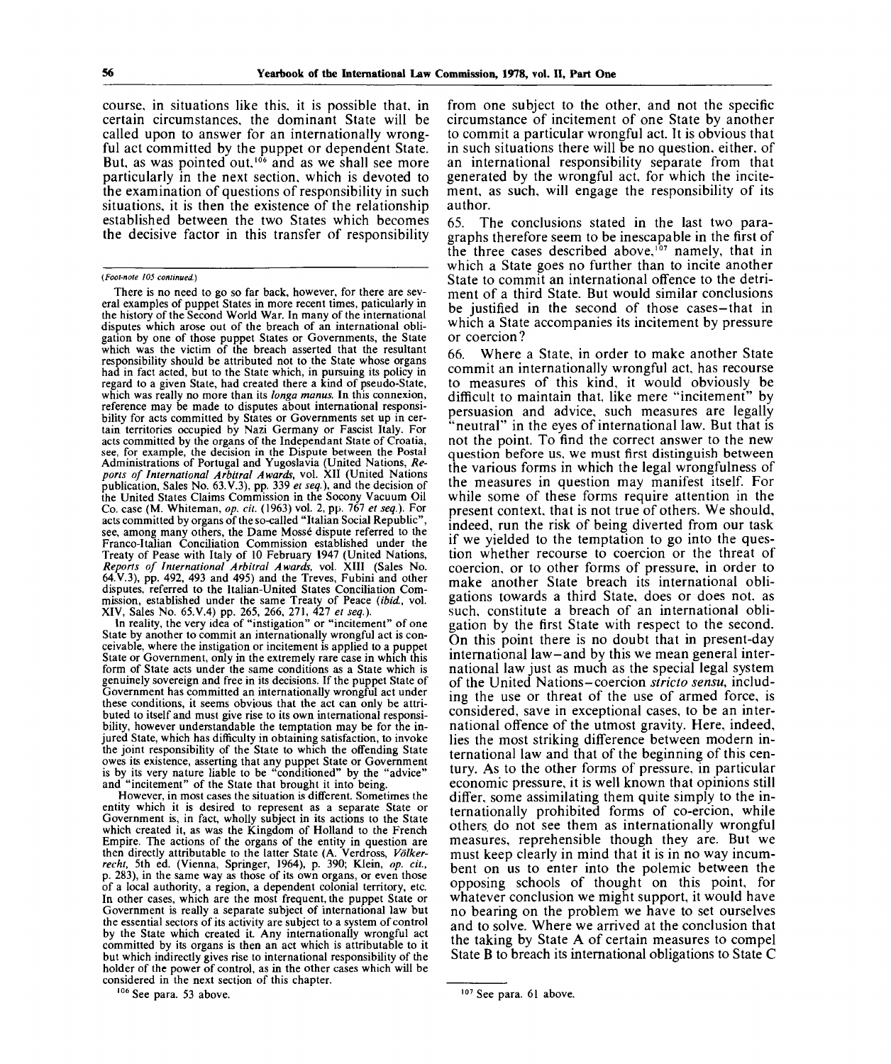course, in situations like this, it is possible that, in certain circumstances, the dominant State will be called upon to answer for an internationally wrongful act committed by the puppet or dependent State. But, as was pointed out,[106] and as we shall see more particularly in the next section, which is devoted to the examination of questions of responsibility in such situations, it is then the existence of the relationship established between the two States which becomes the decisive factor in this transfer of responsibility from one subject to the other, and not the specific circumstance of incitement of one State by another to commit a particular wrongful act. It is obvious that in such situations there will be no question, either, of an international responsibility separate from that generated by the wrongful act, for which the incitement, as such, will engage the responsibility of its author.

65. The conclusions stated in the last two paragraphs therefore seem to be inescapable in the first of the three cases described above,[107] namely, that in which a State goes no further than to incite another State to commit an international offence to the detriment of a third State. But would similar conclusions be justified in the second of those cases—that in which a State accompanies its incitement by pressure or coercion?

66. Where a State, in order to make another State commit an internationally wrongful act, has recourse to measures of this kind, it would obviously be difficult to maintain that, like mere "incitement" by persuasion and advice, such measures are legally "neutral" in the eyes of international law. But that is not the point. To find the correct answer to the new question before us, we must first distinguish between the various forms in which the legal wrongfulness of the measures in question may manifest itself. For while some of these forms require attention in the present context, that is not true of others. We should, indeed, run the risk of being diverted from our task if we yielded to the temptation to go into the question whether recourse to coercion or the threat of coercion, or to other forms of pressure, in order to make another State breach its international obligations towards a third State, does or does not, as such, constitute a breach of an international obligation by the first State with respect to the second. On this point there is no doubt that in present-day international law—and by this we mean general international law just as much as the special legal system of the United Nations—coercion *stricto sensu*, including the use or threat of the use of armed force, is considered, save in exceptional cases, to be an international offence of the utmost gravity. Here, indeed, lies the most striking difference between modern international law and that of the beginning of this century. As to the other forms of pressure, in particular economic pressure, it is well known that opinions still differ, some assimilating them quite simply to the internationally prohibited forms of co-ercion, while others do not see them as internationally wrongful measures, reprehensible though they are. But we must keep clearly in mind that it is in no way incumbent on us to enter into the polemic between the opposing schools of thought on this point, for whatever conclusion we might support, it would have no bearing on the problem we have to set ourselves and to solve. Where we arrived at the conclusion that the taking by State A of certain measures to compel State B to breach its international obligations to State C

---

(*Foot-note 105 continued.*)

There is no need to go so far back, however, for there are several examples of puppet States in more recent times, paticularly in the history of the Second World War. In many of the international disputes which arose out of the breach of an international obligation by one of those puppet States or Governments, the State which was the victim of the breach asserted that the resultant responsibility should be attributed not to the State whose organs had in fact acted, but to the State which, in pursuing its policy in regard to a given State, had created there a kind of pseudo-State, which was really no more than its *longa manus*. In this connexion, reference may be made to disputes about international responsibility for acts committed by States or Governments set up in certain territories occupied by Nazi Germany or Fascist Italy. For acts committed by the organs of the Independant State of Croatia, see, for example, the decision in the Dispute between the Postal Administrations of Portugal and Yugoslavia (United Nations, *Reports of International Arbitral Awards*, vol. XII (United Nations publication, Sales No. 63.V.3), pp. 339 *et seq.*), and the decision of the United States Claims Commission in the Socony Vacuum Oil Co. case (M. Whiteman, *op. cit.* (1963) vol. 2, pp. 767 *et seq.*). For acts committed by organs of the so-called "Italian Social Republic", see, among many others, the Dame Mossé dispute referred to the Franco-Italian Conciliation Commission established under the Treaty of Pease with Italy of 10 February 1947 (United Nations, *Reports of International Arbitral Awards*, vol. XIII (Sales No. 64.V.3), pp. 492, 493 and 495) and the Treves, Fubini and other disputes, referred to the Italian-United States Conciliation Commission, established under the same Treaty of Peace (*ibid.*, vol. XIV, Sales No. 65.V.4) pp. 265, 266, 271, 427 *et seq.*).

In reality, the very idea of "instigation" or "incitement" of one State by another to commit an internationally wrongful act is conceivable, where the instigation or incitement is applied to a puppet State or Government, only in the extremely rare case in which this form of State acts under the same conditions as a State which is genuinely sovereign and free in its decisions. If the puppet State of Government has committed an internationally wrongful act under these conditions, it seems obvious that the act can only be attributed to itself and must give rise to its own international responsibility, however understandable the temptation may be for the injured State, which has difficulty in obtaining satisfaction, to invoke the joint responsibility of the State to which the offending State owes its existence, asserting that any puppet State or Government is by its very nature liable to be "conditioned" by the "advice" and "incitement" of the State that brought it into being.

However, in most cases the situation is different. Sometimes the entity which it is desired to represent as a separate State or Government is, in fact, wholly subject in its actions to the State which created it, as was the Kingdom of Holland to the French Empire. The actions of the organs of the entity in question are then directly attributable to the latter State (A. Verdross, *Völkerrecht*, 5th ed. (Vienna, Springer, 1964), p. 390; Klein, *op. cit.*, p. 283), in the same way as those of its own organs, or even those of a local authority, a region, a dependent colonial territory, etc. In other cases, which are the most frequent, the puppet State or Government is really a separate subject of international law but the essential sectors of its activity are subject to a system of control by the State which created it. Any internationally wrongful act committed by its organs is then an act which is attributable to it but which indirectly gives rise to international responsibility of the holder of the power of control, as in the other cases which will be considered in the next section of this chapter.

[106] See para. 53 above.

[107] See para. 61 above.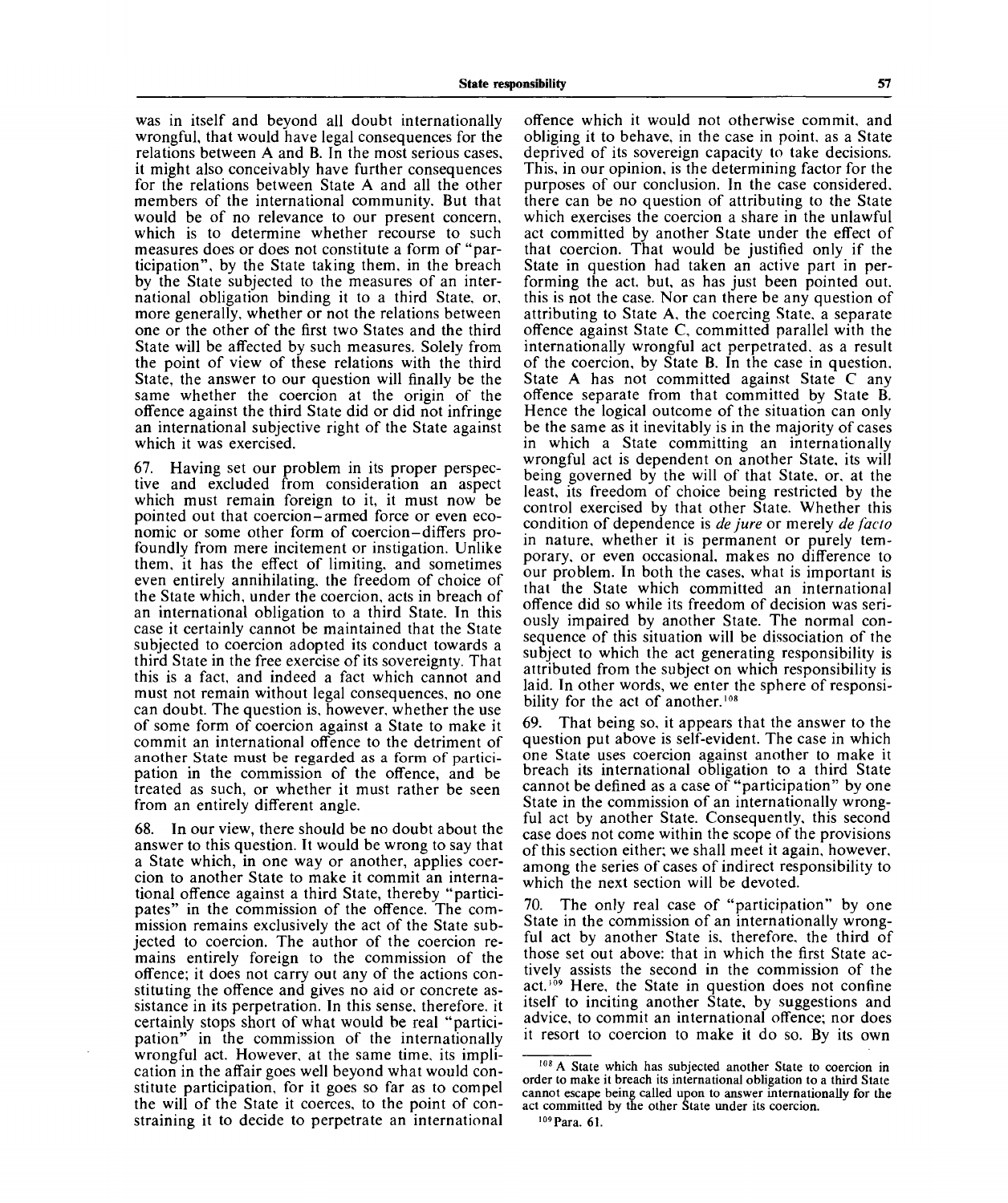was in itself and beyond all doubt internationally wrongful, that would have legal consequences for the relations between A and B. In the most serious cases, it might also conceivably have further consequences for the relations between State A and all the other members of the international community. But that would be of no relevance to our present concern, which is to determine whether recourse to such measures does or does not constitute a form of "participation", by the State taking them, in the breach by the State subjected to the measures of an international obligation binding it to a third State, or, more generally, whether or not the relations between one or the other of the first two States and the third State will be affected by such measures. Solely from the point of view of these relations with the third State, the answer to our question will finally be the same whether the coercion at the origin of the offence against the third State did or did not infringe an international subjective right of the State against which it was exercised.

67. Having set our problem in its proper perspective and excluded from consideration an aspect which must remain foreign to it, it must now be pointed out that coercion–armed force or even economic or some other form of coercion–differs profoundly from mere incitement or instigation. Unlike them, it has the effect of limiting, and sometimes even entirely annihilating, the freedom of choice of the State which, under the coercion, acts in breach of an international obligation to a third State. In this case it certainly cannot be maintained that the State subjected to coercion adopted its conduct towards a third State in the free exercise of its sovereignty. That this is a fact, and indeed a fact which cannot and must not remain without legal consequences, no one can doubt. The question is, however, whether the use of some form of coercion against a State to make it commit an international offence to the detriment of another State must be regarded as a form of participation in the commission of the offence, and be treated as such, or whether it must rather be seen from an entirely different angle.

68. In our view, there should be no doubt about the answer to this question. It would be wrong to say that a State which, in one way or another, applies coercion to another State to make it commit an international offence against a third State, thereby "participates" in the commission of the offence. The commission remains exclusively the act of the State subjected to coercion. The author of the coercion remains entirely foreign to the commission of the offence; it does not carry out any of the actions constituting the offence and gives no aid or concrete assistance in its perpetration. In this sense, therefore, it certainly stops short of what would be real "participation" in the commission of the internationally wrongful act. However, at the same time, its implication in the affair goes well beyond what would constitute participation, for it goes so far as to compel the will of the State it coerces, to the point of constraining it to decide to perpetrate an international offence which it would not otherwise commit, and obliging it to behave, in the case in point, as a State deprived of its sovereign capacity to take decisions. This, in our opinion, is the determining factor for the purposes of our conclusion. In the case considered, there can be no question of attributing to the State which exercises the coercion a share in the unlawful act committed by another State under the effect of that coercion. That would be justified only if the State in question had taken an active part in performing the act, but, as has just been pointed out, this is not the case. Nor can there be any question of attributing to State A, the coercing State, a separate offence against State C, committed parallel with the internationally wrongful act perpetrated, as a result of the coercion, by State B. In the case in question, State A has not committed against State C any offence separate from that committed by State B. Hence the logical outcome of the situation can only be the same as it inevitably is in the majority of cases in which a State committing an internationally wrongful act is dependent on another State, its will being governed by the will of that State, or, at the least, its freedom of choice being restricted by the control exercised by that other State. Whether this condition of dependence is *de jure* or merely *de facto* in nature, whether it is permanent or purely temporary, or even occasional, makes no difference to our problem. In both the cases, what is important is that the State which committed an international offence did so while its freedom of decision was seriously impaired by another State. The normal consequence of this situation will be dissociation of the subject to which the act generating responsibility is attributed from the subject on which responsibility is laid. In other words, we enter the sphere of responsibility for the act of another.[108]

69. That being so, it appears that the answer to the question put above is self-evident. The case in which one State uses coercion against another to make it breach its international obligation to a third State cannot be defined as a case of "participation" by one State in the commission of an internationally wrongful act by another State. Consequently, this second case does not come within the scope of the provisions of this section either; we shall meet it again, however, among the series of cases of indirect responsibility to which the next section will be devoted.

70. The only real case of "participation" by one State in the commission of an internationally wrongful act by another State is, therefore, the third of those set out above: that in which the first State actively assists the second in the commission of the act.[109] Here, the State in question does not confine itself to inciting another State, by suggestions and advice, to commit an international offence; nor does it resort to coercion to make it do so. By its own

[108] A State which has subjected another State to coercion in order to make it breach its international obligation to a third State cannot escape being called upon to answer internationally for the act committed by the other State under its coercion.

[109] Para. 61.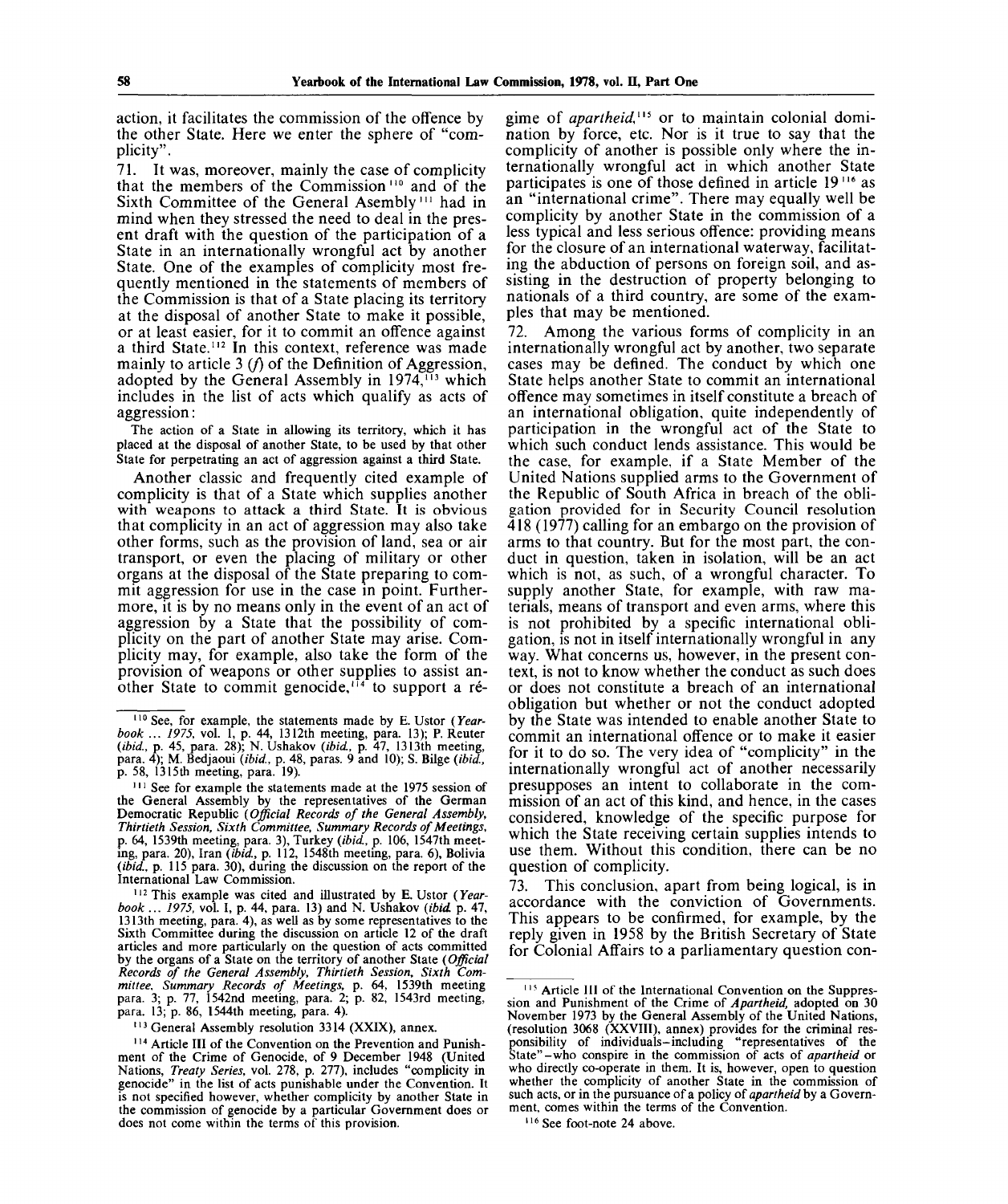action, it facilitates the commission of the offence by the other State. Here we enter the sphere of "complicity".

71. It was, moreover, mainly the case of complicity that the members of the Commission[110] and of the Sixth Committee of the General Asembly[111] had in mind when they stressed the need to deal in the present draft with the question of the participation of a State in an internationally wrongful act by another State. One of the examples of complicity most frequently mentioned in the statements of members of the Commission is that of a State placing its territory at the disposal of another State to make it possible, or at least easier, for it to commit an offence against a third State.[112] In this context, reference was made mainly to article 3 (*f*) of the Definition of Aggression, adopted by the General Assembly in 1974,[113] which includes in the list of acts which qualify as acts of aggression:

> The action of a State in allowing its territory, which it has placed at the disposal of another State, to be used by that other State for perpetrating an act of aggression against a third State.

Another classic and frequently cited example of complicity is that of a State which supplies another with weapons to attack a third State. It is obvious that complicity in an act of aggression may also take other forms, such as the provision of land, sea or air transport, or even the placing of military or other organs at the disposal of the State preparing to commit aggression for use in the case in point. Furthermore, it is by no means only in the event of an act of aggression by a State that the possibility of complicity on the part of another State may arise. Complicity may, for example, also take the form of the provision of weapons or other supplies to assist another State to commit genocide,[114] to support a régime of *apartheid*,[115] or to maintain colonial domination by force, etc. Nor is it true to say that the complicity of another is possible only where the internationally wrongful act in which another State participates is one of those defined in article 19[116] as an "international crime". There may equally well be complicity by another State in the commission of a less typical and less serious offence: providing means for the closure of an international waterway, facilitating the abduction of persons on foreign soil, and assisting in the destruction of property belonging to nationals of a third country, are some of the examples that may be mentioned.

72. Among the various forms of complicity in an internationally wrongful act by another, two separate cases may be defined. The conduct by which one State helps another State to commit an international offence may sometimes in itself constitute a breach of an international obligation, quite independently of participation in the wrongful act of the State to which such conduct lends assistance. This would be the case, for example, if a State Member of the United Nations supplied arms to the Government of the Republic of South Africa in breach of the obligation provided for in Security Council resolution 418 (1977) calling for an embargo on the provision of arms to that country. But for the most part, the conduct in question, taken in isolation, will be an act which is not, as such, of a wrongful character. To supply another State, for example, with raw materials, means of transport and even arms, where this is not prohibited by a specific international obligation, is not in itself internationally wrongful in any way. What concerns us, however, in the present context, is not to know whether the conduct as such does or does not constitute a breach of an international obligation but whether or not the conduct adopted by the State was intended to enable another State to commit an international offence or to make it easier for it to do so. The very idea of "complicity" in the internationally wrongful act of another necessarily presupposes an intent to collaborate in the commission of an act of this kind, and hence, in the cases considered, knowledge of the specific purpose for which the State receiving certain supplies intends to use them. Without this condition, there can be no question of complicity.

73. This conclusion, apart from being logical, is in accordance with the conviction of Governments. This appears to be confirmed, for example, by the reply given in 1958 by the British Secretary of State for Colonial Affairs to a parliamentary question con-

---

[110] See, for example, the statements made by E. Ustor (*Yearbook ... 1975*, vol. I, p. 44, 1312th meeting, para. 13); P. Reuter (*ibid.*, p. 45, para. 28); N. Ushakov (*ibid.*, p. 47, 1313th meeting, para. 4); M. Bedjaoui (*ibid.*, p. 48, paras. 9 and 10); S. Bilge (*ibid.*, p. 58, 1315th meeting, para. 19).

[111] See for example the statements made at the 1975 session of the General Assembly by the representatives of the German Democratic Republic (*Official Records of the General Assembly, Thirtieth Session, Sixth Committee, Summary Records of Meetings*, p. 64, 1539th meeting, para. 3), Turkey (*ibid.*, p. 106, 1547th meeting, para. 20), Iran (*ibid.*, p. 112, 1548th meeting, para. 6), Bolivia (*ibid.*, p. 115 para. 30), during the discussion on the report of the International Law Commission.

[112] This example was cited and illustrated by E. Ustor (*Yearbook ... 1975*, vol. I, p. 44, para. 13) and N. Ushakov (*ibid.* p. 47, 1313th meeting, para. 4), as well as by some representatives to the Sixth Committee during the discussion on article 12 of the draft articles and more particularly on the question of acts committed by the organs of a State on the territory of another State (*Official Records of the General Assembly, Thirtieth Session, Sixth Committee, Summary Records of Meetings*, p. 64, 1539th meeting para. 3; p. 77, 1542nd meeting, para. 2; p. 82, 1543rd meeting, para. 13; p. 86, 1544th meeting, para. 4).

[113] General Assembly resolution 3314 (XXIX), annex.

[114] Article III of the Convention on the Prevention and Punishment of the Crime of Genocide, of 9 December 1948 (United Nations, *Treaty Series*, vol. 278, p. 277), includes "complicity in genocide" in the list of acts punishable under the Convention. It is not specified however, whether complicity by another State in the commission of genocide by a particular Government does or does not come within the terms of this provision.

[115] Article III of the International Convention on the Suppression and Punishment of the Crime of *Apartheid*, adopted on 30 November 1973 by the General Assembly of the United Nations, (resolution 3068 (XXVIII), annex) provides for the criminal responsibility of individuals–including "representatives of the State"–who conspire in the commission of acts of *apartheid* or who directly co-operate in them. It is, however, open to question whether the complicity of another State in the commission of such acts, or in the pursuance of a policy of *apartheid* by a Government, comes within the terms of the Convention.

[116] See foot-note 24 above.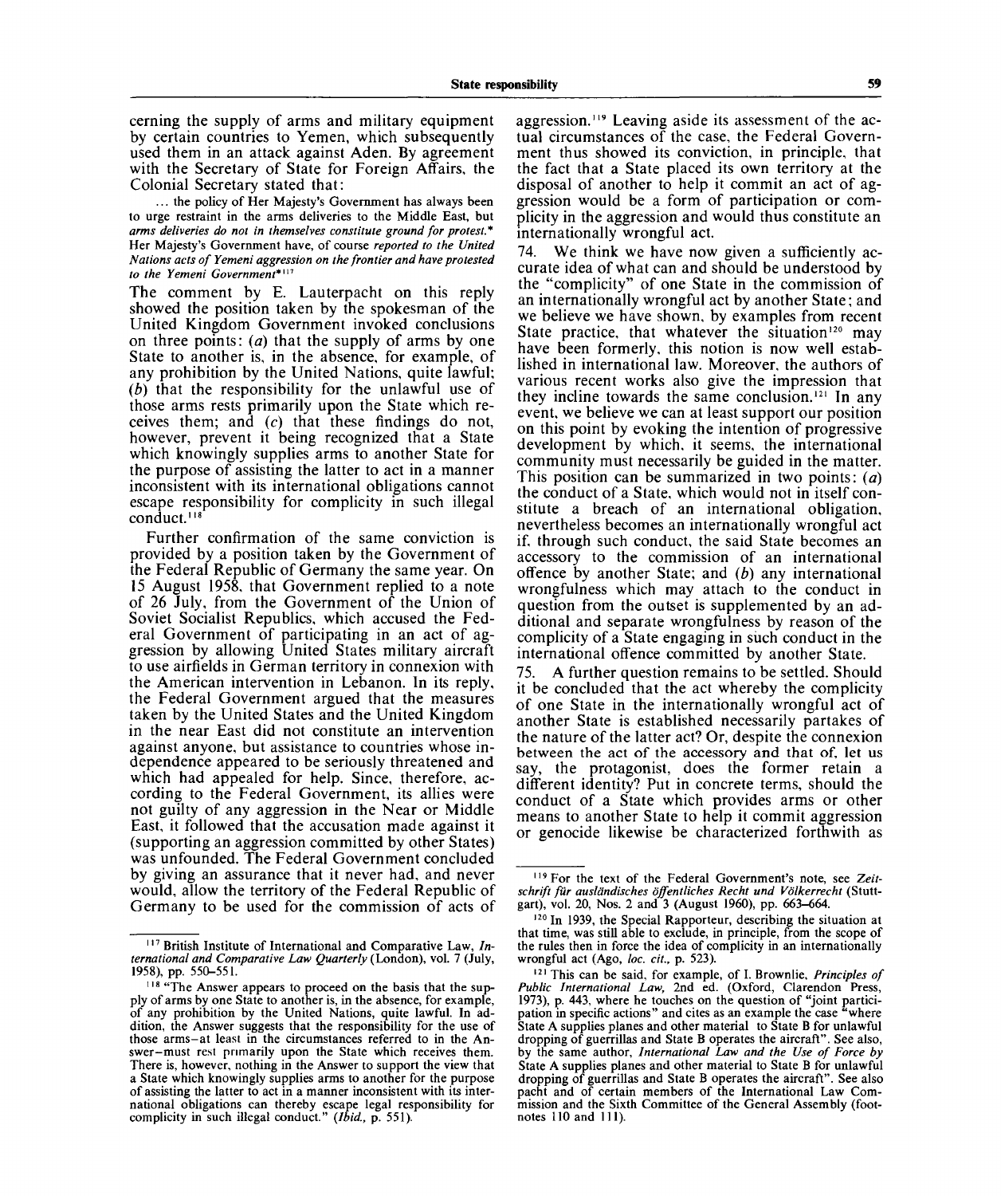cerning the supply of arms and military equipment by certain countries to Yemen, which subsequently used them in an attack against Aden. By agreement with the Secretary of State for Foreign Affairs, the Colonial Secretary stated that:

> ... the policy of Her Majesty's Government has always been to urge restraint in the arms deliveries to the Middle East, but *arms deliveries do not in themselves constitute ground for protest.** Her Majesty's Government have, of course *reported to the United Nations acts of Yemeni aggression on the frontier and have protested to the Yemeni Government**[117]

The comment by E. Lauterpacht on this reply showed the position taken by the spokesman of the United Kingdom Government invoked conclusions on three points: (*a*) that the supply of arms by one State to another is, in the absence, for example, of any prohibition by the United Nations, quite lawful; (*b*) that the responsibility for the unlawful use of those arms rests primarily upon the State which receives them; and (*c*) that these findings do not, however, prevent it being recognized that a State which knowingly supplies arms to another State for the purpose of assisting the latter to act in a manner inconsistent with its international obligations cannot escape responsibility for complicity in such illegal conduct.[118]

Further confirmation of the same conviction is provided by a position taken by the Government of the Federal Republic of Germany the same year. On 15 August 1958, that Government replied to a note of 26 July, from the Government of the Union of Soviet Socialist Republics, which accused the Federal Government of participating in an act of aggression by allowing United States military aircraft to use airfields in German territory in connexion with the American intervention in Lebanon. In its reply, the Federal Government argued that the measures taken by the United States and the United Kingdom in the near East did not constitute an intervention against anyone, but assistance to countries whose independence appeared to be seriously threatened and which had appealed for help. Since, therefore, according to the Federal Government, its allies were not guilty of any aggression in the Near or Middle East, it followed that the accusation made against it (supporting an aggression committed by other States) was unfounded. The Federal Government concluded by giving an assurance that it never had, and never would, allow the territory of the Federal Republic of Germany to be used for the commission of acts of aggression.[119] Leaving aside its assessment of the actual circumstances of the case, the Federal Government thus showed its conviction, in principle, that the fact that a State placed its own territory at the disposal of another to help it commit an act of aggression would be a form of participation or complicity in the aggression and would thus constitute an internationally wrongful act.

74. We think we have now given a sufficiently accurate idea of what can and should be understood by the "complicity" of one State in the commission of an internationally wrongful act by another State; and we believe we have shown, by examples from recent State practice, that whatever the situation[120] may have been formerly, this notion is now well established in international law. Moreover, the authors of various recent works also give the impression that they incline towards the same conclusion.[121] In any event, we believe we can at least support our position on this point by evoking the intention of progressive development by which, it seems, the international community must necessarily be guided in the matter. This position can be summarized in two points: (*a*) the conduct of a State, which would not in itself constitute a breach of an international obligation, nevertheless becomes an internationally wrongful act if, through such conduct, the said State becomes an accessory to the commission of an international offence by another State; and (*b*) any international wrongfulness which may attach to the conduct in question from the outset is supplemented by an additional and separate wrongfulness by reason of the complicity of a State engaging in such conduct in the international offence committed by another State.

75. A further question remains to be settled. Should it be concluded that the act whereby the complicity of one State in the internationally wrongful act of another State is established necessarily partakes of the nature of the latter act? Or, despite the connexion between the act of the accessory and that of, let us say, the protagonist, does the former retain a different identity? Put in concrete terms, should the conduct of a State which provides arms or other means to another State to help it commit aggression or genocide likewise be characterized forthwith as

---

[117] British Institute of International and Comparative Law, *International and Comparative Law Quarterly* (London), vol. 7 (July, 1958), pp. 550–551.

[118] "The Answer appears to proceed on the basis that the supply of arms by one State to another is, in the absence, for example, of any prohibition by the United Nations, quite lawful. In addition, the Answer suggests that the responsibility for the use of those arms–at least in the circumstances referred to in the Answer–must rest primarily upon the State which receives them. There is, however, nothing in the Answer to support the view that a State which knowingly supplies arms to another for the purpose of assisting the latter to act in a manner inconsistent with its international obligations can thereby escape legal responsibility for complicity in such illegal conduct." (*Ibid.*, p. 551).

[119] For the text of the Federal Government's note, see *Zeitschrift für ausländisches öffentliches Recht und Völkerrecht* (Stuttgart), vol. 20, Nos. 2 and 3 (August 1960), pp. 663–664.

[120] In 1939, the Special Rapporteur, describing the situation at that time, was still able to exclude, in principle, from the scope of the rules then in force the idea of complicity in an internationally wrongful act (Ago, *loc. cit.*, p. 523).

[121] This can be said, for example, of I. Brownlie, *Principles of Public International Law*, 2nd ed. (Oxford, Clarendon Press, 1973), p. 443, where he touches on the question of "joint participation in specific actions" and cites as an example the case "where State A supplies planes and other material to State B for unlawful dropping of guerrillas and State B operates the aircraft". See also, by the same author, *International Law and the Use of Force by* State A supplies planes and other material to State B for unlawful dropping of guerrillas and State B operates the aircraft". See also pacht and of certain members of the International Law Commission and the Sixth Committee of the General Assembly (footnotes 110 and 111).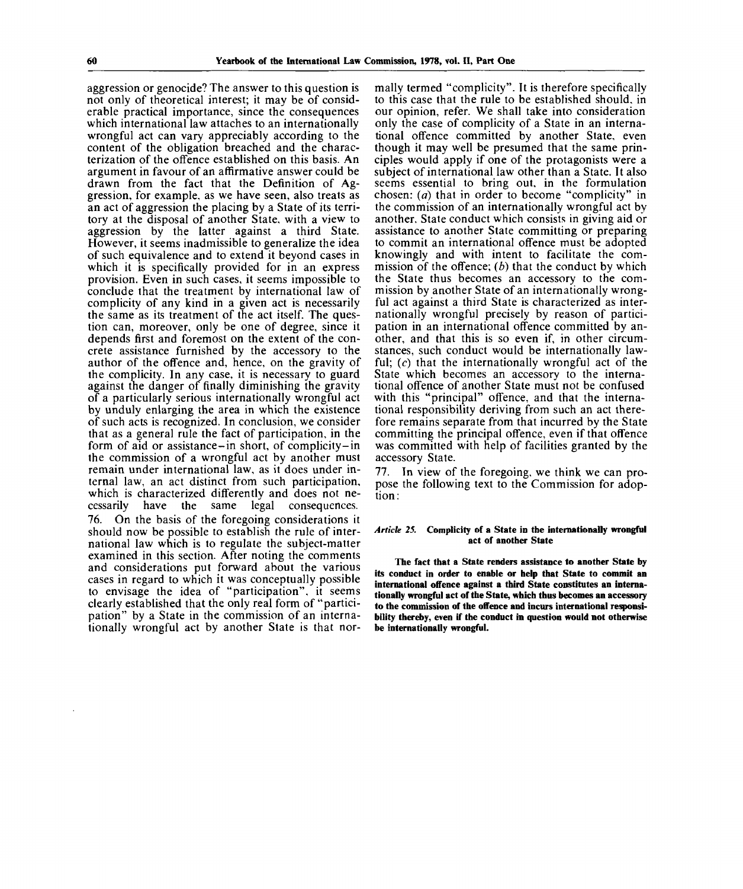aggression or genocide? The answer to this question is not only of theoretical interest; it may be of considerable practical importance, since the consequences which international law attaches to an internationally wrongful act can vary appreciably according to the content of the obligation breached and the characterization of the offence established on this basis. An argument in favour of an affirmative answer could be drawn from the fact that the Definition of Aggression, for example, as we have seen, also treats as an act of aggression the placing by a State of its territory at the disposal of another State, with a view to aggression by the latter against a third State. However, it seems inadmissible to generalize the idea of such equivalence and to extend it beyond cases in which it is specifically provided for in an express provision. Even in such cases, it seems impossible to conclude that the treatment by international law of complicity of any kind in a given act is necessarily the same as its treatment of the act itself. The question can, moreover, only be one of degree, since it depends first and foremost on the extent of the concrete assistance furnished by the accessory to the author of the offence and, hence, on the gravity of the complicity. In any case, it is necessary to guard against the danger of finally diminishing the gravity of a particularly serious internationally wrongful act by unduly enlarging the area in which the existence of such acts is recognized. In conclusion, we consider that as a general rule the fact of participation, in the form of aid or assistance–in short, of complicity–in the commission of a wrongful act by another must remain under international law, as it does under internal law, an act distinct from such participation, which is characterized differently and does not necessarily have the same legal consequences.

76. On the basis of the foregoing considerations it should now be possible to establish the rule of international law which is to regulate the subject-matter examined in this section. After noting the comments and considerations put forward about the various cases in regard to which it was conceptually possible to envisage the idea of "participation", it seems clearly established that the only real form of "participation" by a State in the commission of an internationally wrongful act by another State is that normally termed "complicity". It is therefore specifically to this case that the rule to be established should, in our opinion, refer. We shall take into consideration only the case of complicity of a State in an international offence committed by another State, even though it may well be presumed that the same principles would apply if one of the protagonists were a subject of international law other than a State. It also seems essential to bring out, in the formulation chosen: (*a*) that in order to become "complicity" in the commission of an internationally wrongful act by another, State conduct which consists in giving aid or assistance to another State committing or preparing to commit an international offence must be adopted knowingly and with intent to facilitate the commission of the offence; (*b*) that the conduct by which the State thus becomes an accessory to the commission by another State of an internationally wrongful act against a third State is characterized as internationally wrongful precisely by reason of participation in an international offence committed by another, and that this is so even if, in other circumstances, such conduct would be internationally lawful; (*c*) that the internationally wrongful act of the State which becomes an accessory to the international offence of another State must not be confused with this "principal" offence, and that the international responsibility deriving from such an act therefore remains separate from that incurred by the State committing the principal offence, even if that offence was committed with help of facilities granted by the accessory State.

77. In view of the foregoing, we think we can propose the following text to the Commission for adoption:

***Article 25.* Complicity of a State in the internationally wrongful act of another State**

**The fact that a State renders assistance to another State by its conduct in order to enable or help that State to commit an international offence against a third State constitutes an internationally wrongful act of the State, which thus becomes an accessory to the commission of the offence and incurs international responsibility thereby, even if the conduct in question would not otherwise be internationally wrongful.**